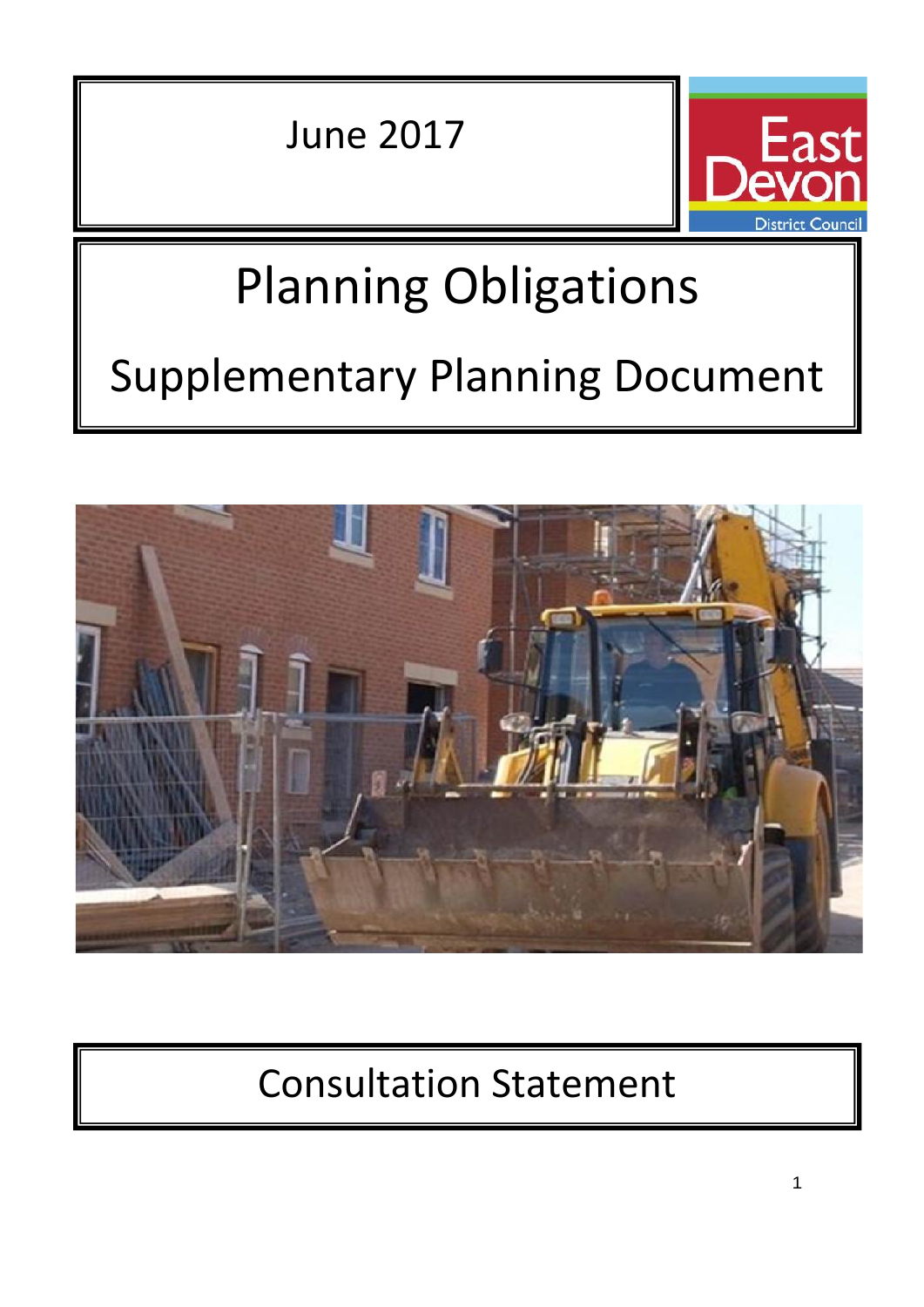June 2017

East Devon District Council

# Planning Obligations

## Supplementary Planning Document

## Consultation Statement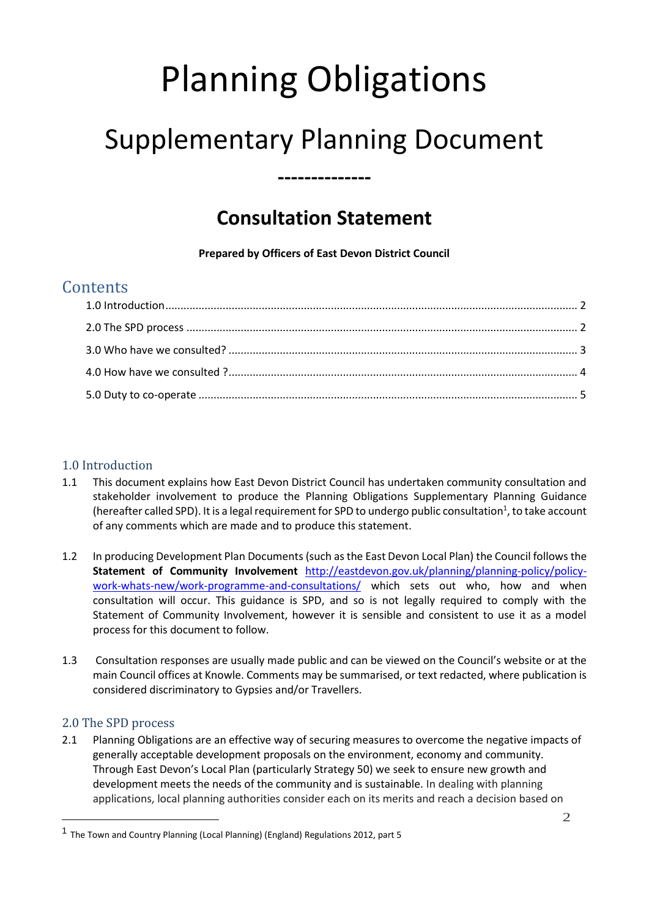# Planning Obligations

# Supplementary Planning Document

--------------

## Consultation Statement

**Prepared by Officers of East Devon District Council**

## Contents

1.0 Introduction ........ 2

2.0 The SPD process ........ 2

3.0 Who have we consulted? ........ 3

4.0 How have we consulted ? ........ 4

5.0 Duty to co-operate ........ 5

## 1.0 Introduction

1.1 This document explains how East Devon District Council has undertaken community consultation and stakeholder involvement to produce the Planning Obligations Supplementary Planning Guidance (hereafter called SPD). It is a legal requirement for SPD to undergo public consultation[1], to take account of any comments which are made and to produce this statement.

1.2 In producing Development Plan Documents (such as the East Devon Local Plan) the Council follows the **Statement of Community Involvement** http://eastdevon.gov.uk/planning/planning-policy/policy-work-whats-new/work-programme-and-consultations/ which sets out who, how and when consultation will occur. This guidance is SPD, and so is not legally required to comply with the Statement of Community Involvement, however it is sensible and consistent to use it as a model process for this document to follow.

1.3 Consultation responses are usually made public and can be viewed on the Council's website or at the main Council offices at Knowle. Comments may be summarised, or text redacted, where publication is considered discriminatory to Gypsies and/or Travellers.

## 2.0 The SPD process

2.1 Planning Obligations are an effective way of securing measures to overcome the negative impacts of generally acceptable development proposals on the environment, economy and community. Through East Devon's Local Plan (particularly Strategy 50) we seek to ensure new growth and development meets the needs of the community and is sustainable. In dealing with planning applications, local planning authorities consider each on its merits and reach a decision based on

---

[1] The Town and Country Planning (Local Planning) (England) Regulations 2012, part 5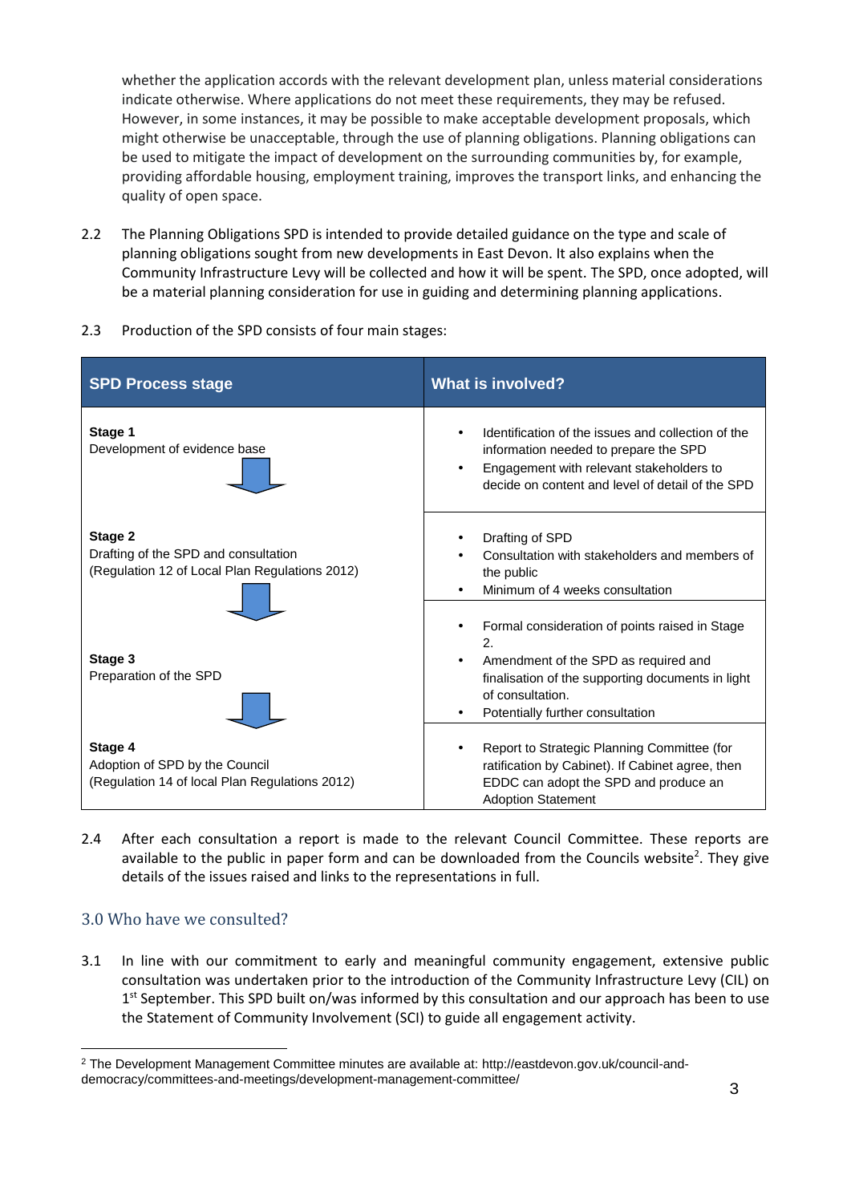whether the application accords with the relevant development plan, unless material considerations indicate otherwise. Where applications do not meet these requirements, they may be refused. However, in some instances, it may be possible to make acceptable development proposals, which might otherwise be unacceptable, through the use of planning obligations. Planning obligations can be used to mitigate the impact of development on the surrounding communities by, for example, providing affordable housing, employment training, improves the transport links, and enhancing the quality of open space.

2.2 The Planning Obligations SPD is intended to provide detailed guidance on the type and scale of planning obligations sought from new developments in East Devon. It also explains when the Community Infrastructure Levy will be collected and how it will be spent. The SPD, once adopted, will be a material planning consideration for use in guiding and determining planning applications.

2.3 Production of the SPD consists of four main stages:

| SPD Process stage | What is involved? |
|---|---|
| **Stage 1**<br>Development of evidence base | • Identification of the issues and collection of the information needed to prepare the SPD<br>• Engagement with relevant stakeholders to decide on content and level of detail of the SPD |
| **Stage 2**<br>Drafting of the SPD and consultation<br>(Regulation 12 of Local Plan Regulations 2012) | • Drafting of SPD<br>• Consultation with stakeholders and members of the public<br>• Minimum of 4 weeks consultation |
| **Stage 3**<br>Preparation of the SPD | • Formal consideration of points raised in Stage 2.<br>• Amendment of the SPD as required and finalisation of the supporting documents in light of the consultation.<br>• Potentially further consultation |
| **Stage 4**<br>Adoption of SPD by the Council<br>(Regulation 14 of local Plan Regulations 2012) | • Report to Strategic Planning Committee (for ratification by Cabinet). If Cabinet agree, then EDDC can adopt the SPD and produce an Adoption Statement |

2.4 After each consultation a report is made to the relevant Council Committee. These reports are available to the public in paper form and can be downloaded from the Councils website[2]. They give details of the issues raised and links to the representations in full.

## 3.0 Who have we consulted?

3.1 In line with our commitment to early and meaningful community engagement, extensive public consultation was undertaken prior to the introduction of the Community Infrastructure Levy (CIL) on 1st September. This SPD built on/was informed by this consultation and our approach has been to use the Statement of Community Involvement (SCI) to guide all engagement activity.

[2] The Development Management Committee minutes are available at: http://eastdevon.gov.uk/council-and-democracy/committees-and-meetings/development-management-committee/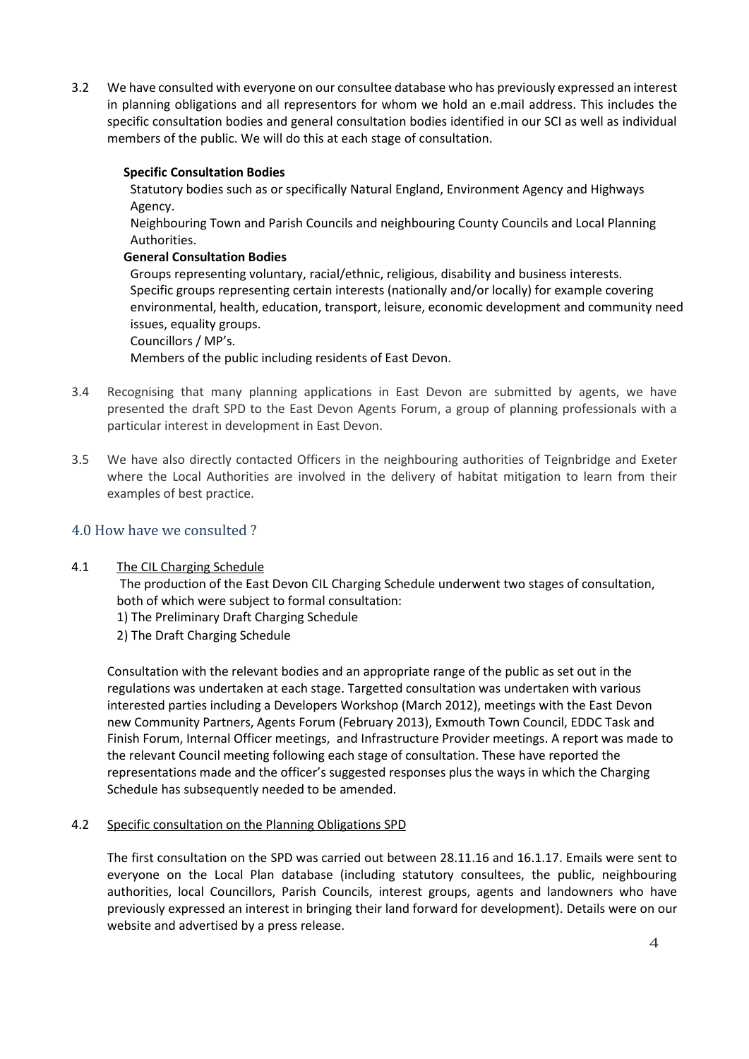3.2 We have consulted with everyone on our consultee database who has previously expressed an interest in planning obligations and all representors for whom we hold an e.mail address. This includes the specific consultation bodies and general consultation bodies identified in our SCI as well as individual members of the public. We will do this at each stage of consultation.

**Specific Consultation Bodies**

Statutory bodies such as or specifically Natural England, Environment Agency and Highways Agency.

Neighbouring Town and Parish Councils and neighbouring County Councils and Local Planning Authorities.

**General Consultation Bodies**

Groups representing voluntary, racial/ethnic, religious, disability and business interests.

Specific groups representing certain interests (nationally and/or locally) for example covering environmental, health, education, transport, leisure, economic development and community need issues, equality groups.

Councillors / MP's.

Members of the public including residents of East Devon.

3.4 Recognising that many planning applications in East Devon are submitted by agents, we have presented the draft SPD to the East Devon Agents Forum, a group of planning professionals with a particular interest in development in East Devon.

3.5 We have also directly contacted Officers in the neighbouring authorities of Teignbridge and Exeter where the Local Authorities are involved in the delivery of habitat mitigation to learn from their examples of best practice.

## 4.0 How have we consulted ?

4.1 The CIL Charging Schedule

The production of the East Devon CIL Charging Schedule underwent two stages of consultation, both of which were subject to formal consultation:

1) The Preliminary Draft Charging Schedule
2) The Draft Charging Schedule

Consultation with the relevant bodies and an appropriate range of the public as set out in the regulations was undertaken at each stage. Targetted consultation was undertaken with various interested parties including a Developers Workshop (March 2012), meetings with the East Devon new Community Partners, Agents Forum (February 2013), Exmouth Town Council, EDDC Task and Finish Forum, Internal Officer meetings, and Infrastructure Provider meetings. A report was made to the relevant Council meeting following each stage of consultation. These have reported the representations made and the officer's suggested responses plus the ways in which the Charging Schedule has subsequently needed to be amended.

4.2 Specific consultation on the Planning Obligations SPD

The first consultation on the SPD was carried out between 28.11.16 and 16.1.17. Emails were sent to everyone on the Local Plan database (including statutory consultees, the public, neighbouring authorities, local Councillors, Parish Councils, interest groups, agents and landowners who have previously expressed an interest in bringing their land forward for development). Details were on our website and advertised by a press release.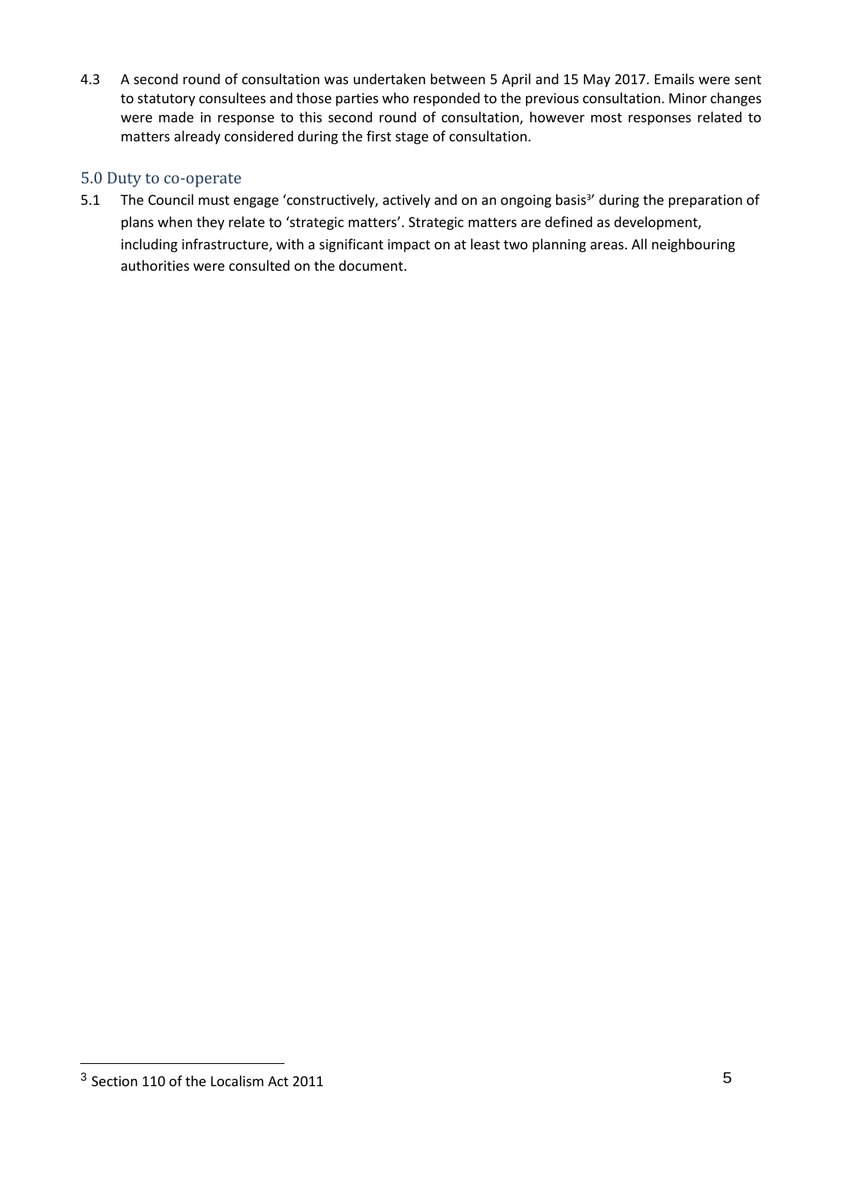4.3 A second round of consultation was undertaken between 5 April and 15 May 2017. Emails were sent to statutory consultees and those parties who responded to the previous consultation. Minor changes were made in response to this second round of consultation, however most responses related to matters already considered during the first stage of consultation.

## 5.0 Duty to co-operate

5.1 The Council must engage 'constructively, actively and on an ongoing basis[3]' during the preparation of plans when they relate to 'strategic matters'. Strategic matters are defined as development, including infrastructure, with a significant impact on at least two planning areas. All neighbouring authorities were consulted on the document.

[3] Section 110 of the Localism Act 2011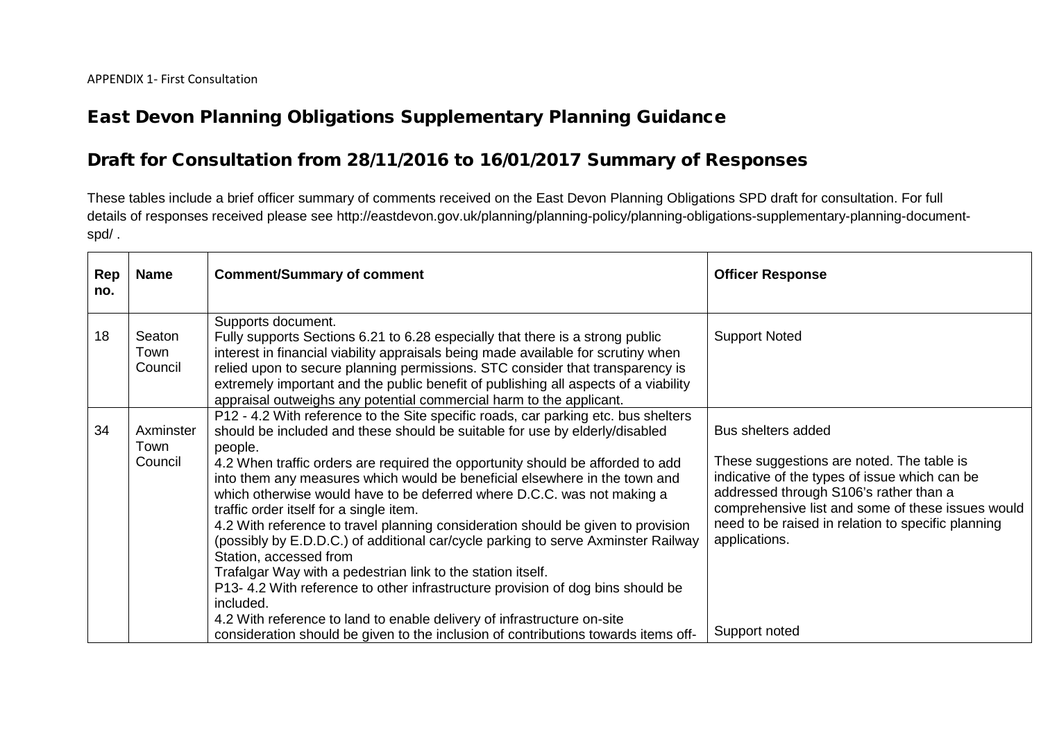APPENDIX 1- First Consultation

# East Devon Planning Obligations Supplementary Planning Guidance

## Draft for Consultation from 28/11/2016 to 16/01/2017 Summary of Responses

These tables include a brief officer summary of comments received on the East Devon Planning Obligations SPD draft for consultation. For full details of responses received please see http://eastdevon.gov.uk/planning/planning-policy/planning-obligations-supplementary-planning-document-spd/ .

| Rep no. | Name | Comment/Summary of comment | Officer Response |
|---|---|---|---|
| 18 | Seaton Town Council | Supports document.<br>Fully supports Sections 6.21 to 6.28 especially that there is a strong public interest in financial viability appraisals being made available for scrutiny when relied upon to secure planning permissions. STC consider that transparency is extremely important and the public benefit of publishing all aspects of a viability appraisal outweighs any potential commercial harm to the applicant. | Support Noted |
| 34 | Axminster Town Council | P12 - 4.2 With reference to the Site specific roads, car parking etc. bus shelters should be included and these should be suitable for use by elderly/disabled people.<br>4.2 When traffic orders are required the opportunity should be afforded to add into them any measures which would be beneficial elsewhere in the town and which otherwise would have to be deferred where D.C.C. was not making a traffic order itself for a single item.<br>4.2 With reference to travel planning consideration should be given to provision (possibly by E.D.D.C.) of additional car/cycle parking to serve Axminster Railway Station, accessed from<br>Trafalgar Way with a pedestrian link to the station itself.<br>P13- 4.2 With reference to other infrastructure provision of dog bins should be included.<br>4.2 With reference to land to enable delivery of infrastructure on-site consideration should be given to the inclusion of contributions towards items off- | Bus shelters added<br><br>These suggestions are noted. The table is indicative of the types of issue which can be addressed through S106's rather than a comprehensive list and some of these issues would need to be raised in relation to specific planning applications.<br><br>Support noted |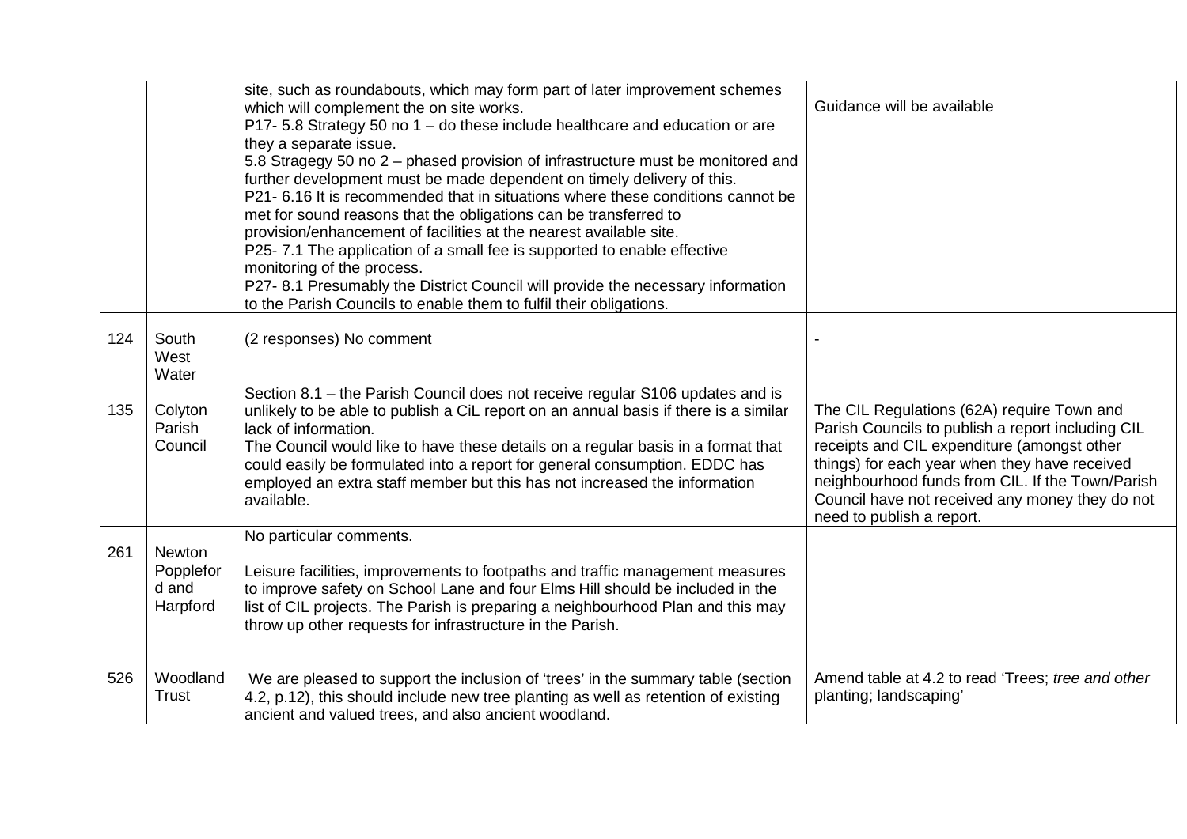| | | | |
|---|---|---|---|
| | | site, such as roundabouts, which may form part of later improvement schemes which will complement the on site works.<br>P17- 5.8 Strategy 50 no 1 – do these include healthcare and education or are they a separate issue.<br>5.8 Stragegy 50 no 2 – phased provision of infrastructure must be monitored and further development must be made dependent on timely delivery of this.<br>P21- 6.16 It is recommended that in situations where these conditions cannot be met for sound reasons that the obligations can be transferred to provision/enhancement of facilities at the nearest available site.<br>P25- 7.1 The application of a small fee is supported to enable effective monitoring of the process.<br>P27- 8.1 Presumably the District Council will provide the necessary information to the Parish Councils to enable them to fulfil their obligations. | Guidance will be available |
| 124 | South West Water | (2 responses) No comment | - |
| 135 | Colyton Parish Council | Section 8.1 – the Parish Council does not receive regular S106 updates and is unlikely to be able to publish a CiL report on an annual basis if there is a similar lack of information.<br>The Council would like to have these details on a regular basis in a format that could easily be formulated into a report for general consumption. EDDC has employed an extra staff member but this has not increased the information available. | The CIL Regulations (62A) require Town and Parish Councils to publish a report including CIL receipts and CIL expenditure (amongst other things) for each year when they have received neighbourhood funds from CIL. If the Town/Parish Council have not received any money they do not need to publish a report. |
| 261 | Newton Poppleford and Harpford | No particular comments.<br><br>Leisure facilities, improvements to footpaths and traffic management measures to improve safety on School Lane and four Elms Hill should be included in the list of CIL projects. The Parish is preparing a neighbourhood Plan and this may throw up other requests for infrastructure in the Parish. | |
| 526 | Woodland Trust | We are pleased to support the inclusion of 'trees' in the summary table (section 4.2, p.12), this should include new tree planting as well as retention of existing ancient and valued trees, and also ancient woodland. | Amend table at 4.2 to read 'Trees; *tree and other* planting; landscaping' |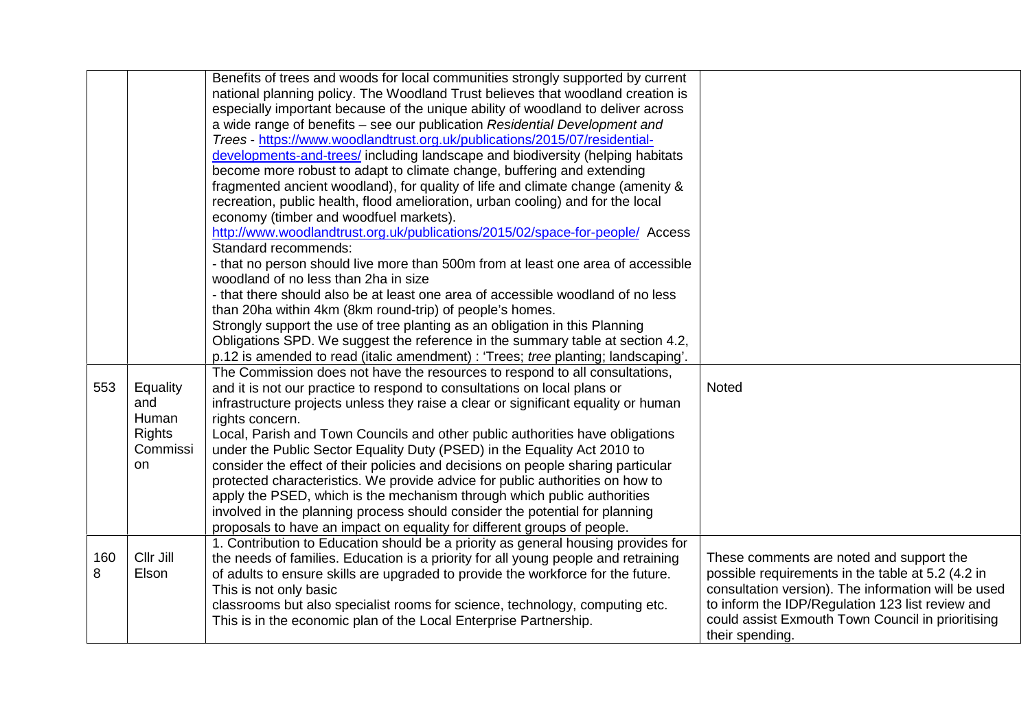| | | | |
|---|---|---|---|
| | | Benefits of trees and woods for local communities strongly supported by current national planning policy. The Woodland Trust believes that woodland creation is especially important because of the unique ability of woodland to deliver across a wide range of benefits – see our publication *Residential Development and Trees* - https://www.woodlandtrust.org.uk/publications/2015/07/residential-developments-and-trees/ including landscape and biodiversity (helping habitats become more robust to adapt to climate change, buffering and extending fragmented ancient woodland), for quality of life and climate change (amenity & recreation, public health, flood amelioration, urban cooling) and for the local economy (timber and woodfuel markets).<br>http://www.woodlandtrust.org.uk/publications/2015/02/space-for-people/ Access Standard recommends:<br>- that no person should live more than 500m from at least one area of accessible woodland of no less than 2ha in size<br>- that there should also be at least one area of accessible woodland of no less than 20ha within 4km (8km round-trip) of people's homes.<br>Strongly support the use of tree planting as an obligation in this Planning Obligations SPD. We suggest the reference in the summary table at section 4.2, p.12 is amended to read (italic amendment) : 'Trees; *tree* planting; landscaping'. | |
| 553 | Equality and Human Rights Commission | The Commission does not have the resources to respond to all consultations, and it is not our practice to respond to consultations on local plans or infrastructure projects unless they raise a clear or significant equality or human rights concern.<br>Local, Parish and Town Councils and other public authorities have obligations under the Public Sector Equality Duty (PSED) in the Equality Act 2010 to consider the effect of their policies and decisions on people sharing particular protected characteristics. We provide advice for public authorities on how to apply the PSED, which is the mechanism through which public authorities involved in the planning process should consider the potential for planning proposals to have an impact on equality for different groups of people. | Noted |
| 1608 | Cllr Jill Elson | 1. Contribution to Education should be a priority as general housing provides for the needs of families. Education is a priority for all young people and retraining of adults to ensure skills are upgraded to provide the workforce for the future. This is not only basic<br>classrooms but also specialist rooms for science, technology, computing etc. This is in the economic plan of the Local Enterprise Partnership. | These comments are noted and support the possible requirements in the table at 5.2 (4.2 in consultation version). The information will be used to inform the IDP/Regulation 123 list review and could assist Exmouth Town Council in prioritising their spending. |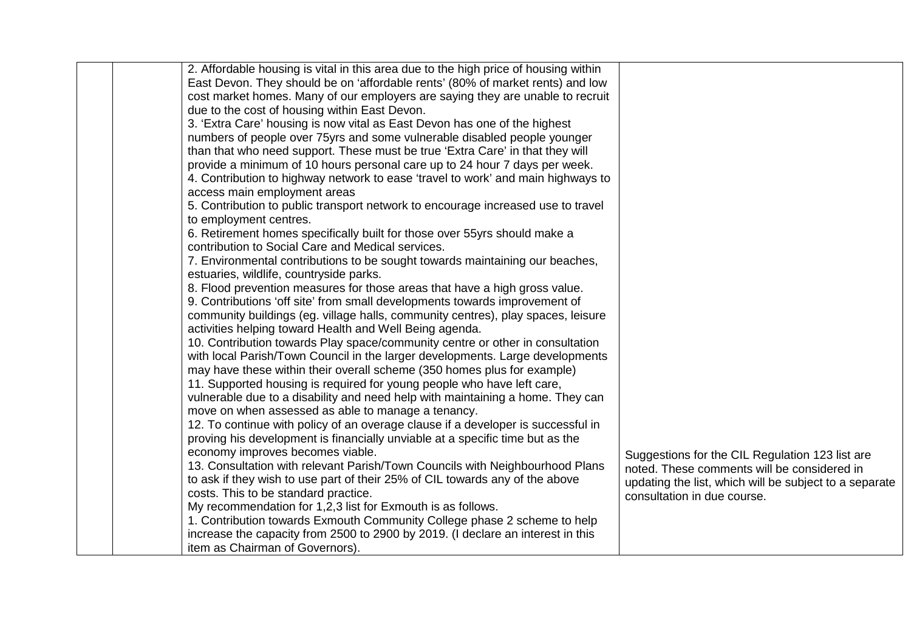|  |  |  |  |
|---|---|---|---|
|  |  | 2. Affordable housing is vital in this area due to the high price of housing within East Devon. They should be on 'affordable rents' (80% of market rents) and low cost market homes. Many of our employers are saying they are unable to recruit due to the cost of housing within East Devon.<br>3. 'Extra Care' housing is now vital as East Devon has one of the highest numbers of people over 75yrs and some vulnerable disabled people younger than that who need support. These must be true 'Extra Care' in that they will provide a minimum of 10 hours personal care up to 24 hour 7 days per week.<br>4. Contribution to highway network to ease 'travel to work' and main highways to access main employment areas<br>5. Contribution to public transport network to encourage increased use to travel to employment centres.<br>6. Retirement homes specifically built for those over 55yrs should make a contribution to Social Care and Medical services.<br>7. Environmental contributions to be sought towards maintaining our beaches, estuaries, wildlife, countryside parks.<br>8. Flood prevention measures for those areas that have a high gross value.<br>9. Contributions 'off site' from small developments towards improvement of community buildings (eg. village halls, community centres), play spaces, leisure activities helping toward Health and Well Being agenda.<br>10. Contribution towards Play space/community centre or other in consultation with local Parish/Town Council in the larger developments. Large developments may have these within their overall scheme (350 homes plus for example)<br>11. Supported housing is required for young people who have left care, vulnerable due to a disability and need help with maintaining a home. They can move on when assessed as able to manage a tenancy.<br>12. To continue with policy of an overage clause if a developer is successful in proving his development is financially unviable at a specific time but as the economy improves becomes viable.<br>13. Consultation with relevant Parish/Town Councils with Neighbourhood Plans to ask if they wish to use part of their 25% of CIL towards any of the above costs. This to be standard practice.<br>My recommendation for 1,2,3 list for Exmouth is as follows.<br>1. Contribution towards Exmouth Community College phase 2 scheme to help increase the capacity from 2500 to 2900 by 2019. (I declare an interest in this item as Chairman of Governors). | Suggestions for the CIL Regulation 123 list are noted. These comments will be considered in updating the list, which will be subject to a separate consultation in due course. |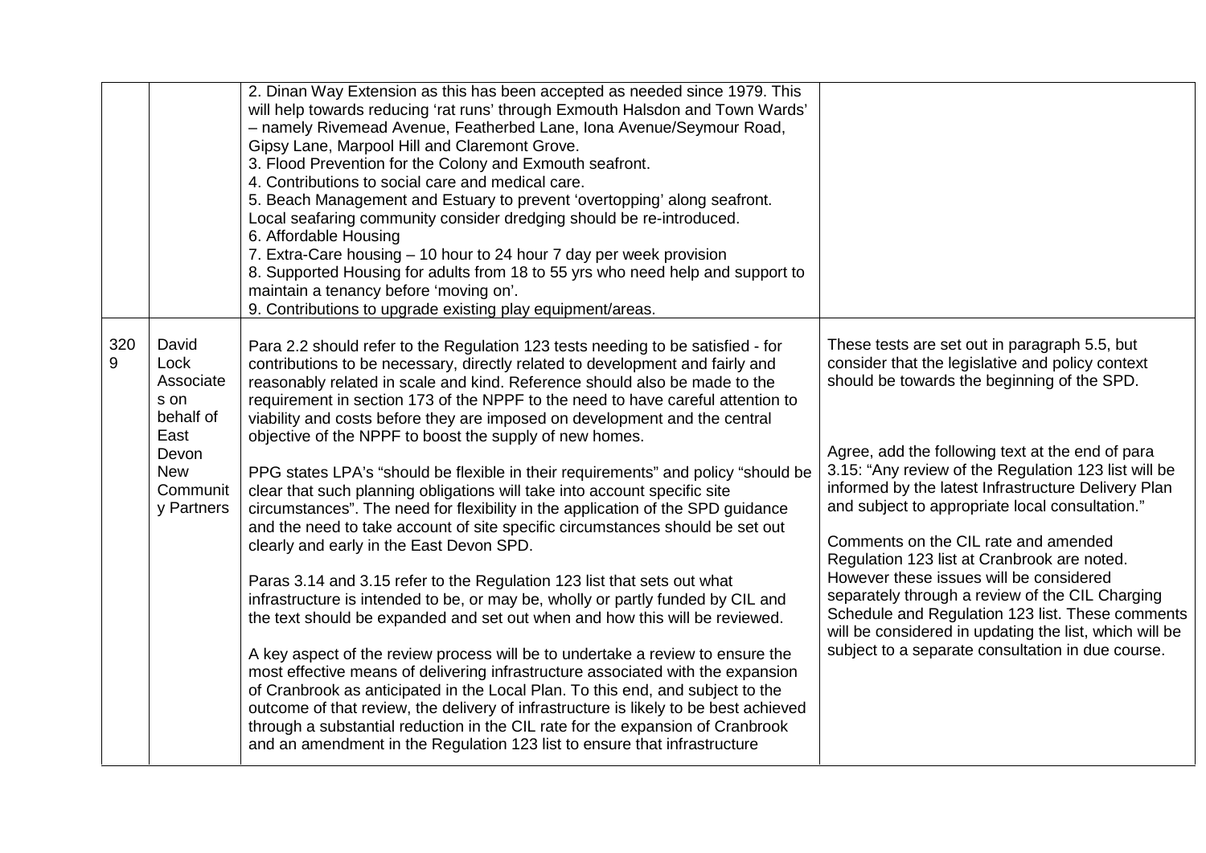| | | | |
|---|---|---|---|
| | | 2. Dinan Way Extension as this has been accepted as needed since 1979. This will help towards reducing 'rat runs' through Exmouth Halsdon and Town Wards' – namely Rivemead Avenue, Featherbed Lane, Iona Avenue/Seymour Road, Gipsy Lane, Marpool Hill and Claremont Grove.<br>3. Flood Prevention for the Colony and Exmouth seafront.<br>4. Contributions to social care and medical care.<br>5. Beach Management and Estuary to prevent 'overtopping' along seafront. Local seafaring community consider dredging should be re-introduced.<br>6. Affordable Housing<br>7. Extra-Care housing – 10 hour to 24 hour 7 day per week provision<br>8. Supported Housing for adults from 18 to 55 yrs who need help and support to maintain a tenancy before 'moving on'.<br>9. Contributions to upgrade existing play equipment/areas. | |
| 3209 | David Lock Associates on behalf of East Devon New Community Partners | Para 2.2 should refer to the Regulation 123 tests needing to be satisfied - for contributions to be necessary, directly related to development and fairly and reasonably related in scale and kind. Reference should also be made to the requirement in section 173 of the NPPF to the need to have careful attention to viability and costs before they are imposed on development and the central objective of the NPPF to boost the supply of new homes.<br><br>PPG states LPA's "should be flexible in their requirements" and policy "should be clear that such planning obligations will take into account specific site circumstances". The need for flexibility in the application of the SPD guidance and the need to take account of site specific circumstances should be set out clearly and early in the East Devon SPD.<br><br>Paras 3.14 and 3.15 refer to the Regulation 123 list that sets out what infrastructure is intended to be, or may be, wholly or partly funded by CIL and the text should be expanded and set out when and how this will be reviewed.<br><br>A key aspect of the review process will be to undertake a review to ensure the most effective means of delivering infrastructure associated with the expansion of Cranbrook as anticipated in the Local Plan. To this end, and subject to the outcome of that review, the delivery of infrastructure is likely to be best achieved through a substantial reduction in the CIL rate for the expansion of Cranbrook and an amendment in the Regulation 123 list to ensure that infrastructure | These tests are set out in paragraph 5.5, but consider that the legislative and policy context should be towards the beginning of the SPD.<br><br>Agree, add the following text at the end of para 3.15: "Any review of the Regulation 123 list will be informed by the latest Infrastructure Delivery Plan and subject to appropriate local consultation."<br><br>Comments on the CIL rate and amended Regulation 123 list at Cranbrook are noted. However these issues will be considered separately through a review of the CIL Charging Schedule and Regulation 123 list. These comments will be considered in updating the list, which will be subject to a separate consultation in due course. |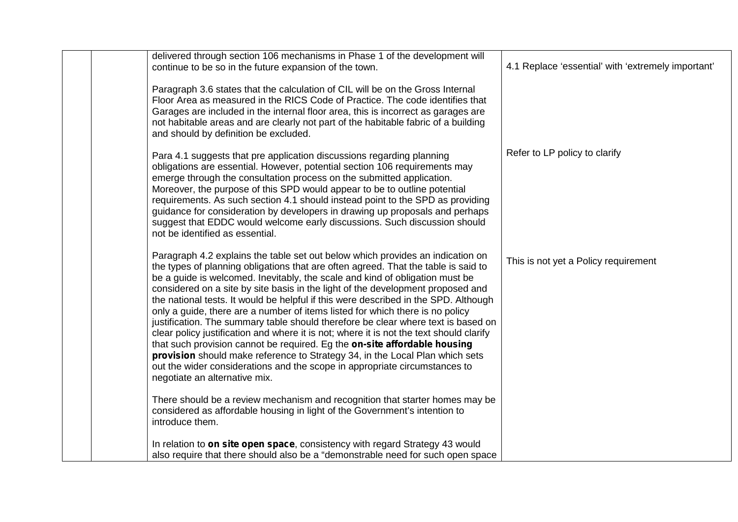| | | | |
|---|---|---|---|
| | | delivered through section 106 mechanisms in Phase 1 of the development will continue to be so in the future expansion of the town.<br><br>Paragraph 3.6 states that the calculation of CIL will be on the Gross Internal Floor Area as measured in the RICS Code of Practice. The code identifies that Garages are included in the internal floor area, this is incorrect as garages are not habitable areas and are clearly not part of the habitable fabric of a building and should by definition be excluded. | 4.1 Replace 'essential' with 'extremely important' |
| | | Para 4.1 suggests that pre application discussions regarding planning obligations are essential. However, potential section 106 requirements may emerge through the consultation process on the submitted application. Moreover, the purpose of this SPD would appear to be to outline potential requirements. As such section 4.1 should instead point to the SPD as providing guidance for consideration by developers in drawing up proposals and perhaps suggest that EDDC would welcome early discussions. Such discussion should not be identified as essential. | Refer to LP policy to clarify |
| | | Paragraph 4.2 explains the table set out below which provides an indication on the types of planning obligations that are often agreed. That the table is said to be a guide is welcomed. Inevitably, the scale and kind of obligation must be considered on a site by site basis in the light of the development proposed and the national tests. It would be helpful if this were described in the SPD. Although only a guide, there are a number of items listed for which there is no policy justification. The summary table should therefore be clear where text is based on clear policy justification and where it is not; where it is not the text should clarify that such provision cannot be required. Eg the **on-site affordable housing provision** should make reference to Strategy 34, in the Local Plan which sets out the wider considerations and the scope in appropriate circumstances to negotiate an alternative mix.<br><br>There should be a review mechanism and recognition that starter homes may be considered as affordable housing in light of the Government's intention to introduce them.<br><br>In relation to **on site open space**, consistency with regard Strategy 43 would also require that there should also be a "demonstrable need for such open space | This is not yet a Policy requirement |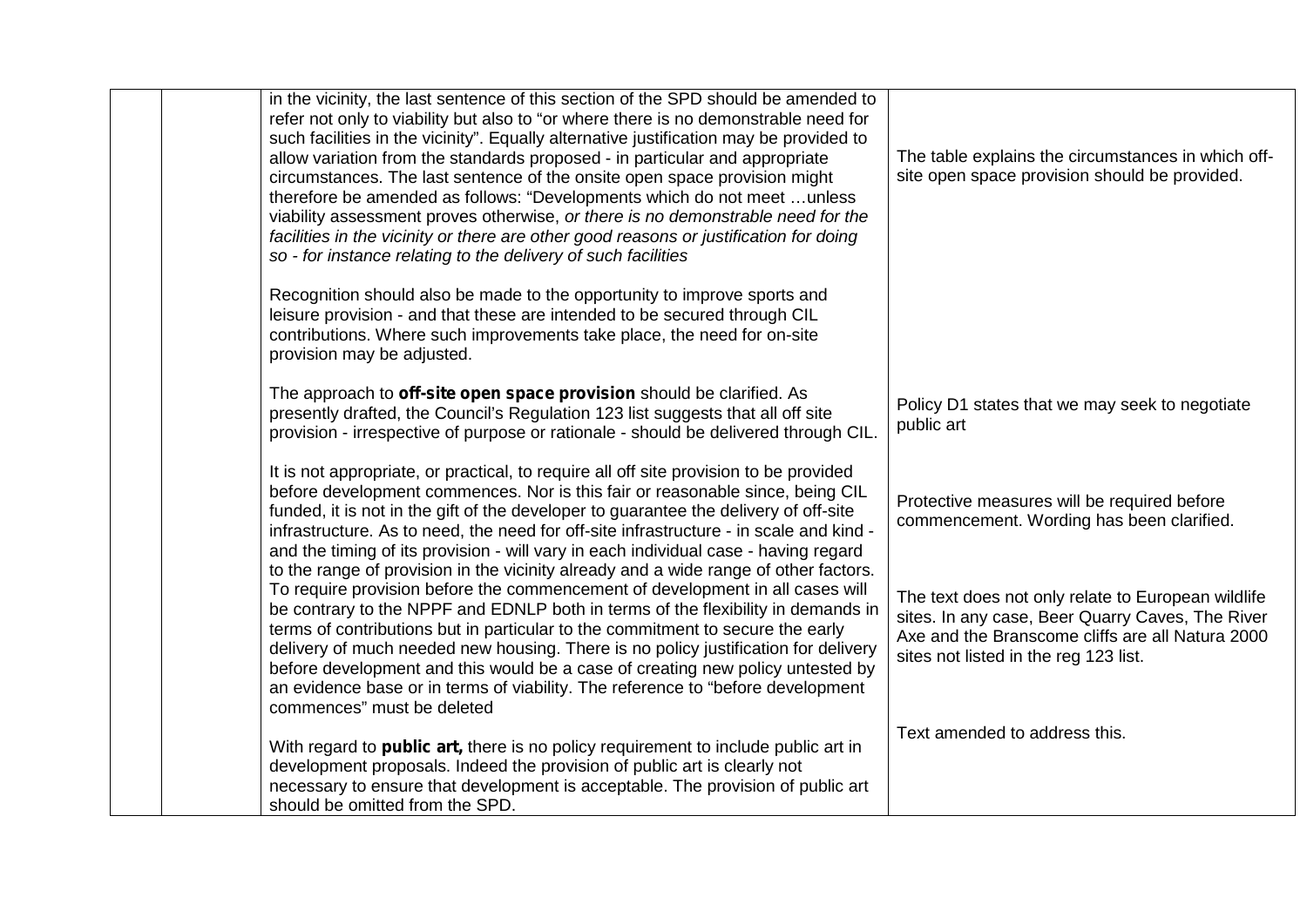|  |  |  |  |
|---|---|---|---|
|  |  | in the vicinity, the last sentence of this section of the SPD should be amended to refer not only to viability but also to "or where there is no demonstrable need for such facilities in the vicinity". Equally alternative justification may be provided to allow variation from the standards proposed - in particular and appropriate circumstances. The last sentence of the onsite open space provision might therefore be amended as follows: "Developments which do not meet …unless viability assessment proves otherwise, *or there is no demonstrable need for the facilities in the vicinity or there are other good reasons or justification for doing so - for instance relating to the delivery of such facilities*<br><br>Recognition should also be made to the opportunity to improve sports and leisure provision - and that these are intended to be secured through CIL contributions. Where such improvements take place, the need for on-site provision may be adjusted.<br><br>The approach to **off-site open space provision** should be clarified. As presently drafted, the Council's Regulation 123 list suggests that all off site provision - irrespective of purpose or rationale - should be delivered through CIL.<br><br>It is not appropriate, or practical, to require all off site provision to be provided before development commences. Nor is this fair or reasonable since, being CIL funded, it is not in the gift of the developer to guarantee the delivery of off-site infrastructure. As to need, the need for off-site infrastructure - in scale and kind - and the timing of its provision - will vary in each individual case - having regard to the range of provision in the vicinity already and a wide range of other factors. To require provision before the commencement of development in all cases will be contrary to the NPPF and EDNLP both in terms of the flexibility in demands in terms of contributions but in particular to the commitment to secure the early delivery of much needed new housing. There is no policy justification for delivery before development and this would be a case of creating new policy untested by an evidence base or in terms of viability. The reference to "before development commences" must be deleted<br><br>With regard to **public art,** there is no policy requirement to include public art in development proposals. Indeed the provision of public art is clearly not necessary to ensure that development is acceptable. The provision of public art should be omitted from the SPD. | The table explains the circumstances in which off-site open space provision should be provided.<br><br>Policy D1 states that we may seek to negotiate public art<br><br>Protective measures will be required before commencement. Wording has been clarified.<br><br>The text does not only relate to European wildlife sites. In any case, Beer Quarry Caves, The River Axe and the Branscome cliffs are all Natura 2000 sites not listed in the reg 123 list.<br><br>Text amended to address this. |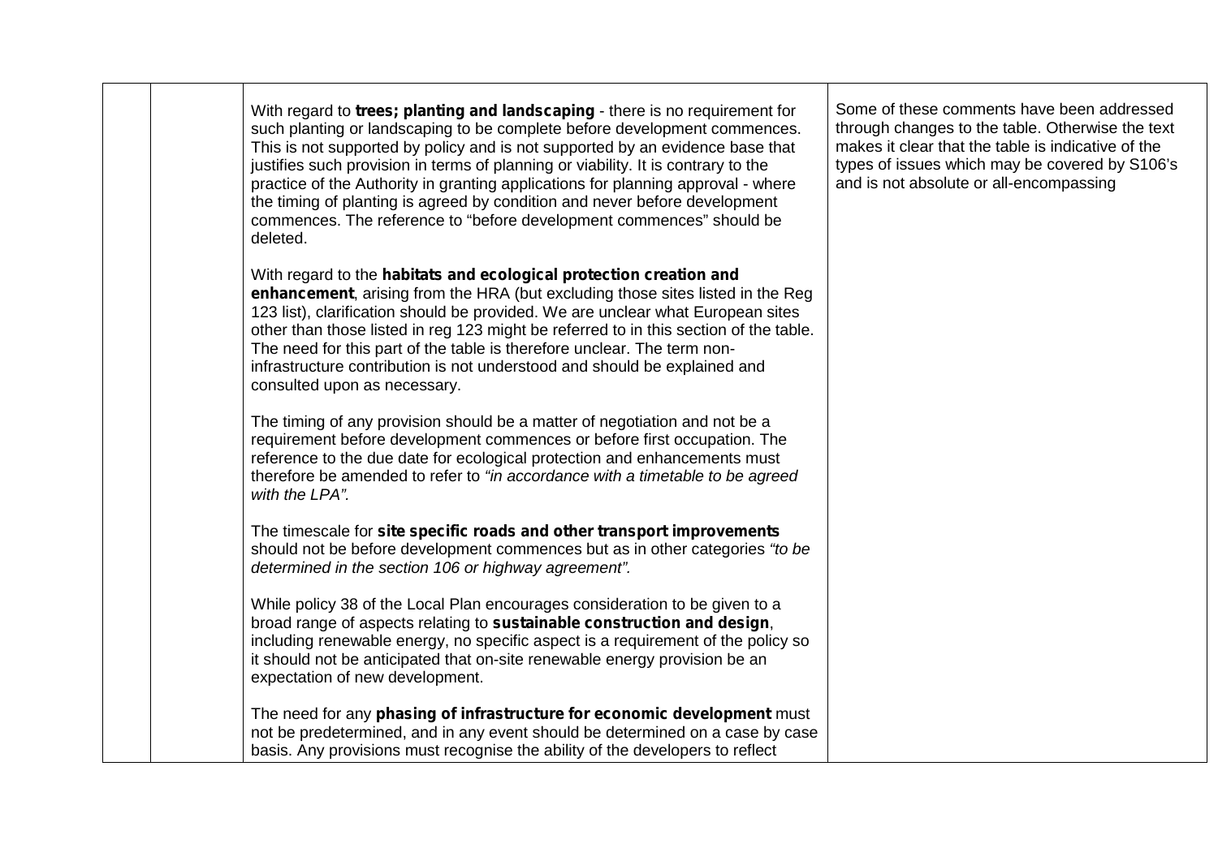| | | | |
|---|---|---|---|
| | | With regard to **trees; planting and landscaping** - there is no requirement for such planting or landscaping to be complete before development commences. This is not supported by policy and is not supported by an evidence base that justifies such provision in terms of planning or viability. It is contrary to the practice of the Authority in granting applications for planning approval - where the timing of planting is agreed by condition and never before development commences. The reference to "before development commences" should be deleted.<br><br>With regard to the **habitats and ecological protection creation and enhancement**, arising from the HRA (but excluding those sites listed in the Reg 123 list), clarification should be provided. We are unclear what European sites other than those listed in reg 123 might be referred to in this section of the table. The need for this part of the table is therefore unclear. The term non-infrastructure contribution is not understood and should be explained and consulted upon as necessary.<br><br>The timing of any provision should be a matter of negotiation and not be a requirement before development commences or before first occupation. The reference to the due date for ecological protection and enhancements must therefore be amended to refer to *"in accordance with a timetable to be agreed with the LPA".*<br><br>The timescale for **site specific roads and other transport improvements** should not be before development commences but as in other categories *"to be determined in the section 106 or highway agreement".*<br><br>While policy 38 of the Local Plan encourages consideration to be given to a broad range of aspects relating to **sustainable construction and design**, including renewable energy, no specific aspect is a requirement of the policy so it should not be anticipated that on-site renewable energy provision be an expectation of new development.<br><br>The need for any **phasing of infrastructure for economic development** must not be predetermined, and in any event should be determined on a case by case basis. Any provisions must recognise the ability of the developers to reflect | Some of these comments have been addressed through changes to the table. Otherwise the text makes it clear that the table is indicative of the types of issues which may be covered by S106's and is not absolute or all-encompassing |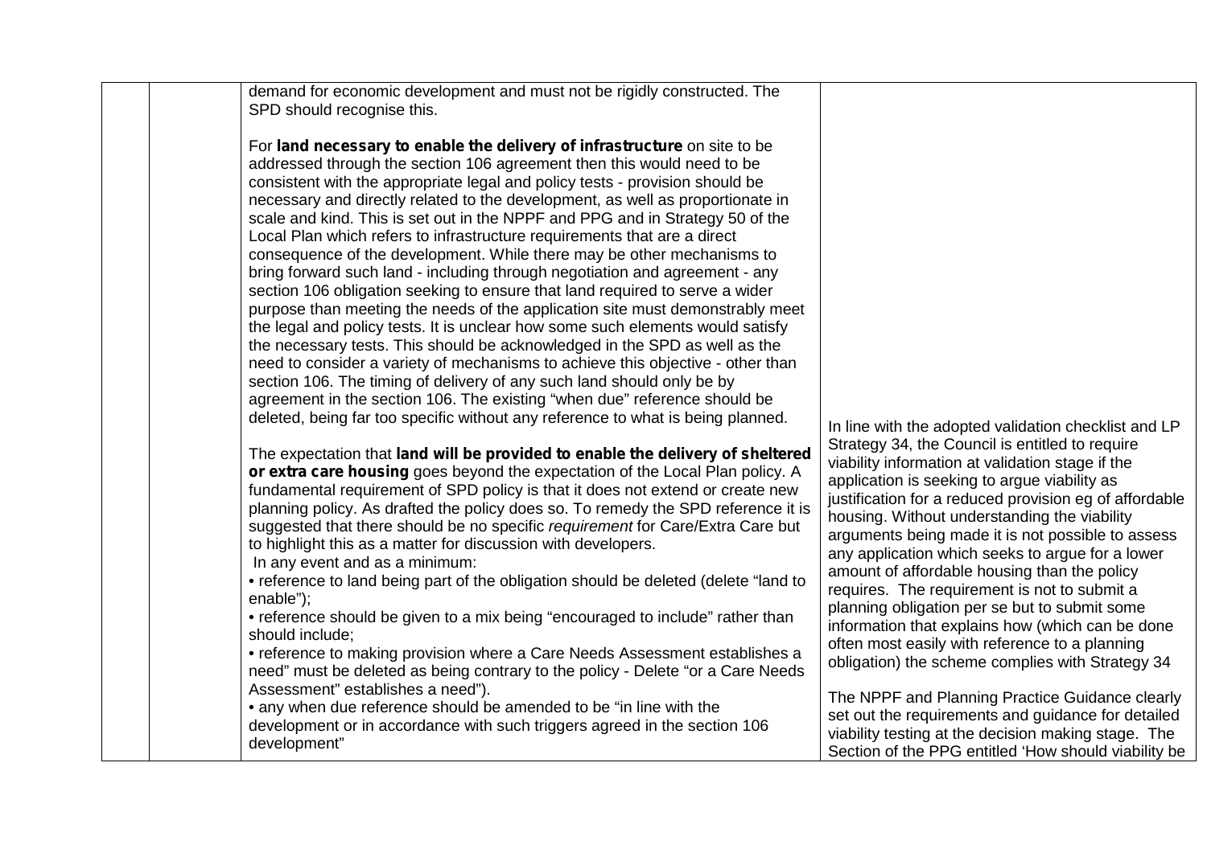| | | | |
|---|---|---|---|
| | | demand for economic development and must not be rigidly constructed. The SPD should recognise this.<br><br>For **land necessary to enable the delivery of infrastructure** on site to be addressed through the section 106 agreement then this would need to be consistent with the appropriate legal and policy tests - provision should be necessary and directly related to the development, as well as proportionate in scale and kind. This is set out in the NPPF and PPG and in Strategy 50 of the Local Plan which refers to infrastructure requirements that are a direct consequence of the development. While there may be other mechanisms to bring forward such land - including through negotiation and agreement - any section 106 obligation seeking to ensure that land required to serve a wider purpose than meeting the needs of the application site must demonstrably meet the legal and policy tests. It is unclear how some such elements would satisfy the necessary tests. This should be acknowledged in the SPD as well as the need to consider a variety of mechanisms to achieve this objective - other than section 106. The timing of delivery of any such land should only be by agreement in the section 106. The existing "when due" reference should be deleted, being far too specific without any reference to what is being planned.<br><br>The expectation that **land will be provided to enable the delivery of sheltered or extra care housing** goes beyond the expectation of the Local Plan policy. A fundamental requirement of SPD policy is that it does not extend or create new planning policy. As drafted the policy does so. To remedy the SPD reference it is suggested that there should be no specific *requirement* for Care/Extra Care but to highlight this as a matter for discussion with developers.<br>In any event and as a minimum:<br>• reference to land being part of the obligation should be deleted (delete "land to enable");<br>• reference should be given to a mix being "encouraged to include" rather than should include;<br>• reference to making provision where a Care Needs Assessment establishes a need" must be deleted as being contrary to the policy - Delete "or a Care Needs Assessment" establishes a need").<br>• any when due reference should be amended to be "in line with the development or in accordance with such triggers agreed in the section 106 development" | In line with the adopted validation checklist and LP Strategy 34, the Council is entitled to require viability information at validation stage if the application is seeking to argue viability as justification for a reduced provision eg of affordable housing. Without understanding the viability arguments being made it is not possible to assess any application which seeks to argue for a lower amount of affordable housing than the policy requires. The requirement is not to submit a planning obligation per se but to submit some information that explains how (which can be done often most easily with reference to a planning obligation) the scheme complies with Strategy 34<br><br>The NPPF and Planning Practice Guidance clearly set out the requirements and guidance for detailed viability testing at the decision making stage. The Section of the PPG entitled 'How should viability be |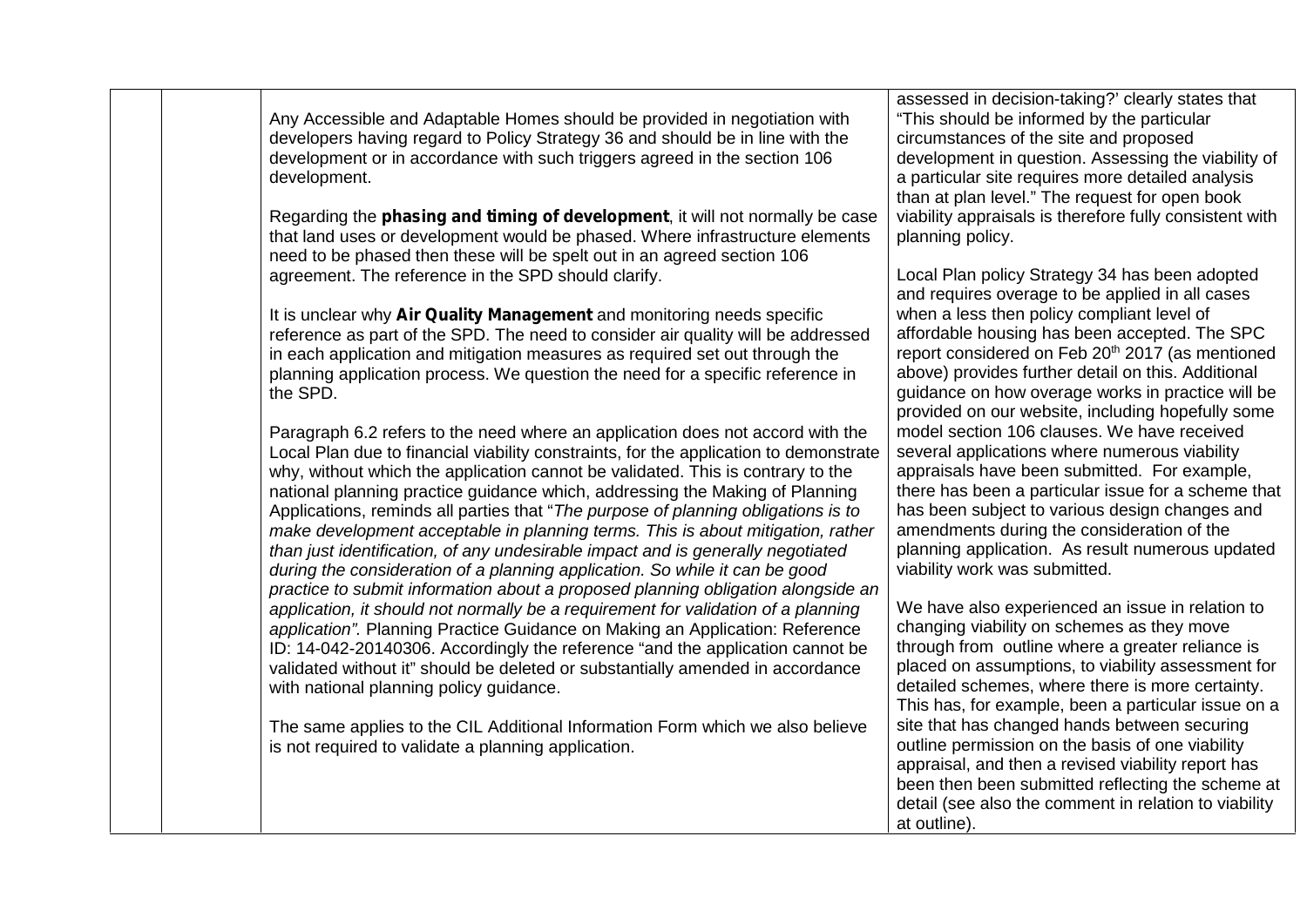|  |  | Any Accessible and Adaptable Homes should be provided in negotiation with developers having regard to Policy Strategy 36 and should be in line with the development or in accordance with such triggers agreed in the section 106 development.<br><br>Regarding the **phasing and timing of development**, it will not normally be case that land uses or development would be phased. Where infrastructure elements need to be phased then these will be spelt out in an agreed section 106 agreement. The reference in the SPD should clarify.<br><br>It is unclear why **Air Quality Management** and monitoring needs specific reference as part of the SPD. The need to consider air quality will be addressed in each application and mitigation measures as required set out through the planning application process. We question the need for a specific reference in the SPD.<br><br>Paragraph 6.2 refers to the need where an application does not accord with the Local Plan due to financial viability constraints, for the application to demonstrate why, without which the application cannot be validated. This is contrary to the national planning practice guidance which, addressing the Making of Planning Applications, reminds all parties that "*The purpose of planning obligations is to make development acceptable in planning terms. This is about mitigation, rather than just identification, of any undesirable impact and is generally negotiated during the consideration of a planning application. So while it can be good practice to submit information about a proposed planning obligation alongside an application, it should not normally be a requirement for validation of a planning application".* Planning Practice Guidance on Making an Application: Reference ID: 14-042-20140306. Accordingly the reference "and the application cannot be validated without it" should be deleted or substantially amended in accordance with national planning policy guidance.<br><br>The same applies to the CIL Additional Information Form which we also believe is not required to validate a planning application. | assessed in decision-taking?' clearly states that "This should be informed by the particular circumstances of the site and proposed development in question. Assessing the viability of a particular site requires more detailed analysis than at plan level." The request for open book viability appraisals is therefore fully consistent with planning policy.<br><br>Local Plan policy Strategy 34 has been adopted and requires overage to be applied in all cases when a less then policy compliant level of affordable housing has been accepted. The SPC report considered on Feb 20th 2017 (as mentioned above) provides further detail on this. Additional guidance on how overage works in practice will be provided on our website, including hopefully some model section 106 clauses. We have received several applications where numerous viability appraisals have been submitted. For example, there has been a particular issue for a scheme that has been subject to various design changes and amendments during the consideration of the planning application. As result numerous updated viability work was submitted.<br><br>We have also experienced an issue in relation to changing viability on schemes as they move through from outline where a greater reliance is placed on assumptions, to viability assessment for detailed schemes, where there is more certainty. This has, for example, been a particular issue on a site that has changed hands between securing outline permission on the basis of one viability appraisal, and then a revised viability report has been then been submitted reflecting the scheme at detail (see also the comment in relation to viability at outline). |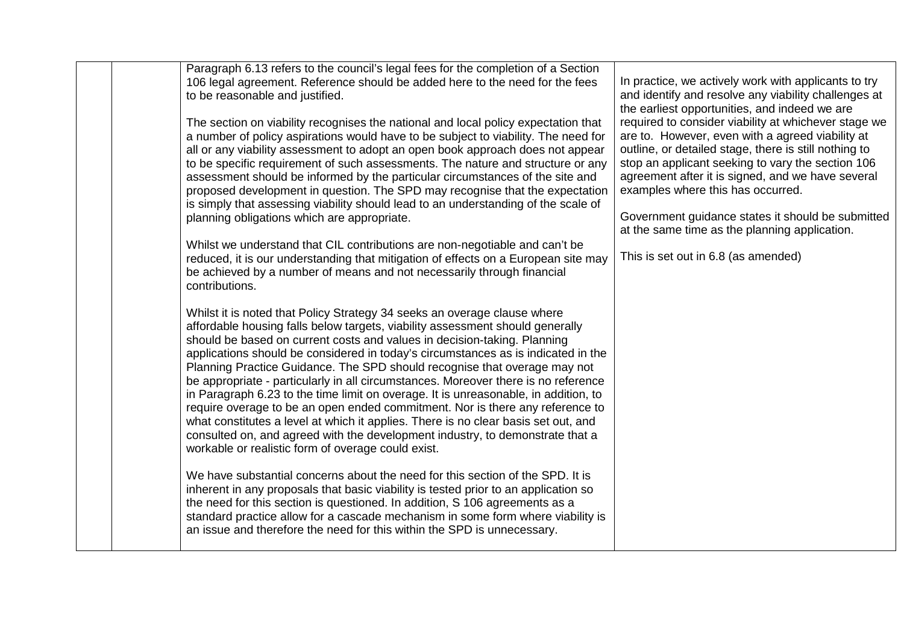| | | | |
|---|---|---|---|
| | | Paragraph 6.13 refers to the council's legal fees for the completion of a Section 106 legal agreement. Reference should be added here to the need for the fees to be reasonable and justified.<br><br>The section on viability recognises the national and local policy expectation that a number of policy aspirations would have to be subject to viability. The need for all or any viability assessment to adopt an open book approach does not appear to be specific requirement of such assessments. The nature and structure or any assessment should be informed by the particular circumstances of the site and proposed development in question. The SPD may recognise that the expectation is simply that assessing viability should lead to an understanding of the scale of planning obligations which are appropriate.<br><br>Whilst we understand that CIL contributions are non-negotiable and can't be reduced, it is our understanding that mitigation of effects on a European site may be achieved by a number of means and not necessarily through financial contributions.<br><br>Whilst it is noted that Policy Strategy 34 seeks an overage clause where affordable housing falls below targets, viability assessment should generally should be based on current costs and values in decision-taking. Planning applications should be considered in today's circumstances as is indicated in the Planning Practice Guidance. The SPD should recognise that overage may not be appropriate - particularly in all circumstances. Moreover there is no reference in Paragraph 6.23 to the time limit on overage. It is unreasonable, in addition, to require overage to be an open ended commitment. Nor is there any reference to what constitutes a level at which it applies. There is no clear basis set out, and consulted on, and agreed with the development industry, to demonstrate that a workable or realistic form of overage could exist.<br><br>We have substantial concerns about the need for this section of the SPD. It is inherent in any proposals that basic viability is tested prior to an application so the need for this section is questioned. In addition, S 106 agreements as a standard practice allow for a cascade mechanism in some form where viability is an issue and therefore the need for this within the SPD is unnecessary. | In practice, we actively work with applicants to try and identify and resolve any viability challenges at the earliest opportunities, and indeed we are required to consider viability at whichever stage we are to. However, even with a agreed viability at outline, or detailed stage, there is still nothing to stop an applicant seeking to vary the section 106 agreement after it is signed, and we have several examples where this has occurred.<br><br>Government guidance states it should be submitted at the same time as the planning application.<br><br>This is set out in 6.8 (as amended) |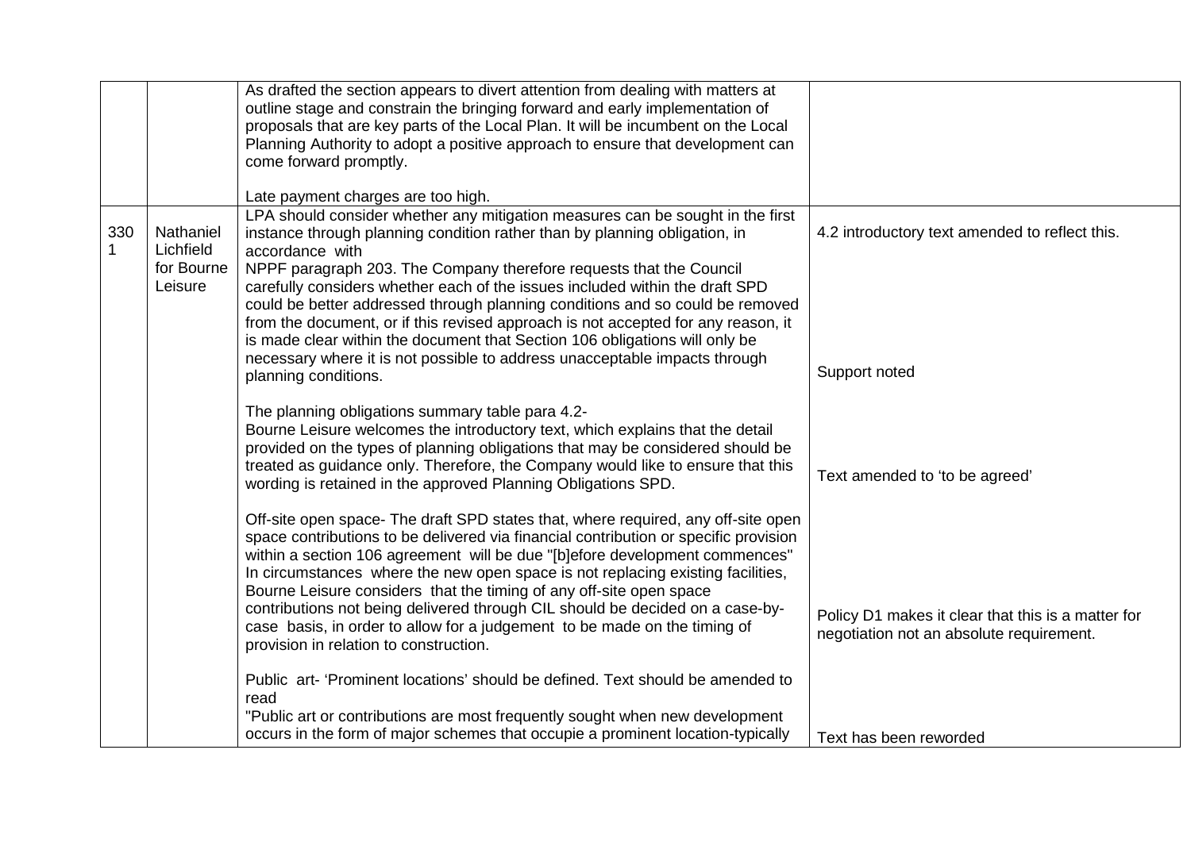| | | | |
|---|---|---|---|
| | | As drafted the section appears to divert attention from dealing with matters at outline stage and constrain the bringing forward and early implementation of proposals that are key parts of the Local Plan. It will be incumbent on the Local Planning Authority to adopt a positive approach to ensure that development can come forward promptly.<br><br>Late payment charges are too high. | |
| 3301 | Nathaniel Lichfield for Bourne Leisure | LPA should consider whether any mitigation measures can be sought in the first instance through planning condition rather than by planning obligation, in accordance with NPPF paragraph 203. The Company therefore requests that the Council carefully considers whether each of the issues included within the draft SPD could be better addressed through planning conditions and so could be removed from the document, or if this revised approach is not accepted for any reason, it is made clear within the document that Section 106 obligations will only be necessary where it is not possible to address unacceptable impacts through planning conditions.<br><br>The planning obligations summary table para 4.2-<br>Bourne Leisure welcomes the introductory text, which explains that the detail provided on the types of planning obligations that may be considered should be treated as guidance only. Therefore, the Company would like to ensure that this wording is retained in the approved Planning Obligations SPD.<br><br>Off-site open space- The draft SPD states that, where required, any off-site open space contributions to be delivered via financial contribution or specific provision within a section 106 agreement will be due "[b]efore development commences" In circumstances where the new open space is not replacing existing facilities, Bourne Leisure considers that the timing of any off-site open space contributions not being delivered through CIL should be decided on a case-by-case basis, in order to allow for a judgement to be made on the timing of provision in relation to construction.<br><br>Public art- 'Prominent locations' should be defined. Text should be amended to read<br>"Public art or contributions are most frequently sought when new development occurs in the form of major schemes that occupie a prominent location-typically | 4.2 introductory text amended to reflect this.<br><br>Support noted<br><br>Text amended to 'to be agreed'<br><br>Policy D1 makes it clear that this is a matter for negotiation not an absolute requirement.<br><br>Text has been reworded |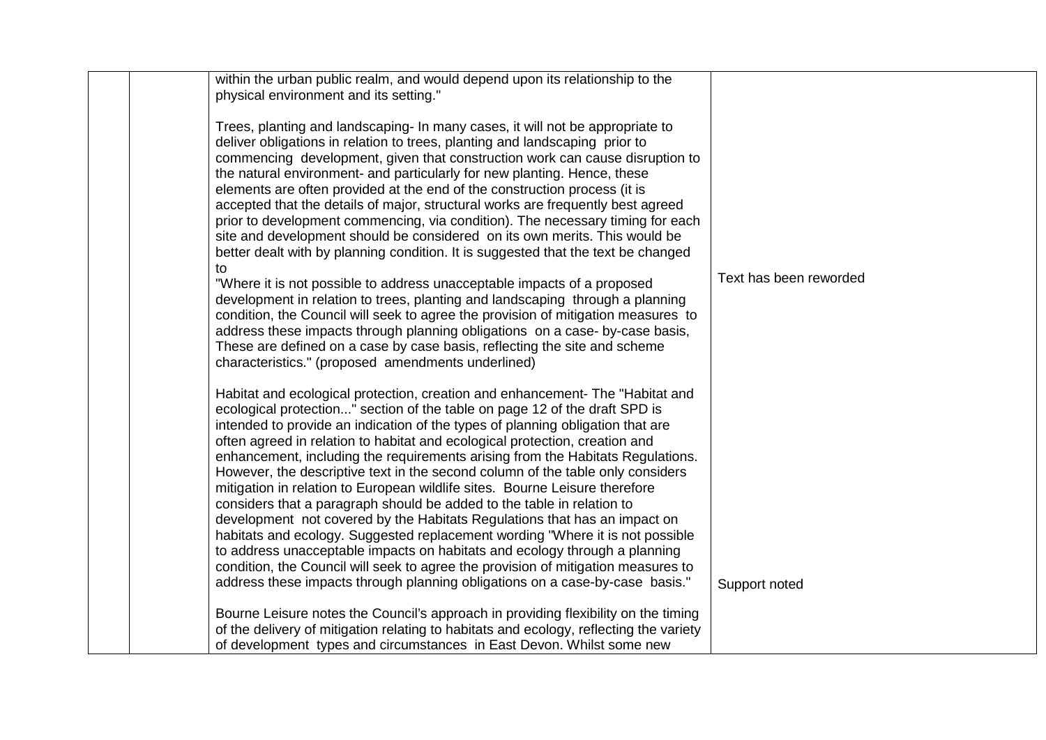|  |  |  |  |
|---|---|---|---|
|  |  | within the urban public realm, and would depend upon its relationship to the physical environment and its setting."<br><br>Trees, planting and landscaping- In many cases, it will not be appropriate to deliver obligations in relation to trees, planting and landscaping prior to commencing development, given that construction work can cause disruption to the natural environment- and particularly for new planting. Hence, these elements are often provided at the end of the construction process (it is accepted that the details of major, structural works are frequently best agreed prior to development commencing, via condition). The necessary timing for each site and development should be considered on its own merits. This would be better dealt with by planning condition. It is suggested that the text be changed to<br>"Where it is not possible to address unacceptable impacts of a proposed development in relation to trees, planting and landscaping through a planning condition, the Council will seek to agree the provision of mitigation measures to address these impacts through planning obligations on a case- by-case basis, These are defined on a case by case basis, reflecting the site and scheme characteristics." (proposed amendments underlined)<br><br>Habitat and ecological protection, creation and enhancement- The "Habitat and ecological protection..." section of the table on page 12 of the draft SPD is intended to provide an indication of the types of planning obligation that are often agreed in relation to habitat and ecological protection, creation and enhancement, including the requirements arising from the Habitats Regulations. However, the descriptive text in the second column of the table only considers mitigation in relation to European wildlife sites. Bourne Leisure therefore considers that a paragraph should be added to the table in relation to development not covered by the Habitats Regulations that has an impact on habitats and ecology. Suggested replacement wording "Where it is not possible to address unacceptable impacts on habitats and ecology through a planning condition, the Council will seek to agree the provision of mitigation measures to address these impacts through planning obligations on a case-by-case basis."<br><br>Bourne Leisure notes the Council's approach in providing flexibility on the timing of the delivery of mitigation relating to habitats and ecology, reflecting the variety of development types and circumstances in East Devon. Whilst some new | Text has been reworded<br><br>Support noted |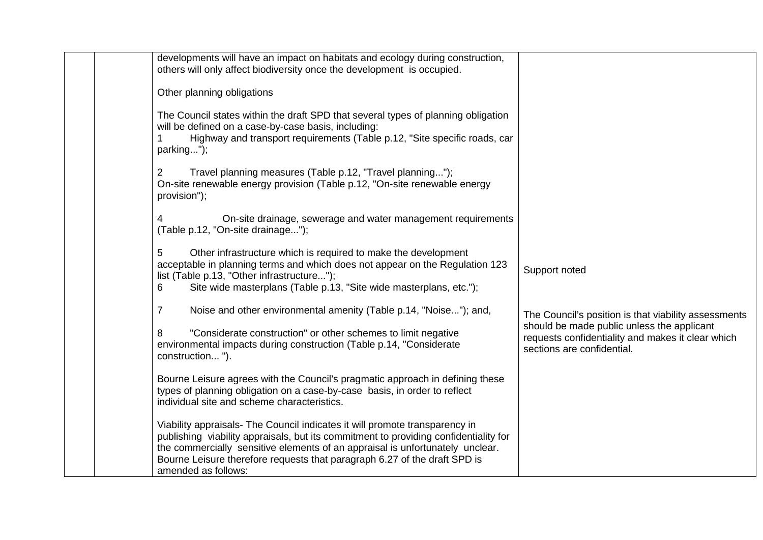| | | | |
|---|---|---|---|
| | | developments will have an impact on habitats and ecology during construction, others will only affect biodiversity once the development is occupied.<br><br>Other planning obligations<br><br>The Council states within the draft SPD that several types of planning obligation will be defined on a case-by-case basis, including:<br>1 Highway and transport requirements (Table p.12, "Site specific roads, car parking...");<br><br>2 Travel planning measures (Table p.12, "Travel planning...");<br>On-site renewable energy provision (Table p.12, "On-site renewable energy provision");<br><br>4 On-site drainage, sewerage and water management requirements (Table p.12, "On-site drainage...");<br><br>5 Other infrastructure which is required to make the development acceptable in planning terms and which does not appear on the Regulation 123 list (Table p.13, "Other infrastructure...");<br>6 Site wide masterplans (Table p.13, "Site wide masterplans, etc.");<br><br>7 Noise and other environmental amenity (Table p.14, "Noise..."); and,<br><br>8 "Considerate construction" or other schemes to limit negative environmental impacts during construction (Table p.14, "Considerate construction... ").<br><br>Bourne Leisure agrees with the Council's pragmatic approach in defining these types of planning obligation on a case-by-case basis, in order to reflect individual site and scheme characteristics.<br><br>Viability appraisals- The Council indicates it will promote transparency in publishing viability appraisals, but its commitment to providing confidentiality for the commercially sensitive elements of an appraisal is unfortunately unclear. Bourne Leisure therefore requests that paragraph 6.27 of the draft SPD is amended as follows: | Support noted<br><br>The Council's position is that viability assessments should be made public unless the applicant requests confidentiality and makes it clear which sections are confidential. |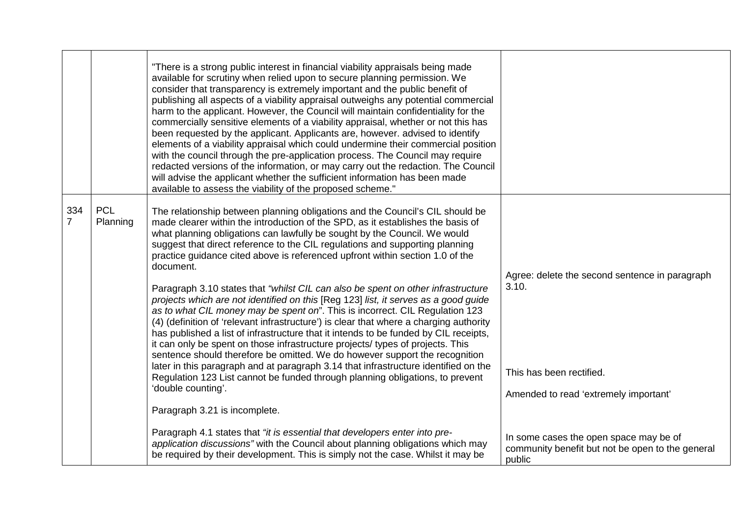|  |  |  |  |
|---|---|---|---|
|  |  | "There is a strong public interest in financial viability appraisals being made available for scrutiny when relied upon to secure planning permission. We consider that transparency is extremely important and the public benefit of publishing all aspects of a viability appraisal outweighs any potential commercial harm to the applicant. However, the Council will maintain confidentiality for the commercially sensitive elements of a viability appraisal, whether or not this has been requested by the applicant. Applicants are, however. advised to identify elements of a viability appraisal which could undermine their commercial position with the council through the pre-application process. The Council may require redacted versions of the information, or may carry out the redaction. The Council will advise the applicant whether the sufficient information has been made available to assess the viability of the proposed scheme." |  |
| 3347 | PCL Planning | The relationship between planning obligations and the Council's CIL should be made clearer within the introduction of the SPD, as it establishes the basis of what planning obligations can lawfully be sought by the Council. We would suggest that direct reference to the CIL regulations and supporting planning practice guidance cited above is referenced upfront within section 1.0 of the document.<br><br>Paragraph 3.10 states that *"whilst CIL can also be spent on other infrastructure projects which are not identified on this* [Reg 123] *list, it serves as a good guide as to what CIL money may be spent on*". This is incorrect. CIL Regulation 123 (4) (definition of 'relevant infrastructure') is clear that where a charging authority has published a list of infrastructure that it intends to be funded by CIL receipts, it can only be spent on those infrastructure projects/ types of projects. This sentence should therefore be omitted. We do however support the recognition later in this paragraph and at paragraph 3.14 that infrastructure identified on the Regulation 123 List cannot be funded through planning obligations, to prevent 'double counting'.<br><br>Paragraph 3.21 is incomplete.<br><br>Paragraph 4.1 states that *"it is essential that developers enter into pre-application discussions"* with the Council about planning obligations which may be required by their development. This is simply not the case. Whilst it may be | Agree: delete the second sentence in paragraph 3.10.<br><br>This has been rectified.<br><br>Amended to read 'extremely important'<br><br>In some cases the open space may be of community benefit but not be open to the general public |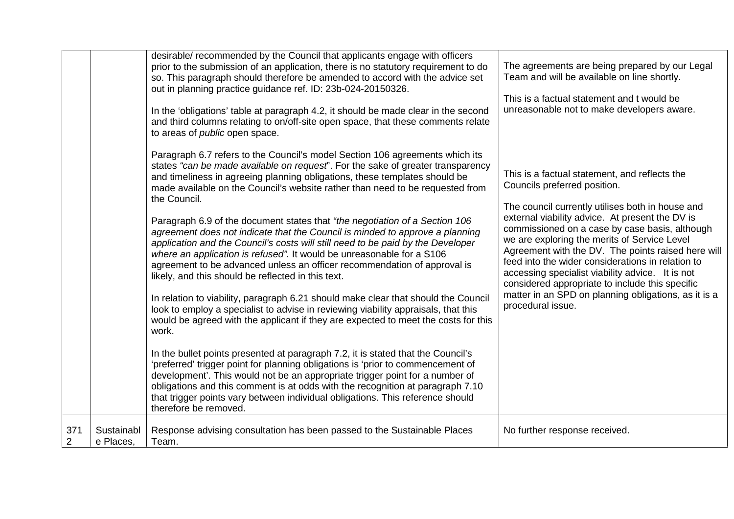| | | | |
|---|---|---|---|
| | | desirable/ recommended by the Council that applicants engage with officers prior to the submission of an application, there is no statutory requirement to do so. This paragraph should therefore be amended to accord with the advice set out in planning practice guidance ref. ID: 23b-024-20150326.<br><br>In the 'obligations' table at paragraph 4.2, it should be made clear in the second and third columns relating to on/off-site open space, that these comments relate to areas of *public* open space.<br><br>Paragraph 6.7 refers to the Council's model Section 106 agreements which its states *"can be made available on request*". For the sake of greater transparency and timeliness in agreeing planning obligations, these templates should be made available on the Council's website rather than need to be requested from the Council.<br><br>Paragraph 6.9 of the document states that *"the negotiation of a Section 106 agreement does not indicate that the Council is minded to approve a planning application and the Council's costs will still need to be paid by the Developer where an application is refused".* It would be unreasonable for a S106 agreement to be advanced unless an officer recommendation of approval is likely, and this should be reflected in this text.<br><br>In relation to viability, paragraph 6.21 should make clear that should the Council look to employ a specialist to advise in reviewing viability appraisals, that this would be agreed with the applicant if they are expected to meet the costs for this work.<br><br>In the bullet points presented at paragraph 7.2, it is stated that the Council's 'preferred' trigger point for planning obligations is 'prior to commencement of development'. This would not be an appropriate trigger point for a number of obligations and this comment is at odds with the recognition at paragraph 7.10 that trigger points vary between individual obligations. This reference should therefore be removed. | The agreements are being prepared by our Legal Team and will be available on line shortly.<br><br>This is a factual statement and t would be unreasonable not to make developers aware.<br><br>This is a factual statement, and reflects the Councils preferred position.<br><br>The council currently utilises both in house and external viability advice. At present the DV is commissioned on a case by case basis, although we are exploring the merits of Service Level Agreement with the DV. The points raised here will feed into the wider considerations in relation to accessing specialist viability advice. It is not considered appropriate to include this specific matter in an SPD on planning obligations, as it is a procedural issue. |
| 3712 | Sustainable Places, | Response advising consultation has been passed to the Sustainable Places Team. | No further response received. |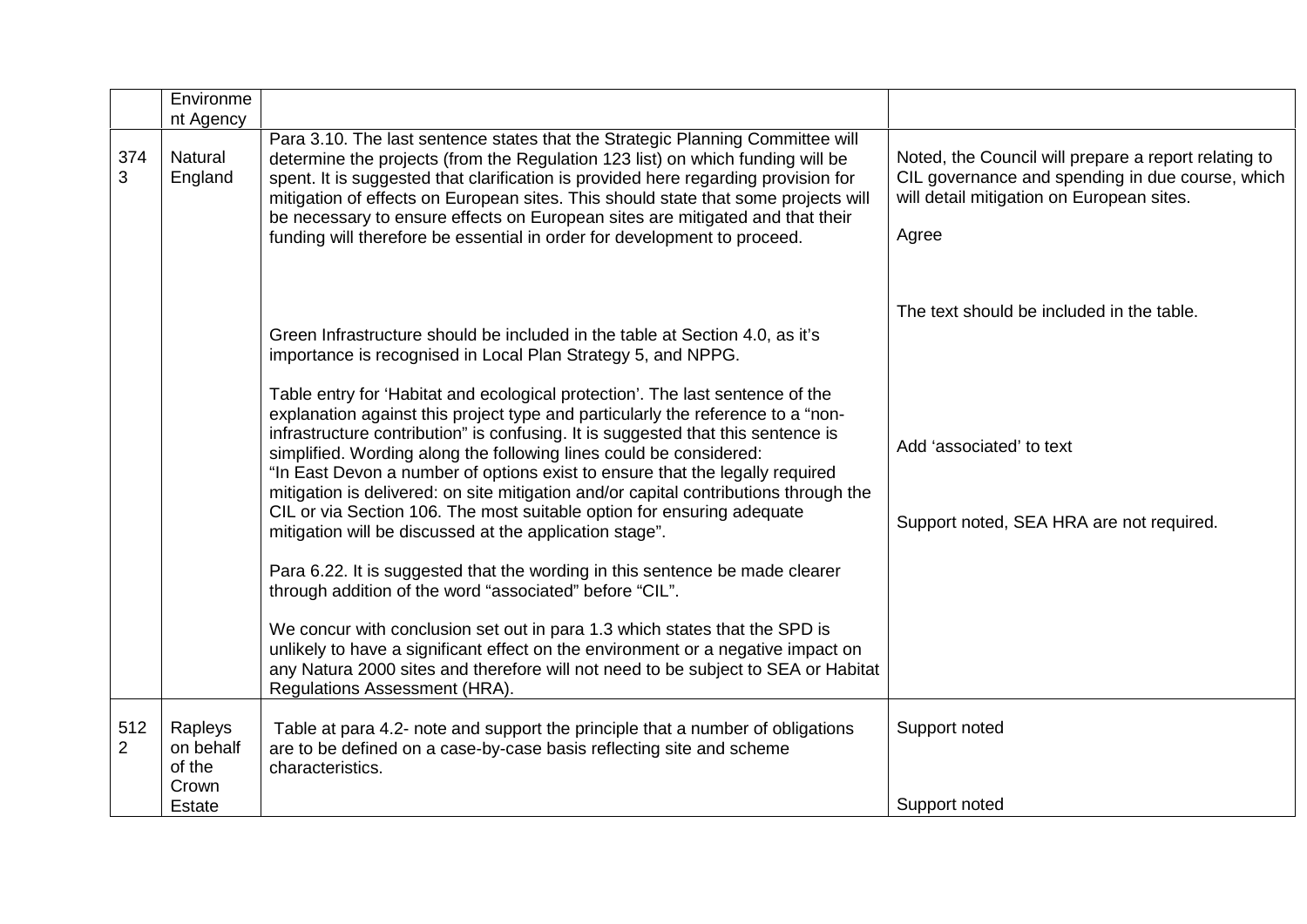| | | | |
|---|---|---|---|
| | Environment Agency | | |
| 3743 | Natural England | Para 3.10. The last sentence states that the Strategic Planning Committee will determine the projects (from the Regulation 123 list) on which funding will be spent. It is suggested that clarification is provided here regarding provision for mitigation of effects on European sites. This should state that some projects will be necessary to ensure effects on European sites are mitigated and that their funding will therefore be essential in order for development to proceed.<br><br>Green Infrastructure should be included in the table at Section 4.0, as it's importance is recognised in Local Plan Strategy 5, and NPPG.<br><br>Table entry for 'Habitat and ecological protection'. The last sentence of the explanation against this project type and particularly the reference to a "non-infrastructure contribution" is confusing. It is suggested that this sentence is simplified. Wording along the following lines could be considered: "In East Devon a number of options exist to ensure that the legally required mitigation is delivered: on site mitigation and/or capital contributions through the CIL or via Section 106. The most suitable option for ensuring adequate mitigation will be discussed at the application stage".<br><br>Para 6.22. It is suggested that the wording in this sentence be made clearer through addition of the word "associated" before "CIL".<br><br>We concur with conclusion set out in para 1.3 which states that the SPD is unlikely to have a significant effect on the environment or a negative impact on any Natura 2000 sites and therefore will not need to be subject to SEA or Habitat Regulations Assessment (HRA). | Noted, the Council will prepare a report relating to CIL governance and spending in due course, which will detail mitigation on European sites.<br><br>Agree<br><br>The text should be included in the table.<br><br>Add 'associated' to text<br><br>Support noted, SEA HRA are not required. |
| 5122 | Rapleys on behalf of the Crown Estate | Table at para 4.2- note and support the principle that a number of obligations are to be defined on a case-by-case basis reflecting site and scheme characteristics. | Support noted<br><br>Support noted |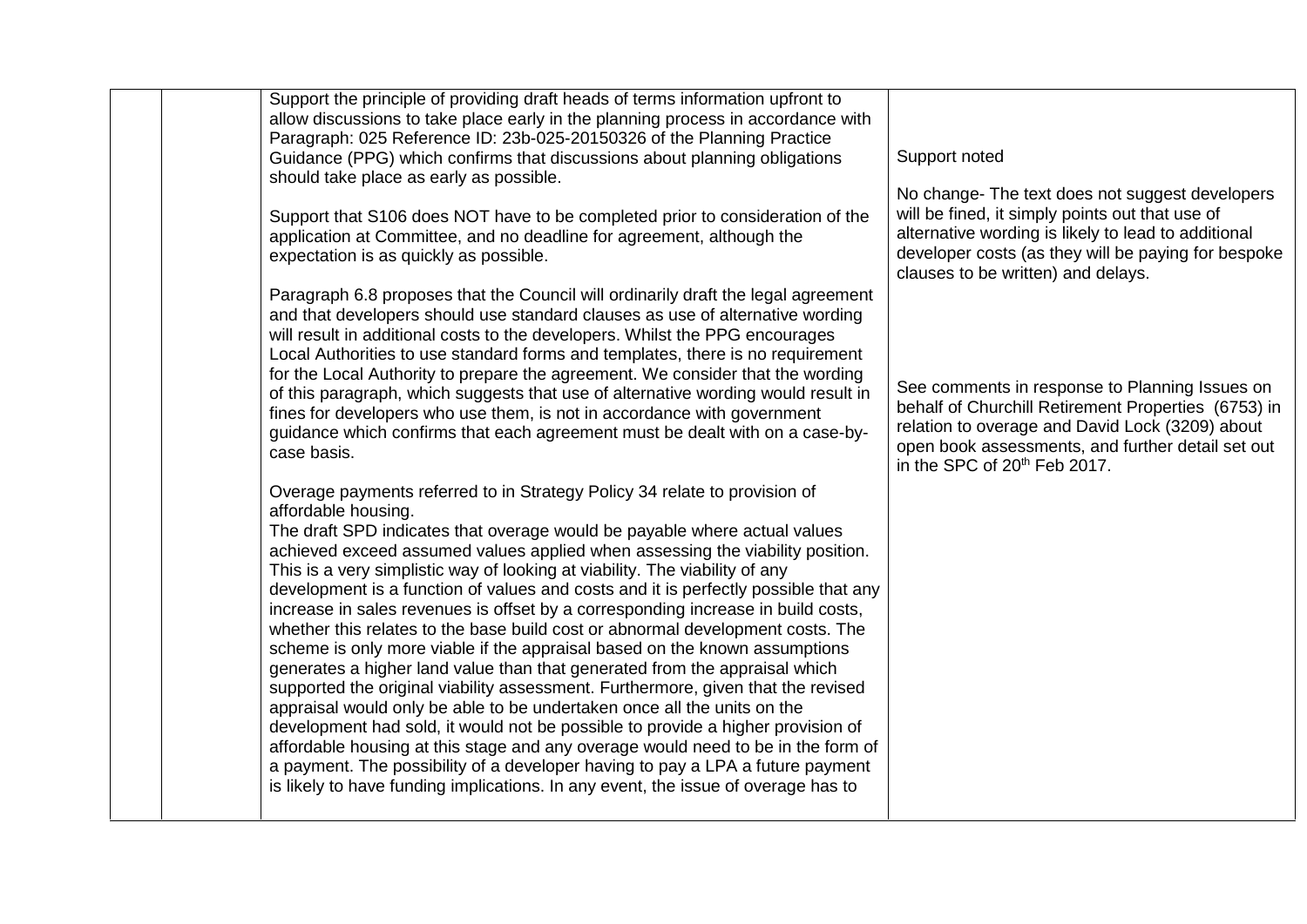| | | | |
|---|---|---|---|
| | | Support the principle of providing draft heads of terms information upfront to allow discussions to take place early in the planning process in accordance with Paragraph: 025 Reference ID: 23b-025-20150326 of the Planning Practice Guidance (PPG) which confirms that discussions about planning obligations should take place as early as possible.<br><br>Support that S106 does NOT have to be completed prior to consideration of the application at Committee, and no deadline for agreement, although the expectation is as quickly as possible.<br><br>Paragraph 6.8 proposes that the Council will ordinarily draft the legal agreement and that developers should use standard clauses as use of alternative wording will result in additional costs to the developers. Whilst the PPG encourages Local Authorities to use standard forms and templates, there is no requirement for the Local Authority to prepare the agreement. We consider that the wording of this paragraph, which suggests that use of alternative wording would result in fines for developers who use them, is not in accordance with government guidance which confirms that each agreement must be dealt with on a case-by-case basis.<br><br>Overage payments referred to in Strategy Policy 34 relate to provision of affordable housing.<br>The draft SPD indicates that overage would be payable where actual values achieved exceed assumed values applied when assessing the viability position. This is a very simplistic way of looking at viability. The viability of any development is a function of values and costs and it is perfectly possible that any increase in sales revenues is offset by a corresponding increase in build costs, whether this relates to the base build cost or abnormal development costs. The scheme is only more viable if the appraisal based on the known assumptions generates a higher land value than that generated from the appraisal which supported the original viability assessment. Furthermore, given that the revised appraisal would only be able to be undertaken once all the units on the development had sold, it would not be possible to provide a higher provision of affordable housing at this stage and any overage would need to be in the form of a payment. The possibility of a developer having to pay a LPA a future payment is likely to have funding implications. In any event, the issue of overage has to | Support noted<br><br>No change- The text does not suggest developers will be fined, it simply points out that use of alternative wording is likely to lead to additional developer costs (as they will be paying for bespoke clauses to be written) and delays.<br><br>See comments in response to Planning Issues on behalf of Churchill Retirement Properties (6753) in relation to overage and David Lock (3209) about open book assessments, and further detail set out in the SPC of 20th Feb 2017. |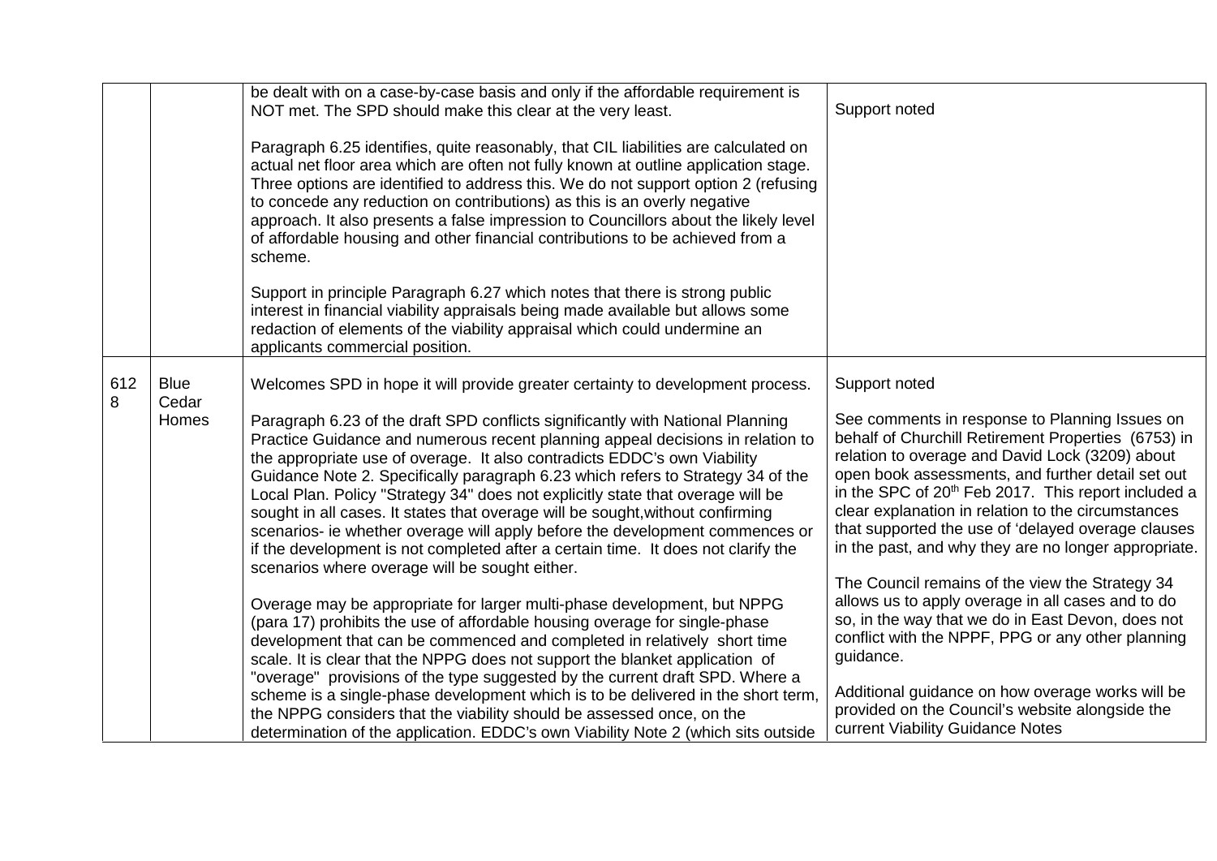| | | | |
|---|---|---|---|
| | | be dealt with on a case-by-case basis and only if the affordable requirement is NOT met. The SPD should make this clear at the very least.<br><br>Paragraph 6.25 identifies, quite reasonably, that CIL liabilities are calculated on actual net floor area which are often not fully known at outline application stage. Three options are identified to address this. We do not support option 2 (refusing to concede any reduction on contributions) as this is an overly negative approach. It also presents a false impression to Councillors about the likely level of affordable housing and other financial contributions to be achieved from a scheme.<br><br>Support in principle Paragraph 6.27 which notes that there is strong public interest in financial viability appraisals being made available but allows some redaction of elements of the viability appraisal which could undermine an applicants commercial position. | Support noted |
| 6128 | Blue Cedar Homes | Welcomes SPD in hope it will provide greater certainty to development process.<br><br>Paragraph 6.23 of the draft SPD conflicts significantly with National Planning Practice Guidance and numerous recent planning appeal decisions in relation to the appropriate use of overage. It also contradicts EDDC's own Viability Guidance Note 2. Specifically paragraph 6.23 which refers to Strategy 34 of the Local Plan. Policy "Strategy 34" does not explicitly state that overage will be sought in all cases. It states that overage will be sought,without confirming scenarios- ie whether overage will apply before the development commences or if the development is not completed after a certain time. It does not clarify the scenarios where overage will be sought either.<br><br>Overage may be appropriate for larger multi-phase development, but NPPG (para 17) prohibits the use of affordable housing overage for single-phase development that can be commenced and completed in relatively short time scale. It is clear that the NPPG does not support the blanket application of "overage" provisions of the type suggested by the current draft SPD. Where a scheme is a single-phase development which is to be delivered in the short term, the NPPG considers that the viability should be assessed once, on the determination of the application. EDDC's own Viability Note 2 (which sits outside | Support noted<br><br>See comments in response to Planning Issues on behalf of Churchill Retirement Properties (6753) in relation to overage and David Lock (3209) about open book assessments, and further detail set out in the SPC of 20th Feb 2017. This report included a clear explanation in relation to the circumstances that supported the use of 'delayed overage clauses in the past, and why they are no longer appropriate.<br><br>The Council remains of the view the Strategy 34 allows us to apply overage in all cases and to do so, in the way that we do in East Devon, does not conflict with the NPPF, PPG or any other planning guidance.<br><br>Additional guidance on how overage works will be provided on the Council's website alongside the current Viability Guidance Notes |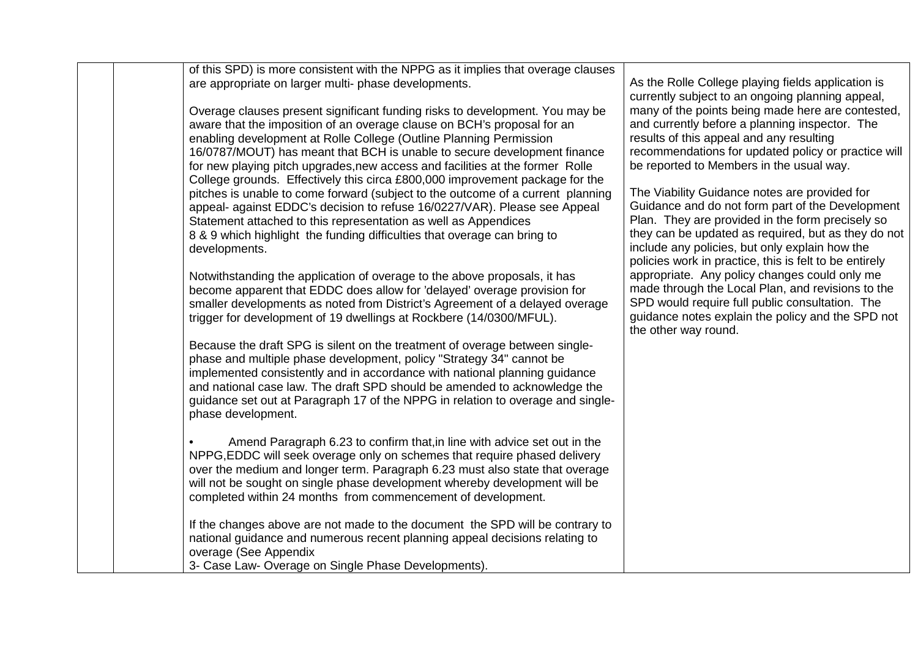| | | | |
|---|---|---|---|
| | | of this SPD) is more consistent with the NPPG as it implies that overage clauses are appropriate on larger multi- phase developments.<br><br>Overage clauses present significant funding risks to development. You may be aware that the imposition of an overage clause on BCH's proposal for an enabling development at Rolle College (Outline Planning Permission 16/0787/MOUT) has meant that BCH is unable to secure development finance for new playing pitch upgrades,new access and facilities at the former Rolle College grounds. Effectively this circa £800,000 improvement package for the pitches is unable to come forward (subject to the outcome of a current planning appeal- against EDDC's decision to refuse 16/0227/VAR). Please see Appeal Statement attached to this representation as well as Appendices 8 & 9 which highlight the funding difficulties that overage can bring to developments.<br><br>Notwithstanding the application of overage to the above proposals, it has become apparent that EDDC does allow for 'delayed' overage provision for smaller developments as noted from District's Agreement of a delayed overage trigger for development of 19 dwellings at Rockbere (14/0300/MFUL).<br><br>Because the draft SPG is silent on the treatment of overage between single-phase and multiple phase development, policy "Strategy 34" cannot be implemented consistently and in accordance with national planning guidance and national case law. The draft SPD should be amended to acknowledge the guidance set out at Paragraph 17 of the NPPG in relation to overage and single-phase development.<br><br>• Amend Paragraph 6.23 to confirm that,in line with advice set out in the NPPG,EDDC will seek overage only on schemes that require phased delivery over the medium and longer term. Paragraph 6.23 must also state that overage will not be sought on single phase development whereby development will be completed within 24 months from commencement of development.<br><br>If the changes above are not made to the document the SPD will be contrary to national guidance and numerous recent planning appeal decisions relating to overage (See Appendix 3- Case Law- Overage on Single Phase Developments). | As the Rolle College playing fields application is currently subject to an ongoing planning appeal, many of the points being made here are contested, and currently before a planning inspector. The results of this appeal and any resulting recommendations for updated policy or practice will be reported to Members in the usual way.<br><br>The Viability Guidance notes are provided for Guidance and do not form part of the Development Plan. They are provided in the form precisely so they can be updated as required, but as they do not include any policies, but only explain how the policies work in practice, this is felt to be entirely appropriate. Any policy changes could only me made through the Local Plan, and revisions to the SPD would require full public consultation. The guidance notes explain the policy and the SPD not the other way round. |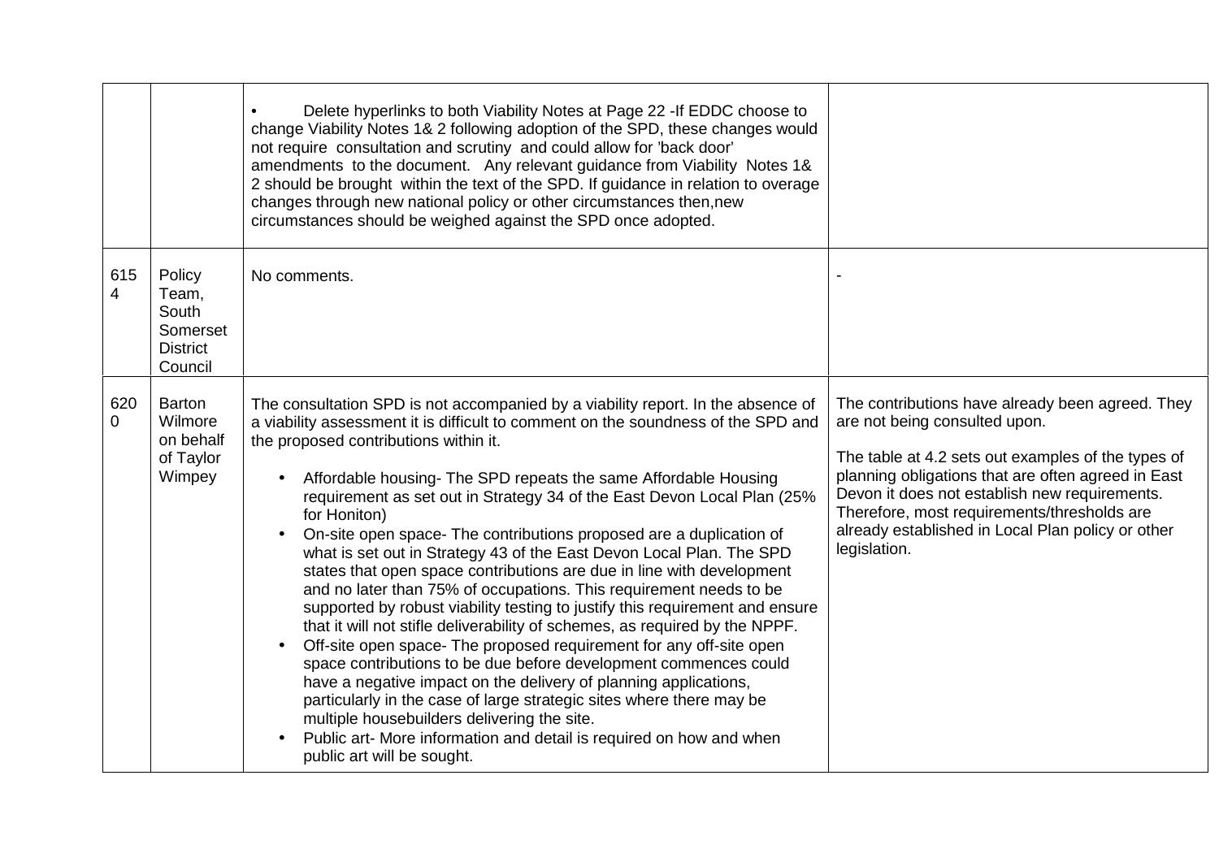| | | | |
|---|---|---|---|
| | | • Delete hyperlinks to both Viability Notes at Page 22 -If EDDC choose to change Viability Notes 1& 2 following adoption of the SPD, these changes would not require consultation and scrutiny and could allow for 'back door' amendments to the document. Any relevant guidance from Viability Notes 1& 2 should be brought within the text of the SPD. If guidance in relation to overage changes through new national policy or other circumstances then,new circumstances should be weighed against the SPD once adopted. | |
| 6154 | Policy Team, South Somerset District Council | No comments. | - |
| 6200 | Barton Wilmore on behalf of Taylor Wimpey | The consultation SPD is not accompanied by a viability report. In the absence of a viability assessment it is difficult to comment on the soundness of the SPD and the proposed contributions within it.<br><br>• Affordable housing- The SPD repeats the same Affordable Housing requirement as set out in Strategy 34 of the East Devon Local Plan (25% for Honiton)<br>• On-site open space- The contributions proposed are a duplication of what is set out in Strategy 43 of the East Devon Local Plan. The SPD states that open space contributions are due in line with development and no later than 75% of occupations. This requirement needs to be supported by robust viability testing to justify this requirement and ensure that it will not stifle deliverability of schemes, as required by the NPPF.<br>• Off-site open space- The proposed requirement for any off-site open space contributions to be due before development commences could have a negative impact on the delivery of planning applications, particularly in the case of large strategic sites where there may be multiple housebuilders delivering the site.<br>• Public art- More information and detail is required on how and when public art will be sought. | The contributions have already been agreed. They are not being consulted upon.<br><br>The table at 4.2 sets out examples of the types of planning obligations that are often agreed in East Devon it does not establish new requirements. Therefore, most requirements/thresholds are already established in Local Plan policy or other legislation. |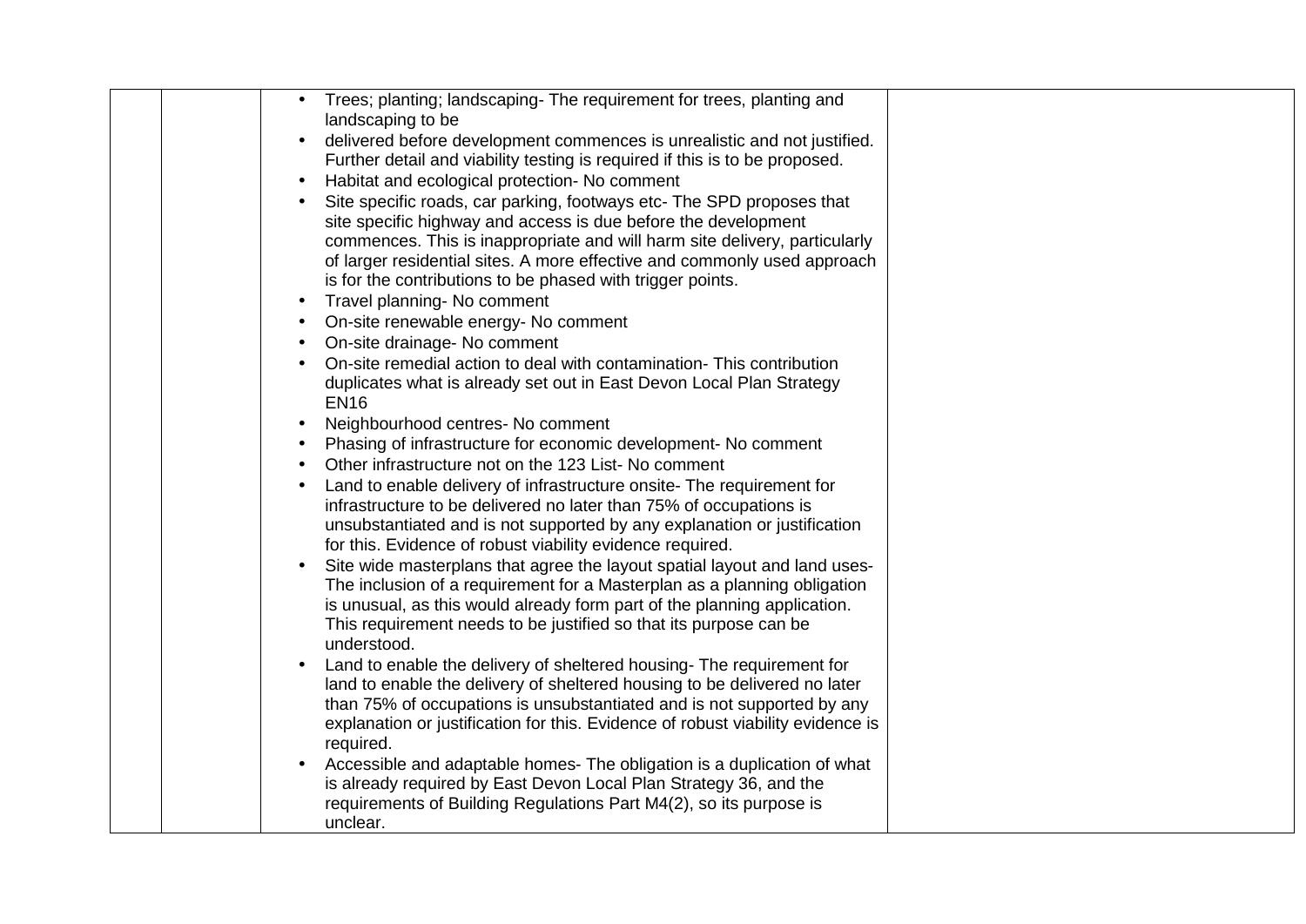|  |  |  |  |
|---|---|---|---|
|  |  | • Trees; planting; landscaping- The requirement for trees, planting and landscaping to be<br>• delivered before development commences is unrealistic and not justified. Further detail and viability testing is required if this is to be proposed.<br>• Habitat and ecological protection- No comment<br>• Site specific roads, car parking, footways etc- The SPD proposes that site specific highway and access is due before the development commences. This is inappropriate and will harm site delivery, particularly of larger residential sites. A more effective and commonly used approach is for the contributions to be phased with trigger points.<br>• Travel planning- No comment<br>• On-site renewable energy- No comment<br>• On-site drainage- No comment<br>• On-site remedial action to deal with contamination- This contribution duplicates what is already set out in East Devon Local Plan Strategy EN16<br>• Neighbourhood centres- No comment<br>• Phasing of infrastructure for economic development- No comment<br>• Other infrastructure not on the 123 List- No comment<br>• Land to enable delivery of infrastructure onsite- The requirement for infrastructure to be delivered no later than 75% of occupations is unsubstantiated and is not supported by any explanation or justification for this. Evidence of robust viability evidence required.<br>• Site wide masterplans that agree the layout spatial layout and land uses- The inclusion of a requirement for a Masterplan as a planning obligation is unusual, as this would already form part of the planning application. This requirement needs to be justified so that its purpose can be understood.<br>• Land to enable the delivery of sheltered housing- The requirement for land to enable the delivery of sheltered housing to be delivered no later than 75% of occupations is unsubstantiated and is not supported by any explanation or justification for this. Evidence of robust viability evidence is required.<br>• Accessible and adaptable homes- The obligation is a duplication of what is already required by East Devon Local Plan Strategy 36, and the requirements of Building Regulations Part M4(2), so its purpose is unclear. |  |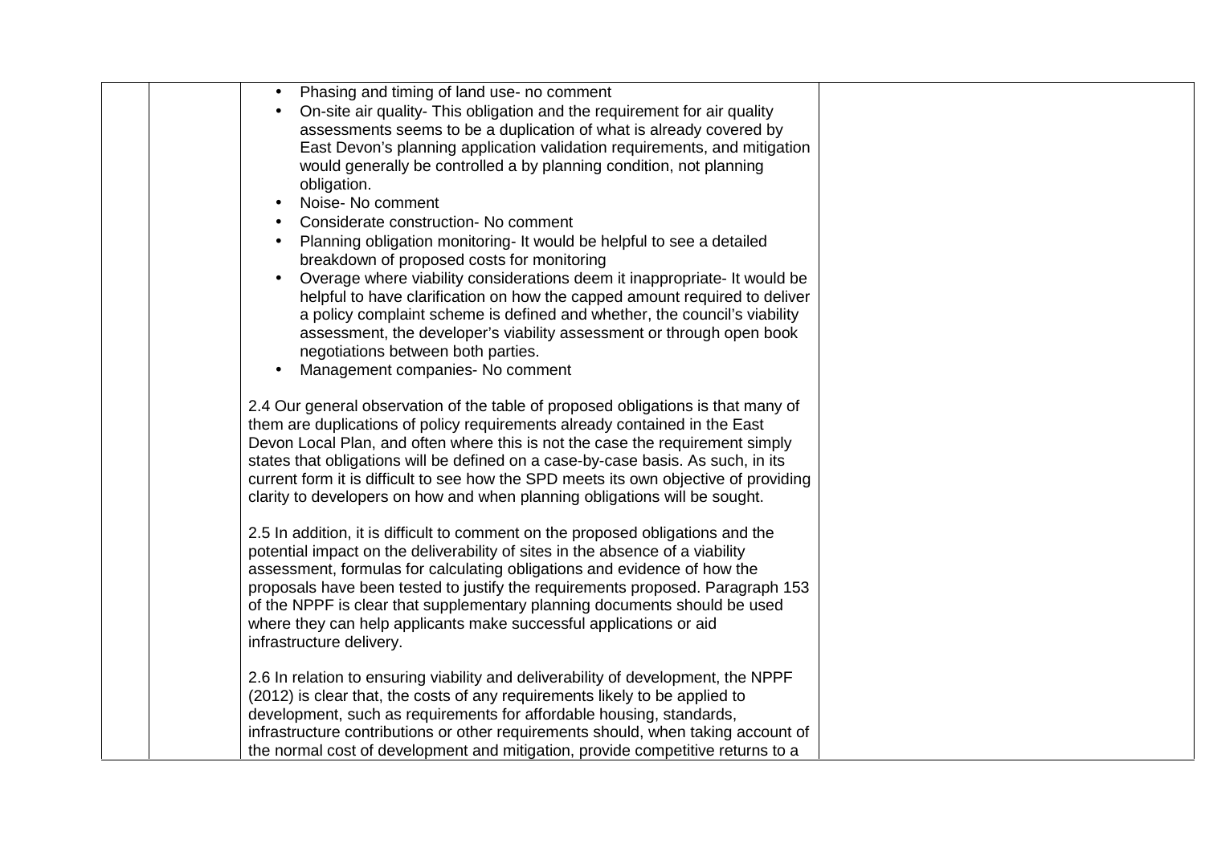| | | | |
|---|---|---|---|
| | | • Phasing and timing of land use- no comment<br>• On-site air quality- This obligation and the requirement for air quality assessments seems to be a duplication of what is already covered by East Devon's planning application validation requirements, and mitigation would generally be controlled a by planning condition, not planning obligation.<br>• Noise- No comment<br>• Considerate construction- No comment<br>• Planning obligation monitoring- It would be helpful to see a detailed breakdown of proposed costs for monitoring<br>• Overage where viability considerations deem it inappropriate- It would be helpful to have clarification on how the capped amount required to deliver a policy complaint scheme is defined and whether, the council's viability assessment, the developer's viability assessment or through open book negotiations between both parties.<br>• Management companies- No comment<br><br>2.4 Our general observation of the table of proposed obligations is that many of them are duplications of policy requirements already contained in the East Devon Local Plan, and often where this is not the case the requirement simply states that obligations will be defined on a case-by-case basis. As such, in its current form it is difficult to see how the SPD meets its own objective of providing clarity to developers on how and when planning obligations will be sought.<br><br>2.5 In addition, it is difficult to comment on the proposed obligations and the potential impact on the deliverability of sites in the absence of a viability assessment, formulas for calculating obligations and evidence of how the proposals have been tested to justify the requirements proposed. Paragraph 153 of the NPPF is clear that supplementary planning documents should be used where they can help applicants make successful applications or aid infrastructure delivery.<br><br>2.6 In relation to ensuring viability and deliverability of development, the NPPF (2012) is clear that, the costs of any requirements likely to be applied to development, such as requirements for affordable housing, standards, infrastructure contributions or other requirements should, when taking account of the normal cost of development and mitigation, provide competitive returns to a | |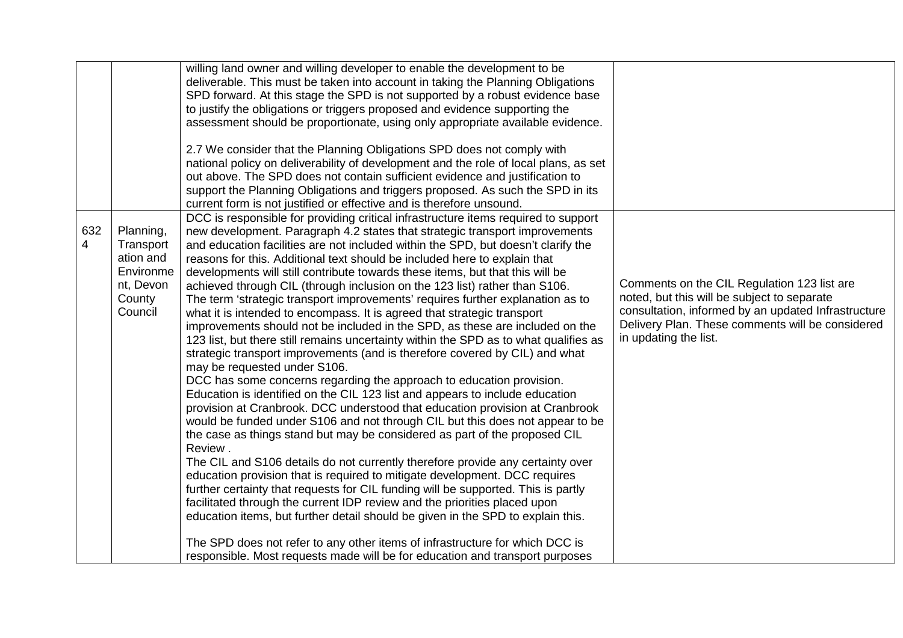| | | | |
|---|---|---|---|
| | | willing land owner and willing developer to enable the development to be deliverable. This must be taken into account in taking the Planning Obligations SPD forward. At this stage the SPD is not supported by a robust evidence base to justify the obligations or triggers proposed and evidence supporting the assessment should be proportionate, using only appropriate available evidence.<br><br>2.7 We consider that the Planning Obligations SPD does not comply with national policy on deliverability of development and the role of local plans, as set out above. The SPD does not contain sufficient evidence and justification to support the Planning Obligations and triggers proposed. As such the SPD in its current form is not justified or effective and is therefore unsound. | |
| 6324 | Planning, Transportation and Environment, Devon County Council | DCC is responsible for providing critical infrastructure items required to support new development. Paragraph 4.2 states that strategic transport improvements and education facilities are not included within the SPD, but doesn't clarify the reasons for this. Additional text should be included here to explain that developments will still contribute towards these items, but that this will be achieved through CIL (through inclusion on the 123 list) rather than S106.<br>The term 'strategic transport improvements' requires further explanation as to what it is intended to encompass. It is agreed that strategic transport improvements should not be included in the SPD, as these are included on the 123 list, but there still remains uncertainty within the SPD as to what qualifies as strategic transport improvements (and is therefore covered by CIL) and what may be requested under S106.<br>DCC has some concerns regarding the approach to education provision. Education is identified on the CIL 123 list and appears to include education provision at Cranbrook. DCC understood that education provision at Cranbrook would be funded under S106 and not through CIL but this does not appear to be the case as things stand but may be considered as part of the proposed CIL Review .<br>The CIL and S106 details do not currently therefore provide any certainty over education provision that is required to mitigate development. DCC requires further certainty that requests for CIL funding will be supported. This is partly facilitated through the current IDP review and the priorities placed upon education items, but further detail should be given in the SPD to explain this.<br><br>The SPD does not refer to any other items of infrastructure for which DCC is responsible. Most requests made will be for education and transport purposes | Comments on the CIL Regulation 123 list are noted, but this will be subject to separate consultation, informed by an updated Infrastructure Delivery Plan. These comments will be considered in updating the list. |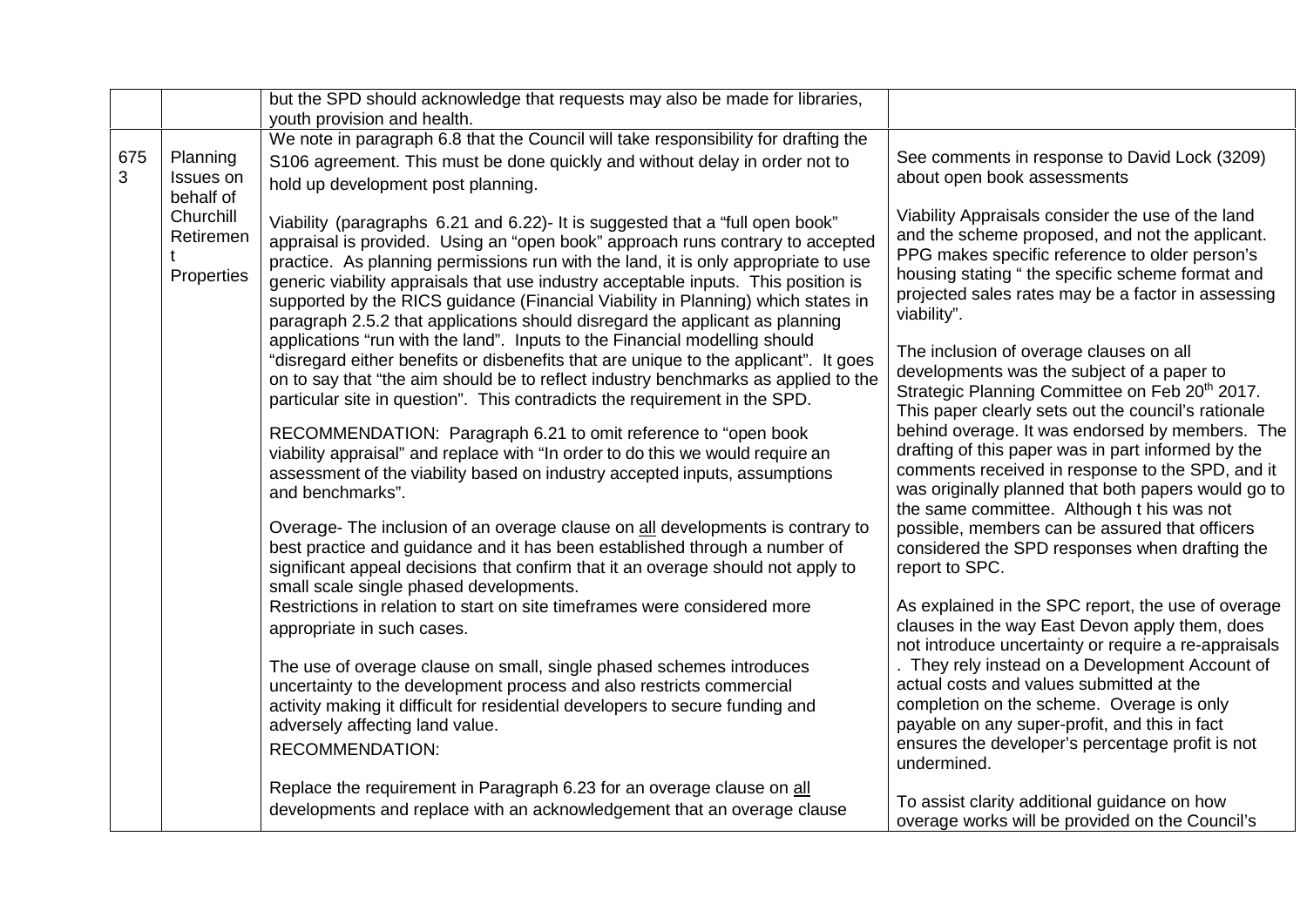| | | | |
|---|---|---|---|
| | | but the SPD should acknowledge that requests may also be made for libraries, youth provision and health. | |
| 6753 | Planning Issues on behalf of Churchill Retirement Properties | We note in paragraph 6.8 that the Council will take responsibility for drafting the S106 agreement. This must be done quickly and without delay in order not to hold up development post planning.<br><br>Viability (paragraphs 6.21 and 6.22)- It is suggested that a "full open book" appraisal is provided. Using an "open book" approach runs contrary to accepted practice. As planning permissions run with the land, it is only appropriate to use generic viability appraisals that use industry acceptable inputs. This position is supported by the RICS guidance (Financial Viability in Planning) which states in paragraph 2.5.2 that applications should disregard the applicant as planning applications "run with the land". Inputs to the Financial modelling should "disregard either benefits or disbenefits that are unique to the applicant". It goes on to say that "the aim should be to reflect industry benchmarks as applied to the particular site in question". This contradicts the requirement in the SPD.<br><br>RECOMMENDATION: Paragraph 6.21 to omit reference to "open book viability appraisal" and replace with "In order to do this we would require an assessment of the viability based on industry accepted inputs, assumptions and benchmarks".<br><br>Overage- The inclusion of an overage clause on all developments is contrary to best practice and guidance and it has been established through a number of significant appeal decisions that confirm that it an overage should not apply to small scale single phased developments.<br>Restrictions in relation to start on site timeframes were considered more appropriate in such cases.<br><br>The use of overage clause on small, single phased schemes introduces uncertainty to the development process and also restricts commercial activity making it difficult for residential developers to secure funding and adversely affecting land value.<br>RECOMMENDATION:<br><br>Replace the requirement in Paragraph 6.23 for an overage clause on all developments and replace with an acknowledgement that an overage clause | See comments in response to David Lock (3209) about open book assessments<br><br>Viability Appraisals consider the use of the land and the scheme proposed, and not the applicant. PPG makes specific reference to older person's housing stating " the specific scheme format and projected sales rates may be a factor in assessing viability".<br><br>The inclusion of overage clauses on all developments was the subject of a paper to Strategic Planning Committee on Feb 20th 2017. This paper clearly sets out the council's rationale behind overage. It was endorsed by members. The drafting of this paper was in part informed by the comments received in response to the SPD, and it was originally planned that both papers would go to the same committee. Although t his was not possible, members can be assured that officers considered the SPD responses when drafting the report to SPC.<br><br>As explained in the SPC report, the use of overage clauses in the way East Devon apply them, does not introduce uncertainty or require a re-appraisals . They rely instead on a Development Account of actual costs and values submitted at the completion on the scheme. Overage is only payable on any super-profit, and this in fact ensures the developer's percentage profit is not undermined.<br><br>To assist clarity additional guidance on how overage works will be provided on the Council's |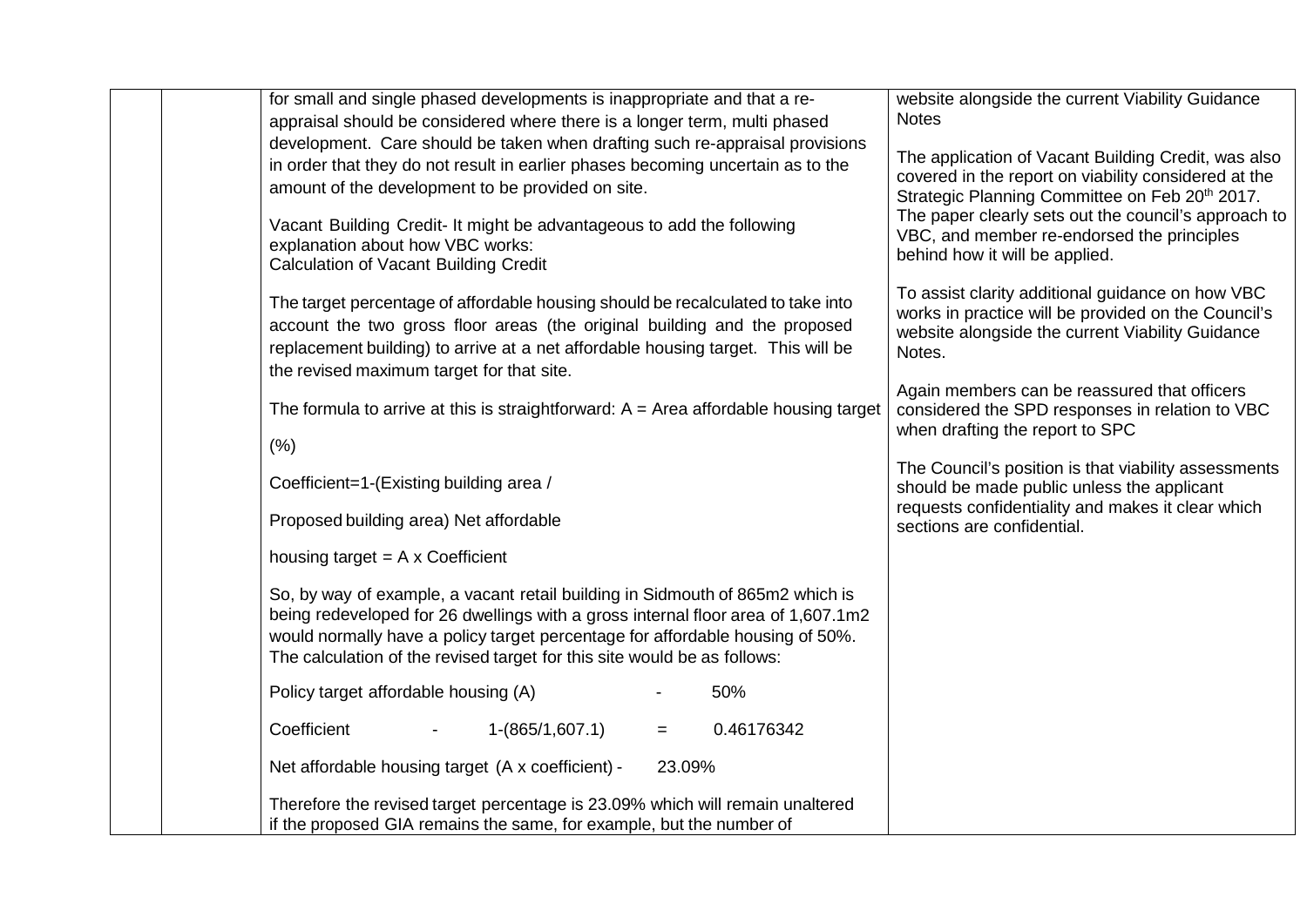| | | | |
|---|---|---|---|
| | | for small and single phased developments is inappropriate and that a re-appraisal should be considered where there is a longer term, multi phased development. Care should be taken when drafting such re-appraisal provisions in order that they do not result in earlier phases becoming uncertain as to the amount of the development to be provided on site.<br><br>Vacant Building Credit- It might be advantageous to add the following explanation about how VBC works:<br>Calculation of Vacant Building Credit<br><br>The target percentage of affordable housing should be recalculated to take into account the two gross floor areas (the original building and the proposed replacement building) to arrive at a net affordable housing target. This will be the revised maximum target for that site.<br><br>The formula to arrive at this is straightforward: A = Area affordable housing target (%)<br><br>Coefficient=1-(Existing building area / Proposed building area) Net affordable housing target = A x Coefficient<br><br>So, by way of example, a vacant retail building in Sidmouth of 865m2 which is being redeveloped for 26 dwellings with a gross internal floor area of 1,607.1m2 would normally have a policy target percentage for affordable housing of 50%. The calculation of the revised target for this site would be as follows:<br><br>Policy target affordable housing (A) - 50%<br><br>Coefficient - 1-(865/1,607.1) = 0.46176342<br><br>Net affordable housing target (A x coefficient) - 23.09%<br><br>Therefore the revised target percentage is 23.09% which will remain unaltered if the proposed GIA remains the same, for example, but the number of | website alongside the current Viability Guidance Notes<br><br>The application of Vacant Building Credit, was also covered in the report on viability considered at the Strategic Planning Committee on Feb 20th 2017. The paper clearly sets out the council's approach to VBC, and member re-endorsed the principles behind how it will be applied.<br><br>To assist clarity additional guidance on how VBC works in practice will be provided on the Council's website alongside the current Viability Guidance Notes.<br><br>Again members can be reassured that officers considered the SPD responses in relation to VBC when drafting the report to SPC<br><br>The Council's position is that viability assessments should be made public unless the applicant requests confidentiality and makes it clear which sections are confidential. |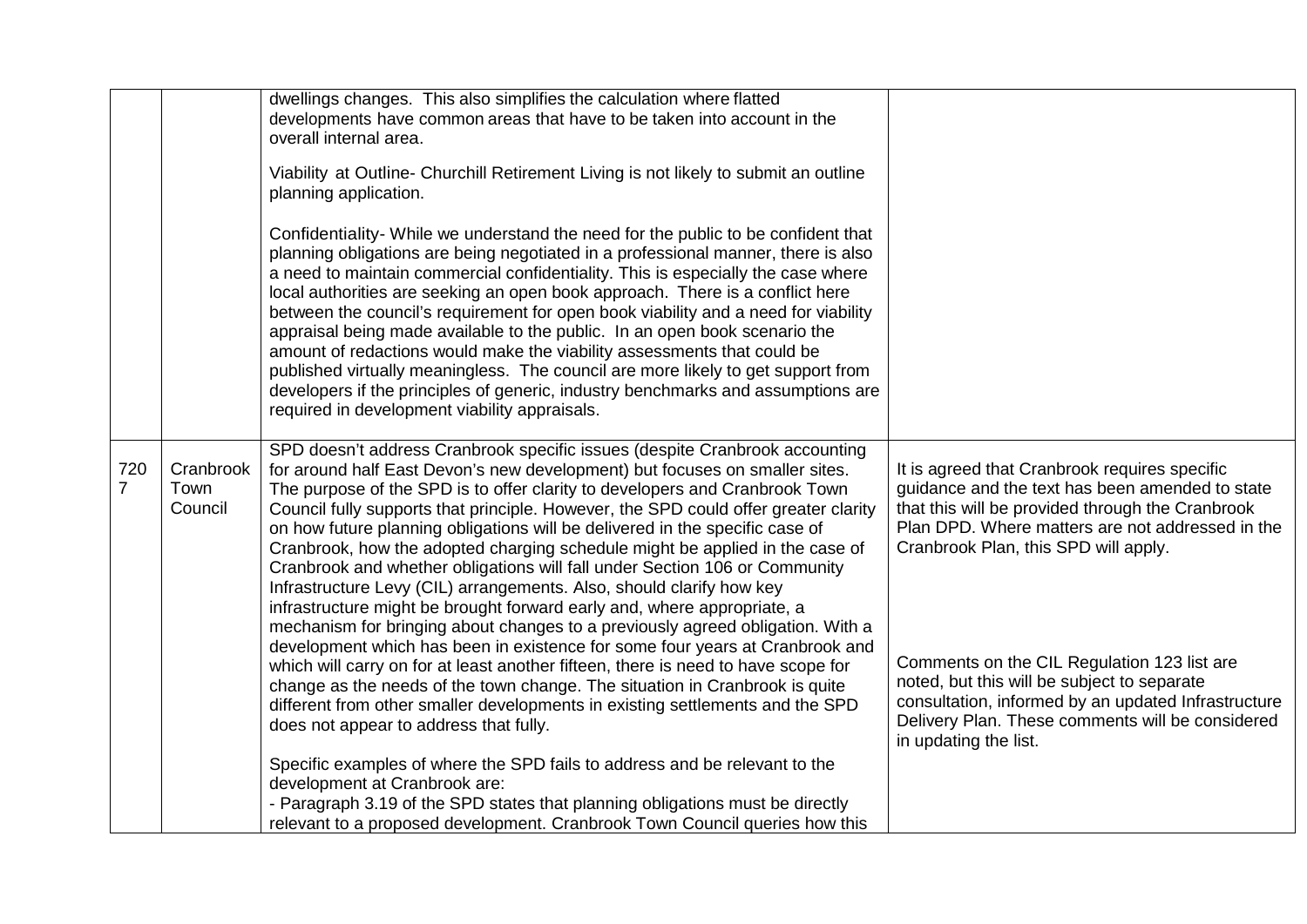| | | | |
|---|---|---|---|
| | | dwellings changes. This also simplifies the calculation where flatted developments have common areas that have to be taken into account in the overall internal area.<br><br>Viability at Outline- Churchill Retirement Living is not likely to submit an outline planning application.<br><br>Confidentiality- While we understand the need for the public to be confident that planning obligations are being negotiated in a professional manner, there is also a need to maintain commercial confidentiality. This is especially the case where local authorities are seeking an open book approach. There is a conflict here between the council's requirement for open book viability and a need for viability appraisal being made available to the public. In an open book scenario the amount of redactions would make the viability assessments that could be published virtually meaningless. The council are more likely to get support from developers if the principles of generic, industry benchmarks and assumptions are required in development viability appraisals. | |
| 7207 | Cranbrook Town Council | SPD doesn't address Cranbrook specific issues (despite Cranbrook accounting for around half East Devon's new development) but focuses on smaller sites. The purpose of the SPD is to offer clarity to developers and Cranbrook Town Council fully supports that principle. However, the SPD could offer greater clarity on how future planning obligations will be delivered in the specific case of Cranbrook, how the adopted charging schedule might be applied in the case of Cranbrook and whether obligations will fall under Section 106 or Community Infrastructure Levy (CIL) arrangements. Also, should clarify how key infrastructure might be brought forward early and, where appropriate, a mechanism for bringing about changes to a previously agreed obligation. With a development which has been in existence for some four years at Cranbrook and which will carry on for at least another fifteen, there is need to have scope for change as the needs of the town change. The situation in Cranbrook is quite different from other smaller developments in existing settlements and the SPD does not appear to address that fully.<br><br>Specific examples of where the SPD fails to address and be relevant to the development at Cranbrook are:<br>- Paragraph 3.19 of the SPD states that planning obligations must be directly relevant to a proposed development. Cranbrook Town Council queries how this | It is agreed that Cranbrook requires specific guidance and the text has been amended to state that this will be provided through the Cranbrook Plan DPD. Where matters are not addressed in the Cranbrook Plan, this SPD will apply.<br><br>Comments on the CIL Regulation 123 list are noted, but this will be subject to separate consultation, informed by an updated Infrastructure Delivery Plan. These comments will be considered in updating the list. |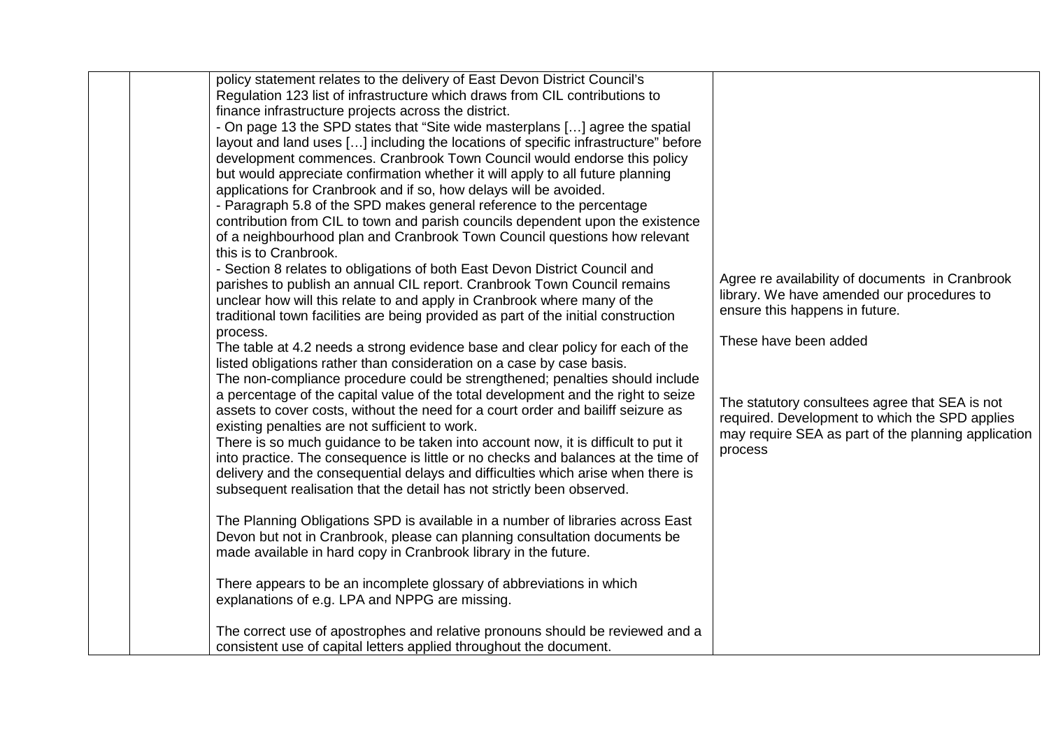|  |  |  |  |
|---|---|---|---|
|  |  | policy statement relates to the delivery of East Devon District Council's Regulation 123 list of infrastructure which draws from CIL contributions to finance infrastructure projects across the district.<br>- On page 13 the SPD states that "Site wide masterplans […] agree the spatial layout and land uses […] including the locations of specific infrastructure" before development commences. Cranbrook Town Council would endorse this policy but would appreciate confirmation whether it will apply to all future planning applications for Cranbrook and if so, how delays will be avoided.<br>- Paragraph 5.8 of the SPD makes general reference to the percentage contribution from CIL to town and parish councils dependent upon the existence of a neighbourhood plan and Cranbrook Town Council questions how relevant this is to Cranbrook.<br>- Section 8 relates to obligations of both East Devon District Council and parishes to publish an annual CIL report. Cranbrook Town Council remains unclear how will this relate to and apply in Cranbrook where many of the traditional town facilities are being provided as part of the initial construction process.<br>The table at 4.2 needs a strong evidence base and clear policy for each of the listed obligations rather than consideration on a case by case basis.<br>The non-compliance procedure could be strengthened; penalties should include a percentage of the capital value of the total development and the right to seize assets to cover costs, without the need for a court order and bailiff seizure as existing penalties are not sufficient to work.<br>There is so much guidance to be taken into account now, it is difficult to put it into practice. The consequence is little or no checks and balances at the time of delivery and the consequential delays and difficulties which arise when there is subsequent realisation that the detail has not strictly been observed.<br><br>The Planning Obligations SPD is available in a number of libraries across East Devon but not in Cranbrook, please can planning consultation documents be made available in hard copy in Cranbrook library in the future.<br><br>There appears to be an incomplete glossary of abbreviations in which explanations of e.g. LPA and NPPG are missing.<br><br>The correct use of apostrophes and relative pronouns should be reviewed and a consistent use of capital letters applied throughout the document. | Agree re availability of documents in Cranbrook library. We have amended our procedures to ensure this happens in future.<br><br>These have been added<br><br>The statutory consultees agree that SEA is not required. Development to which the SPD applies may require SEA as part of the planning application process |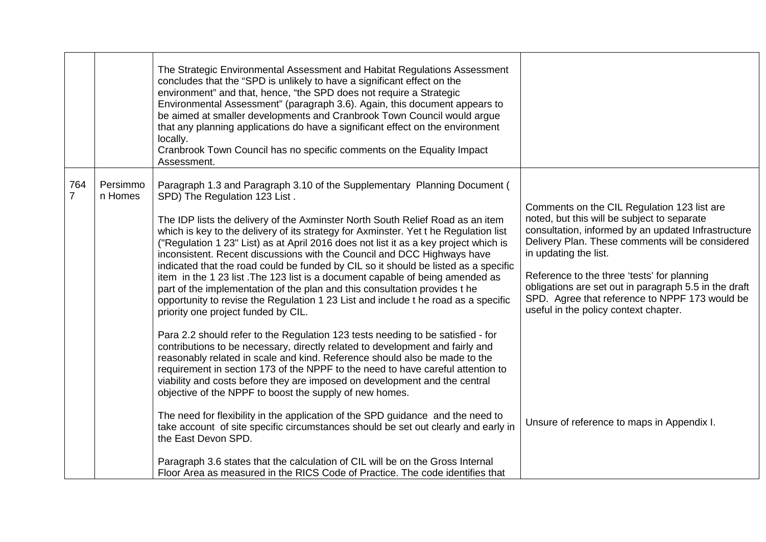| | | | |
|---|---|---|---|
| | | The Strategic Environmental Assessment and Habitat Regulations Assessment concludes that the "SPD is unlikely to have a significant effect on the environment" and that, hence, "the SPD does not require a Strategic Environmental Assessment" (paragraph 3.6). Again, this document appears to be aimed at smaller developments and Cranbrook Town Council would argue that any planning applications do have a significant effect on the environment locally.<br>Cranbrook Town Council has no specific comments on the Equality Impact Assessment. | |
| 7647 | Persimmon Homes | Paragraph 1.3 and Paragraph 3.10 of the Supplementary Planning Document ( SPD) The Regulation 123 List .<br><br>The IDP lists the delivery of the Axminster North South Relief Road as an item which is key to the delivery of its strategy for Axminster. Yet t he Regulation list ("Regulation 1 23" List) as at April 2016 does not list it as a key project which is inconsistent. Recent discussions with the Council and DCC Highways have indicated that the road could be funded by CIL so it should be listed as a specific item in the 1 23 list .The 123 list is a document capable of being amended as part of the implementation of the plan and this consultation provides t he opportunity to revise the Regulation 1 23 List and include t he road as a specific priority one project funded by CIL.<br><br>Para 2.2 should refer to the Regulation 123 tests needing to be satisfied - for contributions to be necessary, directly related to development and fairly and reasonably related in scale and kind. Reference should also be made to the requirement in section 173 of the NPPF to the need to have careful attention to viability and costs before they are imposed on development and the central objective of the NPPF to boost the supply of new homes.<br><br>The need for flexibility in the application of the SPD guidance and the need to take account of site specific circumstances should be set out clearly and early in the East Devon SPD.<br><br>Paragraph 3.6 states that the calculation of CIL will be on the Gross Internal Floor Area as measured in the RICS Code of Practice. The code identifies that | Comments on the CIL Regulation 123 list are noted, but this will be subject to separate consultation, informed by an updated Infrastructure Delivery Plan. These comments will be considered in updating the list.<br><br>Reference to the three 'tests' for planning obligations are set out in paragraph 5.5 in the draft SPD. Agree that reference to NPPF 173 would be useful in the policy context chapter.<br><br>Unsure of reference to maps in Appendix I. |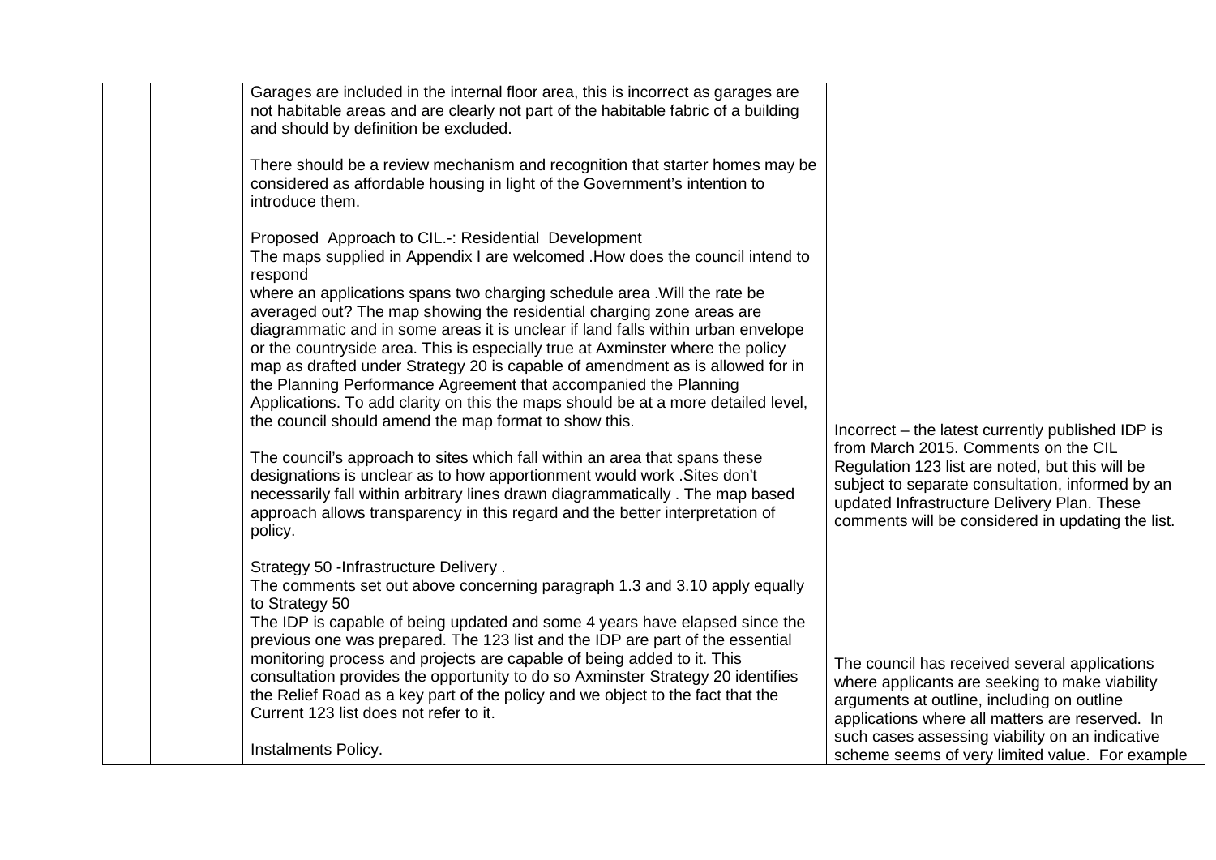| | | | |
|---|---|---|---|
| | | Garages are included in the internal floor area, this is incorrect as garages are not habitable areas and are clearly not part of the habitable fabric of a building and should by definition be excluded.<br><br>There should be a review mechanism and recognition that starter homes may be considered as affordable housing in light of the Government's intention to introduce them.<br><br>Proposed Approach to CIL.-: Residential Development<br>The maps supplied in Appendix I are welcomed .How does the council intend to respond<br>where an applications spans two charging schedule area .Will the rate be averaged out? The map showing the residential charging zone areas are diagrammatic and in some areas it is unclear if land falls within urban envelope or the countryside area. This is especially true at Axminster where the policy map as drafted under Strategy 20 is capable of amendment as is allowed for in the Planning Performance Agreement that accompanied the Planning Applications. To add clarity on this the maps should be at a more detailed level, the council should amend the map format to show this.<br><br>The council's approach to sites which fall within an area that spans these designations is unclear as to how apportionment would work .Sites don't necessarily fall within arbitrary lines drawn diagrammatically . The map based approach allows transparency in this regard and the better interpretation of policy.<br><br>Strategy 50 -Infrastructure Delivery .<br>The comments set out above concerning paragraph 1.3 and 3.10 apply equally to Strategy 50<br>The IDP is capable of being updated and some 4 years have elapsed since the previous one was prepared. The 123 list and the IDP are part of the essential monitoring process and projects are capable of being added to it. This consultation provides the opportunity to do so Axminster Strategy 20 identifies the Relief Road as a key part of the policy and we object to the fact that the Current 123 list does not refer to it.<br><br>Instalments Policy. | Incorrect – the latest currently published IDP is from March 2015. Comments on the CIL Regulation 123 list are noted, but this will be subject to separate consultation, informed by an updated Infrastructure Delivery Plan. These comments will be considered in updating the list.<br><br>The council has received several applications where applicants are seeking to make viability arguments at outline, including on outline applications where all matters are reserved. In such cases assessing viability on an indicative scheme seems of very limited value. For example |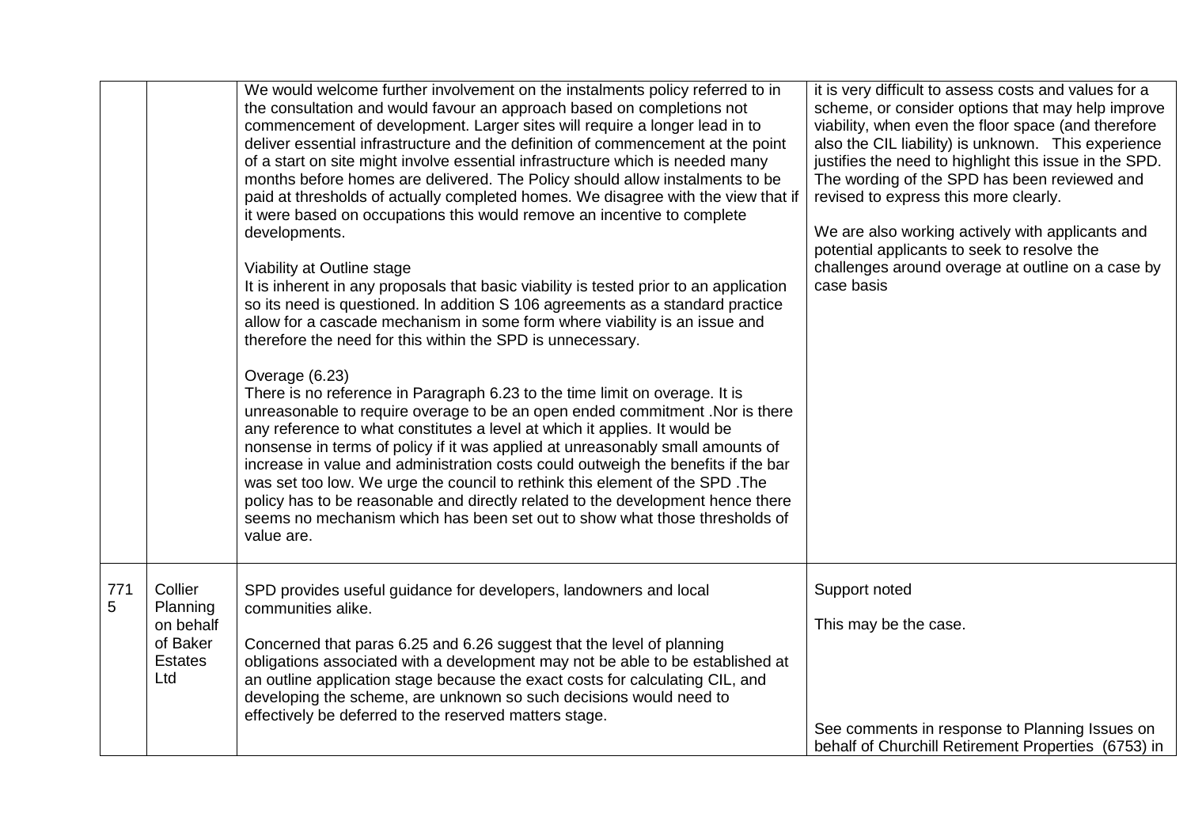| | | | |
|---|---|---|---|
| | | We would welcome further involvement on the instalments policy referred to in the consultation and would favour an approach based on completions not commencement of development. Larger sites will require a longer lead in to deliver essential infrastructure and the definition of commencement at the point of a start on site might involve essential infrastructure which is needed many months before homes are delivered. The Policy should allow instalments to be paid at thresholds of actually completed homes. We disagree with the view that if it were based on occupations this would remove an incentive to complete developments.<br><br>Viability at Outline stage<br>It is inherent in any proposals that basic viability is tested prior to an application so its need is questioned. In addition S 106 agreements as a standard practice allow for a cascade mechanism in some form where viability is an issue and therefore the need for this within the SPD is unnecessary.<br><br>Overage (6.23)<br>There is no reference in Paragraph 6.23 to the time limit on overage. It is unreasonable to require overage to be an open ended commitment .Nor is there any reference to what constitutes a level at which it applies. It would be nonsense in terms of policy if it was applied at unreasonably small amounts of increase in value and administration costs could outweigh the benefits if the bar was set too low. We urge the council to rethink this element of the SPD .The policy has to be reasonable and directly related to the development hence there seems no mechanism which has been set out to show what those thresholds of value are. | it is very difficult to assess costs and values for a scheme, or consider options that may help improve viability, when even the floor space (and therefore also the CIL liability) is unknown. This experience justifies the need to highlight this issue in the SPD. The wording of the SPD has been reviewed and revised to express this more clearly.<br><br>We are also working actively with applicants and potential applicants to seek to resolve the challenges around overage at outline on a case by case basis |
| 7715 | Collier Planning on behalf of Baker Estates Ltd | SPD provides useful guidance for developers, landowners and local communities alike.<br><br>Concerned that paras 6.25 and 6.26 suggest that the level of planning obligations associated with a development may not be able to be established at an outline application stage because the exact costs for calculating CIL, and developing the scheme, are unknown so such decisions would need to effectively be deferred to the reserved matters stage. | Support noted<br><br>This may be the case.<br><br>See comments in response to Planning Issues on behalf of Churchill Retirement Properties (6753) in |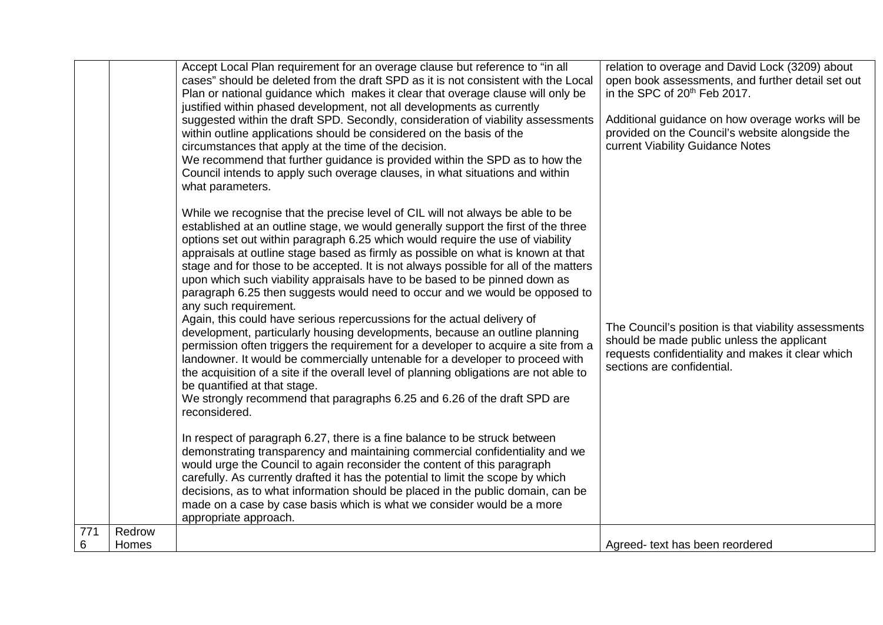| | | | |
|---|---|---|---|
| | | Accept Local Plan requirement for an overage clause but reference to "in all cases" should be deleted from the draft SPD as it is not consistent with the Local Plan or national guidance which makes it clear that overage clause will only be justified within phased development, not all developments as currently suggested within the draft SPD. Secondly, consideration of viability assessments within outline applications should be considered on the basis of the circumstances that apply at the time of the decision.<br>We recommend that further guidance is provided within the SPD as to how the Council intends to apply such overage clauses, in what situations and within what parameters.<br><br>While we recognise that the precise level of CIL will not always be able to be established at an outline stage, we would generally support the first of the three options set out within paragraph 6.25 which would require the use of viability appraisals at outline stage based as firmly as possible on what is known at that stage and for those to be accepted. It is not always possible for all of the matters upon which such viability appraisals have to be based to be pinned down as paragraph 6.25 then suggests would need to occur and we would be opposed to any such requirement.<br>Again, this could have serious repercussions for the actual delivery of development, particularly housing developments, because an outline planning permission often triggers the requirement for a developer to acquire a site from a landowner. It would be commercially untenable for a developer to proceed with the acquisition of a site if the overall level of planning obligations are not able to be quantified at that stage.<br>We strongly recommend that paragraphs 6.25 and 6.26 of the draft SPD are reconsidered.<br><br>In respect of paragraph 6.27, there is a fine balance to be struck between demonstrating transparency and maintaining commercial confidentiality and we would urge the Council to again reconsider the content of this paragraph carefully. As currently drafted it has the potential to limit the scope by which decisions, as to what information should be placed in the public domain, can be made on a case by case basis which is what we consider would be a more appropriate approach. | relation to overage and David Lock (3209) about open book assessments, and further detail set out in the SPC of 20th Feb 2017.<br><br>Additional guidance on how overage works will be provided on the Council's website alongside the current Viability Guidance Notes<br><br>The Council's position is that viability assessments should be made public unless the applicant requests confidentiality and makes it clear which sections are confidential. |
| 7716 | Redrow Homes | | Agreed- text has been reordered |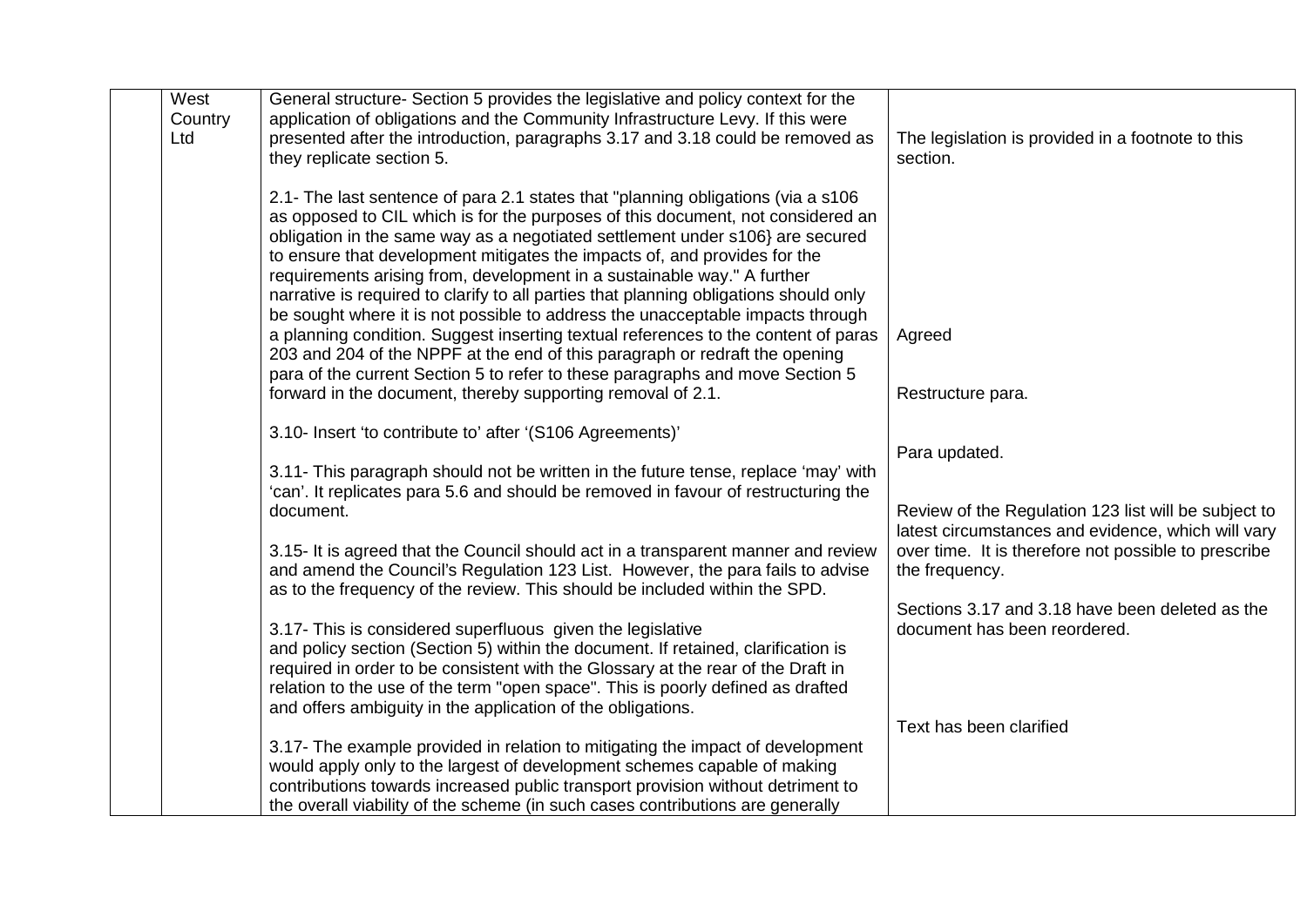| | | | |
|---|---|---|---|
| | West Country Ltd | General structure- Section 5 provides the legislative and policy context for the application of obligations and the Community Infrastructure Levy. If this were presented after the introduction, paragraphs 3.17 and 3.18 could be removed as they replicate section 5.<br><br>2.1- The last sentence of para 2.1 states that "planning obligations (via a s106 as opposed to CIL which is for the purposes of this document, not considered an obligation in the same way as a negotiated settlement under s106} are secured to ensure that development mitigates the impacts of, and provides for the requirements arising from, development in a sustainable way." A further narrative is required to clarify to all parties that planning obligations should only be sought where it is not possible to address the unacceptable impacts through a planning condition. Suggest inserting textual references to the content of paras 203 and 204 of the NPPF at the end of this paragraph or redraft the opening para of the current Section 5 to refer to these paragraphs and move Section 5 forward in the document, thereby supporting removal of 2.1.<br><br>3.10- Insert 'to contribute to' after '(S106 Agreements)'<br><br>3.11- This paragraph should not be written in the future tense, replace 'may' with 'can'. It replicates para 5.6 and should be removed in favour of restructuring the document.<br><br>3.15- It is agreed that the Council should act in a transparent manner and review and amend the Council's Regulation 123 List. However, the para fails to advise as to the frequency of the review. This should be included within the SPD.<br><br>3.17- This is considered superfluous given the legislative and policy section (Section 5) within the document. If retained, clarification is required in order to be consistent with the Glossary at the rear of the Draft in relation to the use of the term "open space". This is poorly defined as drafted and offers ambiguity in the application of the obligations.<br><br>3.17- The example provided in relation to mitigating the impact of development would apply only to the largest of development schemes capable of making contributions towards increased public transport provision without detriment to the overall viability of the scheme (in such cases contributions are generally | The legislation is provided in a footnote to this section.<br><br>Agreed<br><br>Restructure para.<br><br>Para updated.<br><br>Review of the Regulation 123 list will be subject to latest circumstances and evidence, which will vary over time. It is therefore not possible to prescribe the frequency.<br><br>Sections 3.17 and 3.18 have been deleted as the document has been reordered.<br><br>Text has been clarified |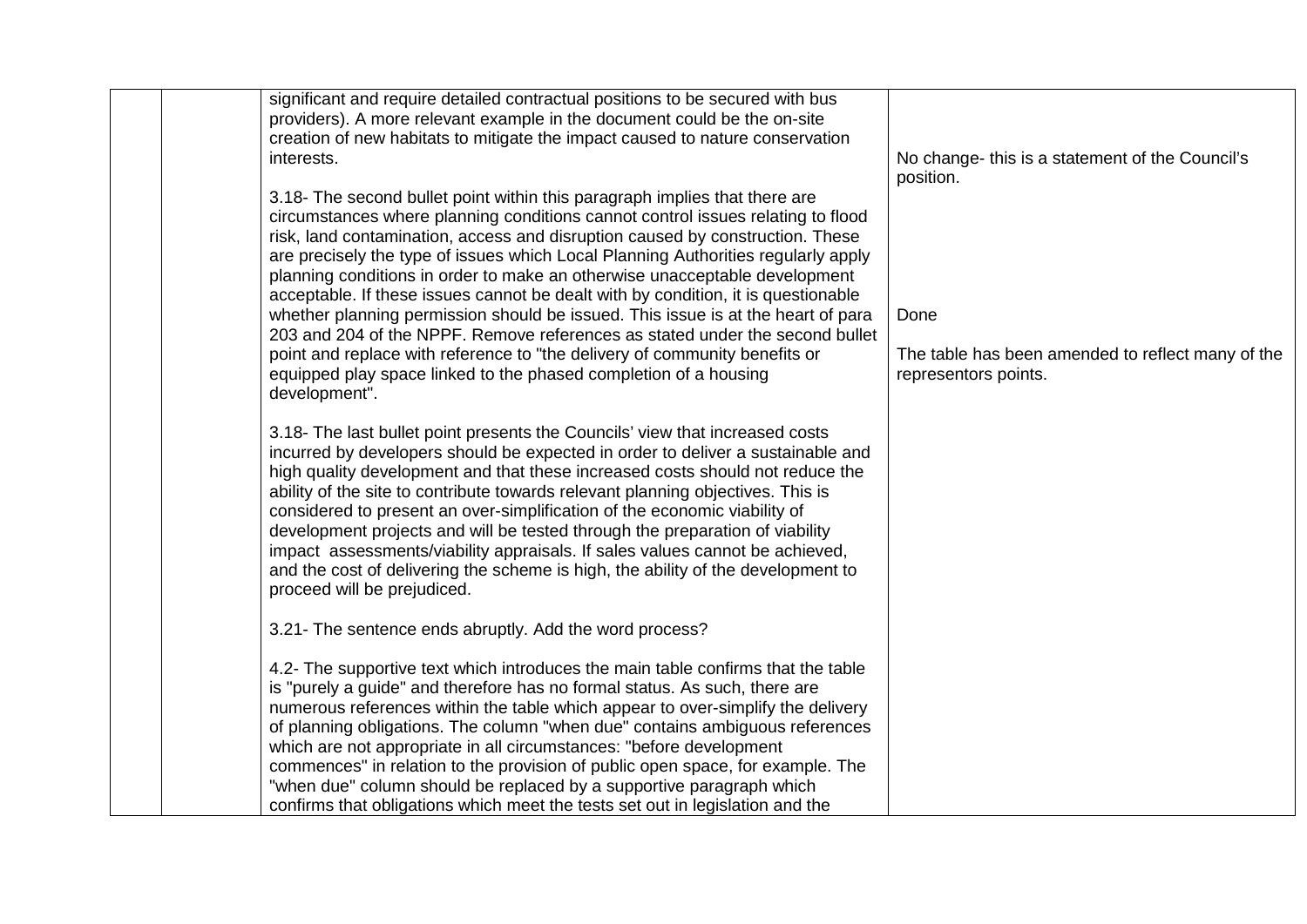|  |  |  |  |
|---|---|---|---|
|  |  | significant and require detailed contractual positions to be secured with bus providers). A more relevant example in the document could be the on-site creation of new habitats to mitigate the impact caused to nature conservation interests.<br><br>3.18- The second bullet point within this paragraph implies that there are circumstances where planning conditions cannot control issues relating to flood risk, land contamination, access and disruption caused by construction. These are precisely the type of issues which Local Planning Authorities regularly apply planning conditions in order to make an otherwise unacceptable development acceptable. If these issues cannot be dealt with by condition, it is questionable whether planning permission should be issued. This issue is at the heart of para 203 and 204 of the NPPF. Remove references as stated under the second bullet point and replace with reference to "the delivery of community benefits or equipped play space linked to the phased completion of a housing development".<br><br>3.18- The last bullet point presents the Councils' view that increased costs incurred by developers should be expected in order to deliver a sustainable and high quality development and that these increased costs should not reduce the ability of the site to contribute towards relevant planning objectives. This is considered to present an over-simplification of the economic viability of development projects and will be tested through the preparation of viability impact assessments/viability appraisals. If sales values cannot be achieved, and the cost of delivering the scheme is high, the ability of the development to proceed will be prejudiced.<br><br>3.21- The sentence ends abruptly. Add the word process?<br><br>4.2- The supportive text which introduces the main table confirms that the table is "purely a guide" and therefore has no formal status. As such, there are numerous references within the table which appear to over-simplify the delivery of planning obligations. The column "when due" contains ambiguous references which are not appropriate in all circumstances: "before development commences" in relation to the provision of public open space, for example. The "when due" column should be replaced by a supportive paragraph which confirms that obligations which meet the tests set out in legislation and the | No change- this is a statement of the Council's position.<br><br>Done<br><br>The table has been amended to reflect many of the representors points. |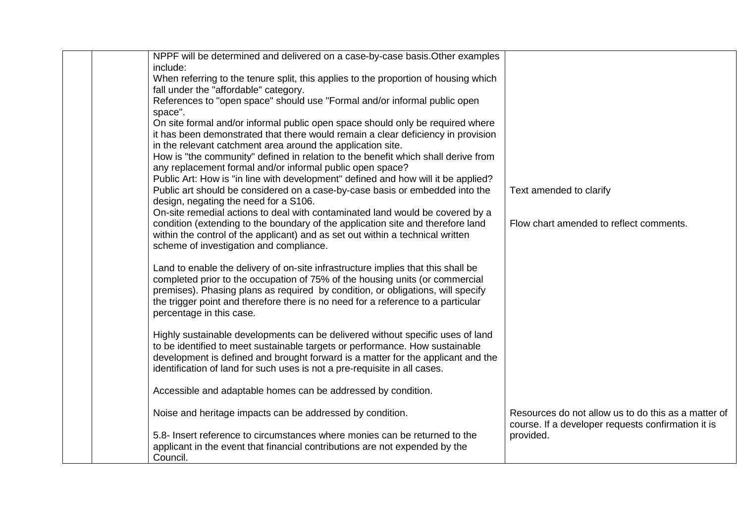| | | | |
|---|---|---|---|
| | | NPPF will be determined and delivered on a case-by-case basis.Other examples include:<br>When referring to the tenure split, this applies to the proportion of housing which fall under the "affordable" category.<br>References to "open space" should use "Formal and/or informal public open space".<br>On site formal and/or informal public open space should only be required where it has been demonstrated that there would remain a clear deficiency in provision in the relevant catchment area around the application site.<br>How is "the community" defined in relation to the benefit which shall derive from any replacement formal and/or informal public open space?<br>Public Art: How is "in line with development" defined and how will it be applied? Public art should be considered on a case-by-case basis or embedded into the design, negating the need for a S106.<br>On-site remedial actions to deal with contaminated land would be covered by a condition (extending to the boundary of the application site and therefore land within the control of the applicant) and as set out within a technical written scheme of investigation and compliance.<br><br>Land to enable the delivery of on-site infrastructure implies that this shall be completed prior to the occupation of 75% of the housing units (or commercial premises). Phasing plans as required by condition, or obligations, will specify the trigger point and therefore there is no need for a reference to a particular percentage in this case.<br><br>Highly sustainable developments can be delivered without specific uses of land to be identified to meet sustainable targets or performance. How sustainable development is defined and brought forward is a matter for the applicant and the identification of land for such uses is not a pre-requisite in all cases.<br><br>Accessible and adaptable homes can be addressed by condition.<br><br>Noise and heritage impacts can be addressed by condition.<br><br>5.8- Insert reference to circumstances where monies can be returned to the applicant in the event that financial contributions are not expended by the Council. | Text amended to clarify<br><br>Flow chart amended to reflect comments.<br><br>Resources do not allow us to do this as a matter of course. If a developer requests confirmation it is provided. |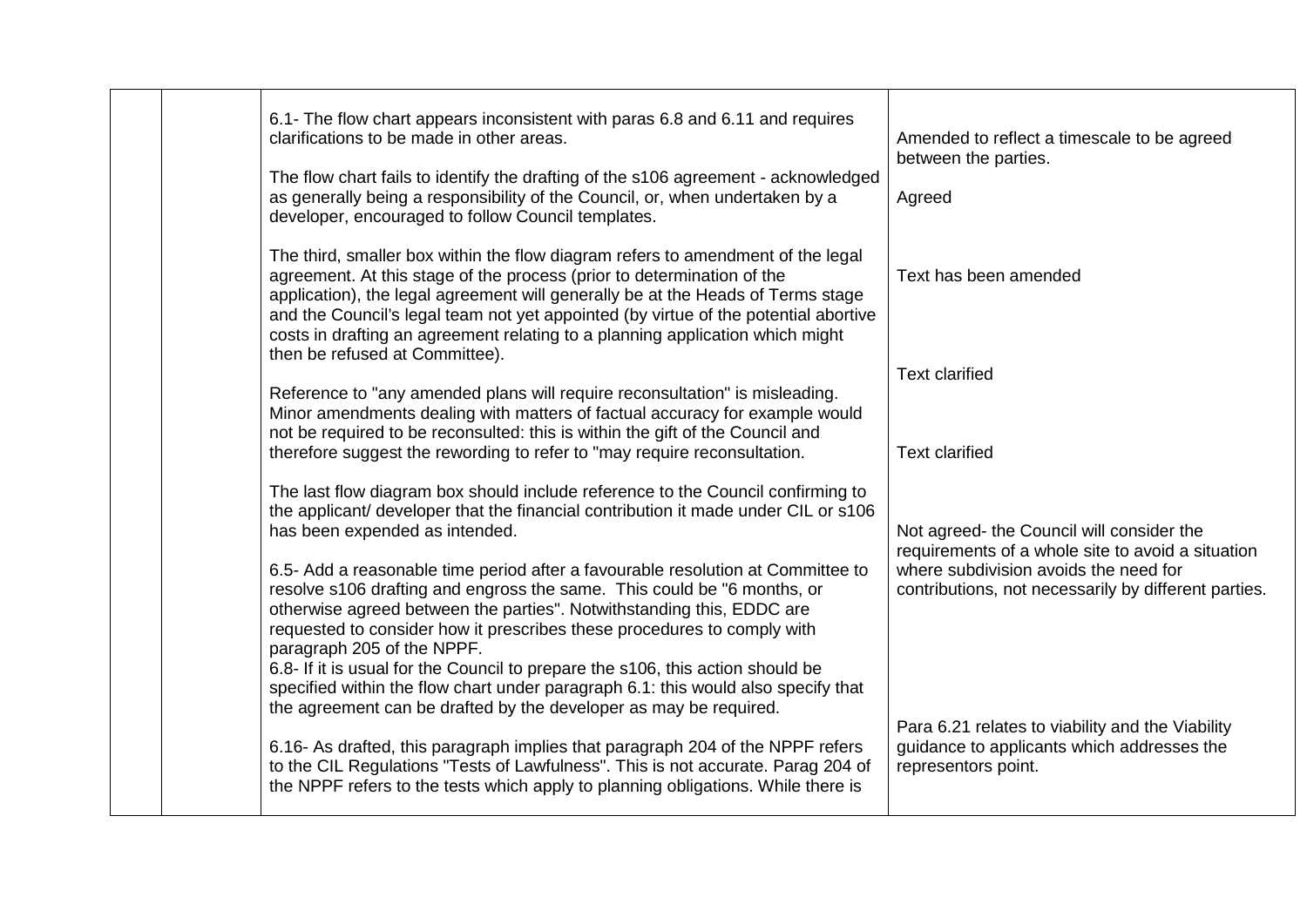|  |  |  |  |
|---|---|---|---|
|  |  | 6.1- The flow chart appears inconsistent with paras 6.8 and 6.11 and requires clarifications to be made in other areas.<br><br>The flow chart fails to identify the drafting of the s106 agreement - acknowledged as generally being a responsibility of the Council, or, when undertaken by a developer, encouraged to follow Council templates.<br><br>The third, smaller box within the flow diagram refers to amendment of the legal agreement. At this stage of the process (prior to determination of the application), the legal agreement will generally be at the Heads of Terms stage and the Council's legal team not yet appointed (by virtue of the potential abortive costs in drafting an agreement relating to a planning application which might then be refused at Committee).<br><br>Reference to "any amended plans will require reconsultation" is misleading. Minor amendments dealing with matters of factual accuracy for example would not be required to be reconsulted: this is within the gift of the Council and therefore suggest the rewording to refer to "may require reconsultation.<br><br>The last flow diagram box should include reference to the Council confirming to the applicant/ developer that the financial contribution it made under CIL or s106 has been expended as intended.<br><br>6.5- Add a reasonable time period after a favourable resolution at Committee to resolve s106 drafting and engross the same. This could be "6 months, or otherwise agreed between the parties". Notwithstanding this, EDDC are requested to consider how it prescribes these procedures to comply with paragraph 205 of the NPPF.<br>6.8- If it is usual for the Council to prepare the s106, this action should be specified within the flow chart under paragraph 6.1: this would also specify that the agreement can be drafted by the developer as may be required.<br><br>6.16- As drafted, this paragraph implies that paragraph 204 of the NPPF refers to the CIL Regulations "Tests of Lawfulness". This is not accurate. Parag 204 of the NPPF refers to the tests which apply to planning obligations. While there is | Amended to reflect a timescale to be agreed between the parties.<br><br>Agreed<br><br>Text has been amended<br><br>Text clarified<br><br>Text clarified<br><br>Not agreed- the Council will consider the requirements of a whole site to avoid a situation where subdivision avoids the need for contributions, not necessarily by different parties.<br><br>Para 6.21 relates to viability and the Viability guidance to applicants which addresses the representors point. |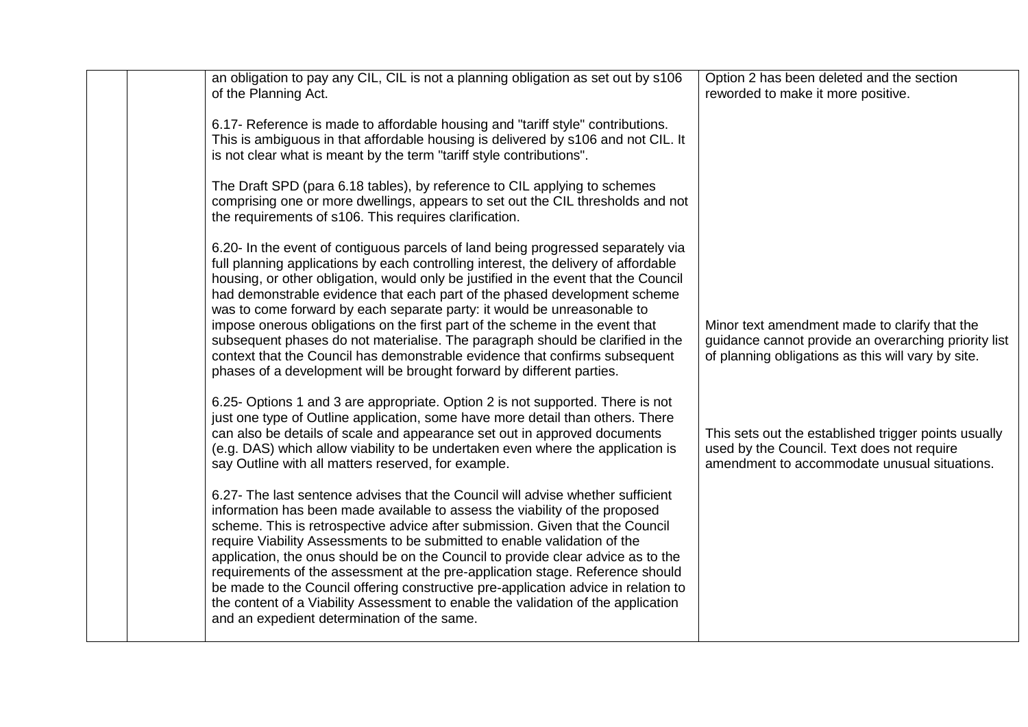|  |  |  |  |
|---|---|---|---|
|  |  | an obligation to pay any CIL, CIL is not a planning obligation as set out by s106 of the Planning Act.<br><br>6.17- Reference is made to affordable housing and "tariff style" contributions. This is ambiguous in that affordable housing is delivered by s106 and not CIL. It is not clear what is meant by the term "tariff style contributions".<br><br>The Draft SPD (para 6.18 tables), by reference to CIL applying to schemes comprising one or more dwellings, appears to set out the CIL thresholds and not the requirements of s106. This requires clarification.<br><br>6.20- In the event of contiguous parcels of land being progressed separately via full planning applications by each controlling interest, the delivery of affordable housing, or other obligation, would only be justified in the event that the Council had demonstrable evidence that each part of the phased development scheme was to come forward by each separate party: it would be unreasonable to impose onerous obligations on the first part of the scheme in the event that subsequent phases do not materialise. The paragraph should be clarified in the context that the Council has demonstrable evidence that confirms subsequent phases of a development will be brought forward by different parties.<br><br>6.25- Options 1 and 3 are appropriate. Option 2 is not supported. There is not just one type of Outline application, some have more detail than others. There can also be details of scale and appearance set out in approved documents (e.g. DAS) which allow viability to be undertaken even where the application is say Outline with all matters reserved, for example.<br><br>6.27- The last sentence advises that the Council will advise whether sufficient information has been made available to assess the viability of the proposed scheme. This is retrospective advice after submission. Given that the Council require Viability Assessments to be submitted to enable validation of the application, the onus should be on the Council to provide clear advice as to the requirements of the assessment at the pre-application stage. Reference should be made to the Council offering constructive pre-application advice in relation to the content of a Viability Assessment to enable the validation of the application and an expedient determination of the same. | Option 2 has been deleted and the section reworded to make it more positive.<br><br>Minor text amendment made to clarify that the guidance cannot provide an overarching priority list of planning obligations as this will vary by site.<br><br>This sets out the established trigger points usually used by the Council. Text does not require amendment to accommodate unusual situations. |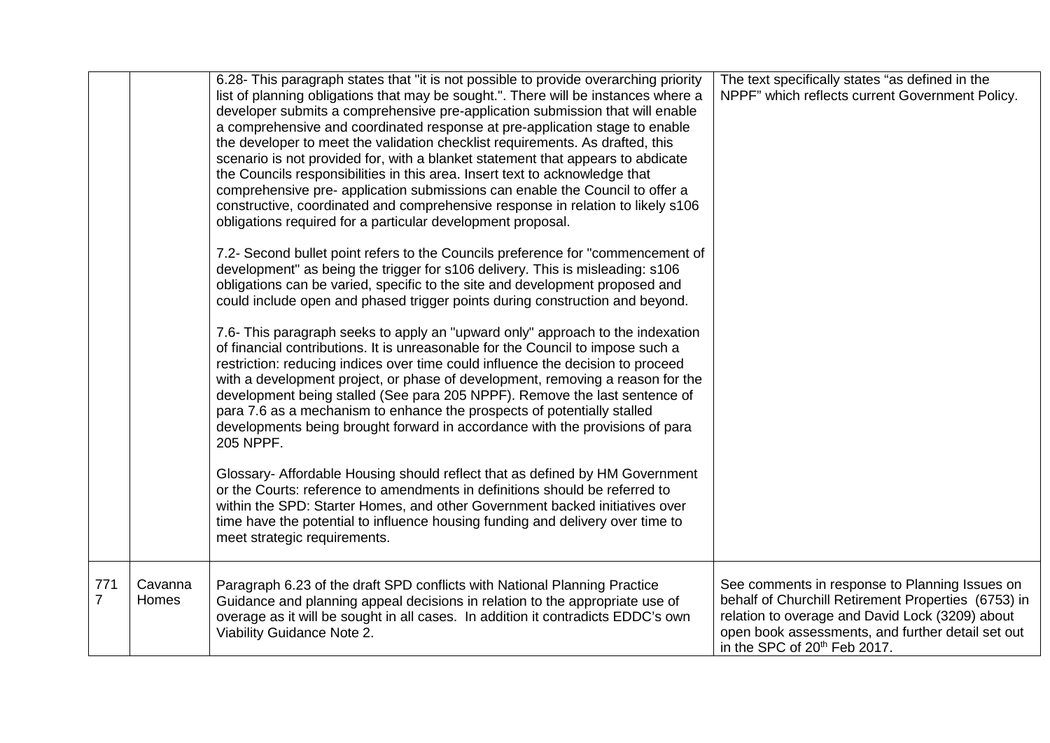|  |  |  |  |
|---|---|---|---|
|  |  | 6.28- This paragraph states that "it is not possible to provide overarching priority list of planning obligations that may be sought.". There will be instances where a developer submits a comprehensive pre-application submission that will enable a comprehensive and coordinated response at pre-application stage to enable the developer to meet the validation checklist requirements. As drafted, this scenario is not provided for, with a blanket statement that appears to abdicate the Councils responsibilities in this area. Insert text to acknowledge that comprehensive pre- application submissions can enable the Council to offer a constructive, coordinated and comprehensive response in relation to likely s106 obligations required for a particular development proposal.<br><br>7.2- Second bullet point refers to the Councils preference for "commencement of development" as being the trigger for s106 delivery. This is misleading: s106 obligations can be varied, specific to the site and development proposed and could include open and phased trigger points during construction and beyond.<br><br>7.6- This paragraph seeks to apply an "upward only" approach to the indexation of financial contributions. It is unreasonable for the Council to impose such a restriction: reducing indices over time could influence the decision to proceed with a development project, or phase of development, removing a reason for the development being stalled (See para 205 NPPF). Remove the last sentence of para 7.6 as a mechanism to enhance the prospects of potentially stalled developments being brought forward in accordance with the provisions of para 205 NPPF.<br><br>Glossary- Affordable Housing should reflect that as defined by HM Government or the Courts: reference to amendments in definitions should be referred to within the SPD: Starter Homes, and other Government backed initiatives over time have the potential to influence housing funding and delivery over time to meet strategic requirements. | The text specifically states "as defined in the NPPF" which reflects current Government Policy. |
| 7717 | Cavanna Homes | Paragraph 6.23 of the draft SPD conflicts with National Planning Practice Guidance and planning appeal decisions in relation to the appropriate use of overage as it will be sought in all cases. In addition it contradicts EDDC's own Viability Guidance Note 2. | See comments in response to Planning Issues on behalf of Churchill Retirement Properties (6753) in relation to overage and David Lock (3209) about open book assessments, and further detail set out in the SPC of 20th Feb 2017. |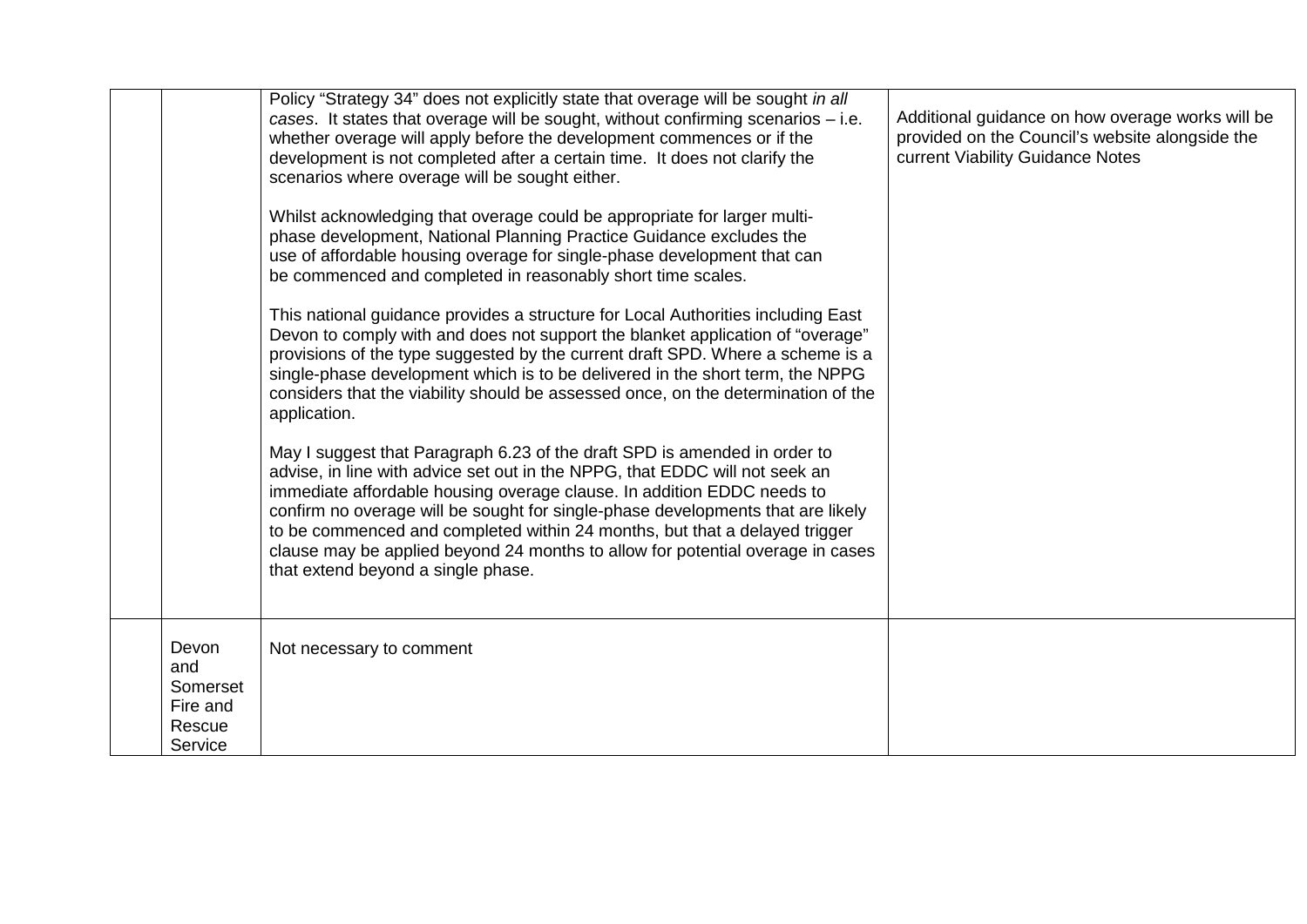|  |  |  |  |
|---|---|---|---|
|  |  | Policy "Strategy 34" does not explicitly state that overage will be sought *in all cases*. It states that overage will be sought, without confirming scenarios – i.e. whether overage will apply before the development commences or if the development is not completed after a certain time. It does not clarify the scenarios where overage will be sought either.<br><br>Whilst acknowledging that overage could be appropriate for larger multi-phase development, National Planning Practice Guidance excludes the use of affordable housing overage for single-phase development that can be commenced and completed in reasonably short time scales.<br><br>This national guidance provides a structure for Local Authorities including East Devon to comply with and does not support the blanket application of "overage" provisions of the type suggested by the current draft SPD. Where a scheme is a single-phase development which is to be delivered in the short term, the NPPG considers that the viability should be assessed once, on the determination of the application.<br><br>May I suggest that Paragraph 6.23 of the draft SPD is amended in order to advise, in line with advice set out in the NPPG, that EDDC will not seek an immediate affordable housing overage clause. In addition EDDC needs to confirm no overage will be sought for single-phase developments that are likely to be commenced and completed within 24 months, but that a delayed trigger clause may be applied beyond 24 months to allow for potential overage in cases that extend beyond a single phase. | Additional guidance on how overage works will be provided on the Council's website alongside the current Viability Guidance Notes |
|  | Devon and Somerset Fire and Rescue Service | Not necessary to comment |  |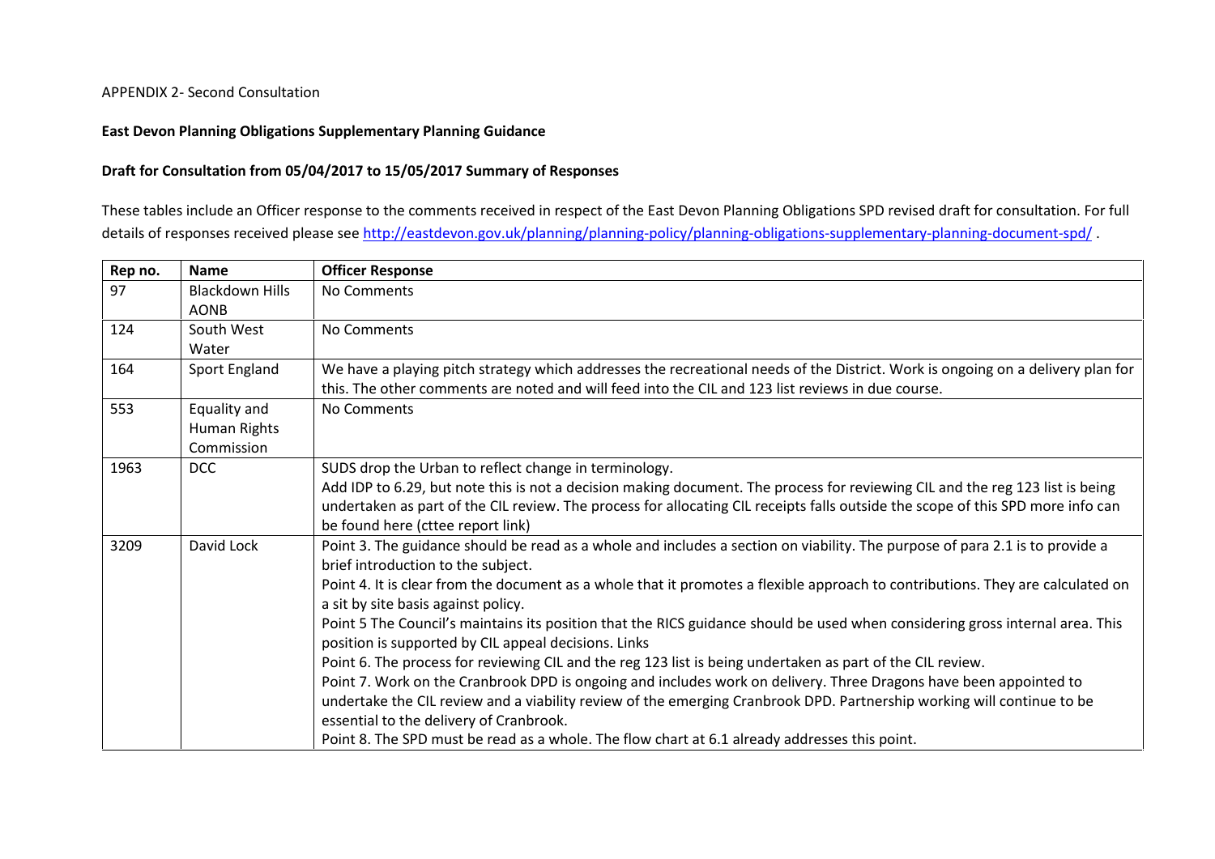APPENDIX 2- Second Consultation

**East Devon Planning Obligations Supplementary Planning Guidance**

**Draft for Consultation from 05/04/2017 to 15/05/2017 Summary of Responses**

These tables include an Officer response to the comments received in respect of the East Devon Planning Obligations SPD revised draft for consultation. For full details of responses received please see http://eastdevon.gov.uk/planning/planning-policy/planning-obligations-supplementary-planning-document-spd/ .

| Rep no. | Name | Officer Response |
|---|---|---|
| 97 | Blackdown Hills AONB | No Comments |
| 124 | South West Water | No Comments |
| 164 | Sport England | We have a playing pitch strategy which addresses the recreational needs of the District. Work is ongoing on a delivery plan for this. The other comments are noted and will feed into the CIL and 123 list reviews in due course. |
| 553 | Equality and Human Rights Commission | No Comments |
| 1963 | DCC | SUDS drop the Urban to reflect change in terminology.<br>Add IDP to 6.29, but note this is not a decision making document. The process for reviewing CIL and the reg 123 list is being undertaken as part of the CIL review. The process for allocating CIL receipts falls outside the scope of this SPD more info can be found here (cttee report link) |
| 3209 | David Lock | Point 3. The guidance should be read as a whole and includes a section on viability. The purpose of para 2.1 is to provide a brief introduction to the subject.<br>Point 4. It is clear from the document as a whole that it promotes a flexible approach to contributions. They are calculated on a sit by site basis against policy.<br>Point 5 The Council's maintains its position that the RICS guidance should be used when considering gross internal area. This position is supported by CIL appeal decisions. Links<br>Point 6. The process for reviewing CIL and the reg 123 list is being undertaken as part of the CIL review.<br>Point 7. Work on the Cranbrook DPD is ongoing and includes work on delivery. Three Dragons have been appointed to undertake the CIL review and a viability review of the emerging Cranbrook DPD. Partnership working will continue to be essential to the delivery of Cranbrook.<br>Point 8. The SPD must be read as a whole. The flow chart at 6.1 already addresses this point. |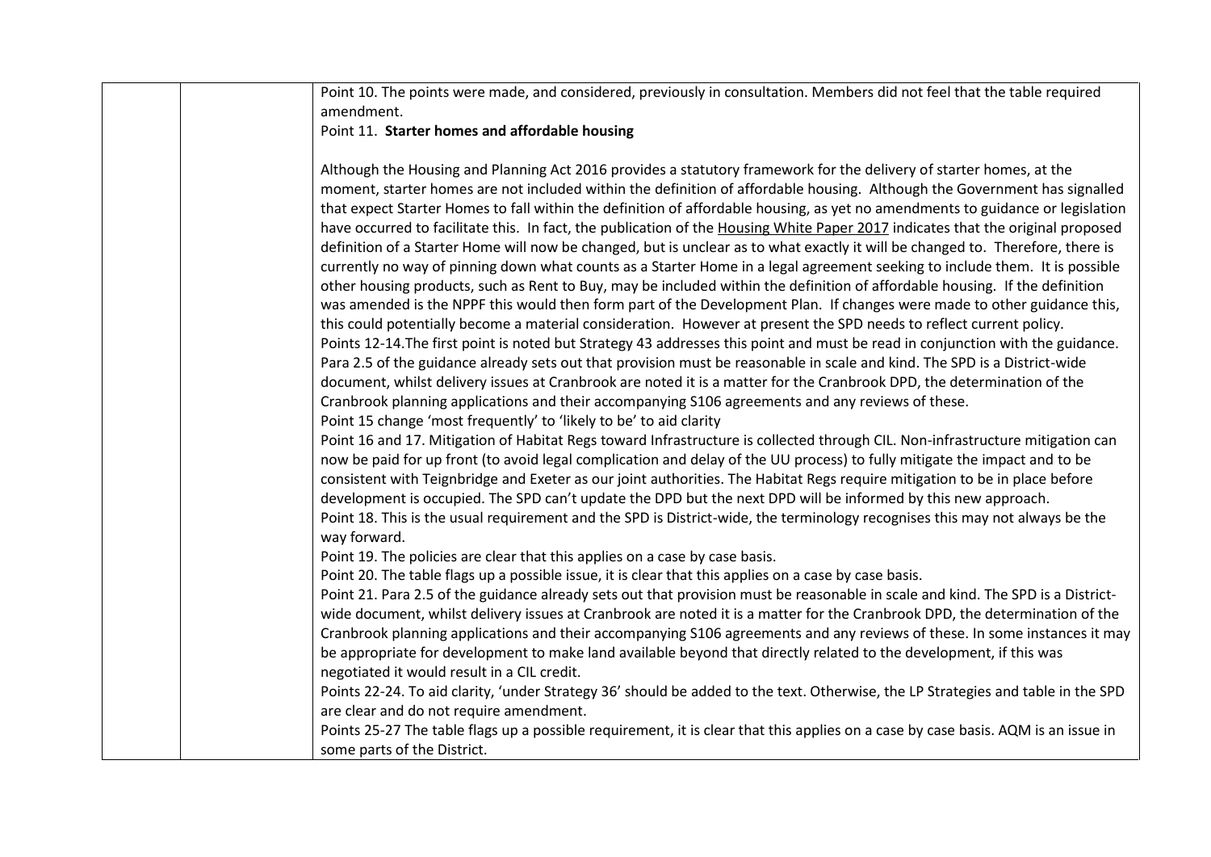| | | |
|---|---|---|
| | | Point 10. The points were made, and considered, previously in consultation. Members did not feel that the table required amendment.<br>Point 11. **Starter homes and affordable housing**<br><br>Although the Housing and Planning Act 2016 provides a statutory framework for the delivery of starter homes, at the moment, starter homes are not included within the definition of affordable housing. Although the Government has signalled that expect Starter Homes to fall within the definition of affordable housing, as yet no amendments to guidance or legislation have occurred to facilitate this. In fact, the publication of the Housing White Paper 2017 indicates that the original proposed definition of a Starter Home will now be changed, but is unclear as to what exactly it will be changed to. Therefore, there is currently no way of pinning down what counts as a Starter Home in a legal agreement seeking to include them. It is possible other housing products, such as Rent to Buy, may be included within the definition of affordable housing. If the definition was amended is the NPPF this would then form part of the Development Plan. If changes were made to other guidance this, this could potentially become a material consideration. However at present the SPD needs to reflect current policy.<br>Points 12-14.The first point is noted but Strategy 43 addresses this point and must be read in conjunction with the guidance. Para 2.5 of the guidance already sets out that provision must be reasonable in scale and kind. The SPD is a District-wide document, whilst delivery issues at Cranbrook are noted it is a matter for the Cranbrook DPD, the determination of the Cranbrook planning applications and their accompanying S106 agreements and any reviews of these.<br>Point 15 change 'most frequently' to 'likely to be' to aid clarity<br>Point 16 and 17. Mitigation of Habitat Regs toward Infrastructure is collected through CIL. Non-infrastructure mitigation can now be paid for up front (to avoid legal complication and delay of the UU process) to fully mitigate the impact and to be consistent with Teignbridge and Exeter as our joint authorities. The Habitat Regs require mitigation to be in place before development is occupied. The SPD can't update the DPD but the next DPD will be informed by this new approach.<br>Point 18. This is the usual requirement and the SPD is District-wide, the terminology recognises this may not always be the way forward.<br>Point 19. The policies are clear that this applies on a case by case basis.<br>Point 20. The table flags up a possible issue, it is clear that this applies on a case by case basis.<br>Point 21. Para 2.5 of the guidance already sets out that provision must be reasonable in scale and kind. The SPD is a District-wide document, whilst delivery issues at Cranbrook are noted it is a matter for the Cranbrook DPD, the determination of the Cranbrook planning applications and their accompanying S106 agreements and any reviews of these. In some instances it may be appropriate for development to make land available beyond that directly related to the development, if this was negotiated it would result in a CIL credit.<br>Points 22-24. To aid clarity, 'under Strategy 36' should be added to the text. Otherwise, the LP Strategies and table in the SPD are clear and do not require amendment.<br>Points 25-27 The table flags up a possible requirement, it is clear that this applies on a case by case basis. AQM is an issue in some parts of the District. |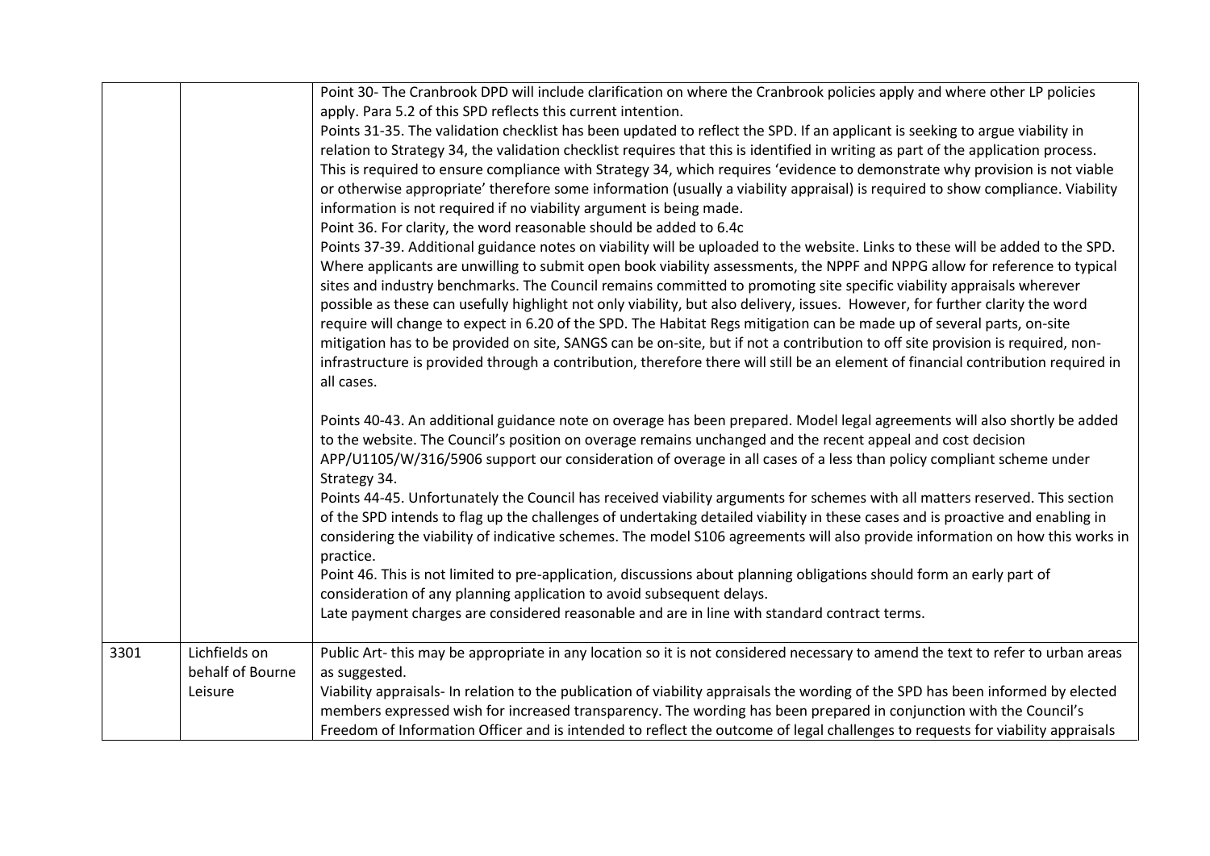| | | |
|---|---|---|
| | | Point 30- The Cranbrook DPD will include clarification on where the Cranbrook policies apply and where other LP policies apply. Para 5.2 of this SPD reflects this current intention.<br>Points 31-35. The validation checklist has been updated to reflect the SPD. If an applicant is seeking to argue viability in relation to Strategy 34, the validation checklist requires that this is identified in writing as part of the application process. This is required to ensure compliance with Strategy 34, which requires 'evidence to demonstrate why provision is not viable or otherwise appropriate' therefore some information (usually a viability appraisal) is required to show compliance. Viability information is not required if no viability argument is being made.<br>Point 36. For clarity, the word reasonable should be added to 6.4c<br>Points 37-39. Additional guidance notes on viability will be uploaded to the website. Links to these will be added to the SPD. Where applicants are unwilling to submit open book viability assessments, the NPPF and NPPG allow for reference to typical sites and industry benchmarks. The Council remains committed to promoting site specific viability appraisals wherever possible as these can usefully highlight not only viability, but also delivery, issues. However, for further clarity the word require will change to expect in 6.20 of the SPD. The Habitat Regs mitigation can be made up of several parts, on-site mitigation has to be provided on site, SANGS can be on-site, but if not a contribution to off site provision is required, non-infrastructure is provided through a contribution, therefore there will still be an element of financial contribution required in all cases.<br><br>Points 40-43. An additional guidance note on overage has been prepared. Model legal agreements will also shortly be added to the website. The Council's position on overage remains unchanged and the recent appeal and cost decision APP/U1105/W/316/5906 support our consideration of overage in all cases of a less than policy compliant scheme under Strategy 34.<br>Points 44-45. Unfortunately the Council has received viability arguments for schemes with all matters reserved. This section of the SPD intends to flag up the challenges of undertaking detailed viability in these cases and is proactive and enabling in considering the viability of indicative schemes. The model S106 agreements will also provide information on how this works in practice.<br>Point 46. This is not limited to pre-application, discussions about planning obligations should form an early part of consideration of any planning application to avoid subsequent delays.<br>Late payment charges are considered reasonable and are in line with standard contract terms. |
| 3301 | Lichfields on behalf of Bourne Leisure | Public Art- this may be appropriate in any location so it is not considered necessary to amend the text to refer to urban areas as suggested.<br>Viability appraisals- In relation to the publication of viability appraisals the wording of the SPD has been informed by elected members expressed wish for increased transparency. The wording has been prepared in conjunction with the Council's Freedom of Information Officer and is intended to reflect the outcome of legal challenges to requests for viability appraisals |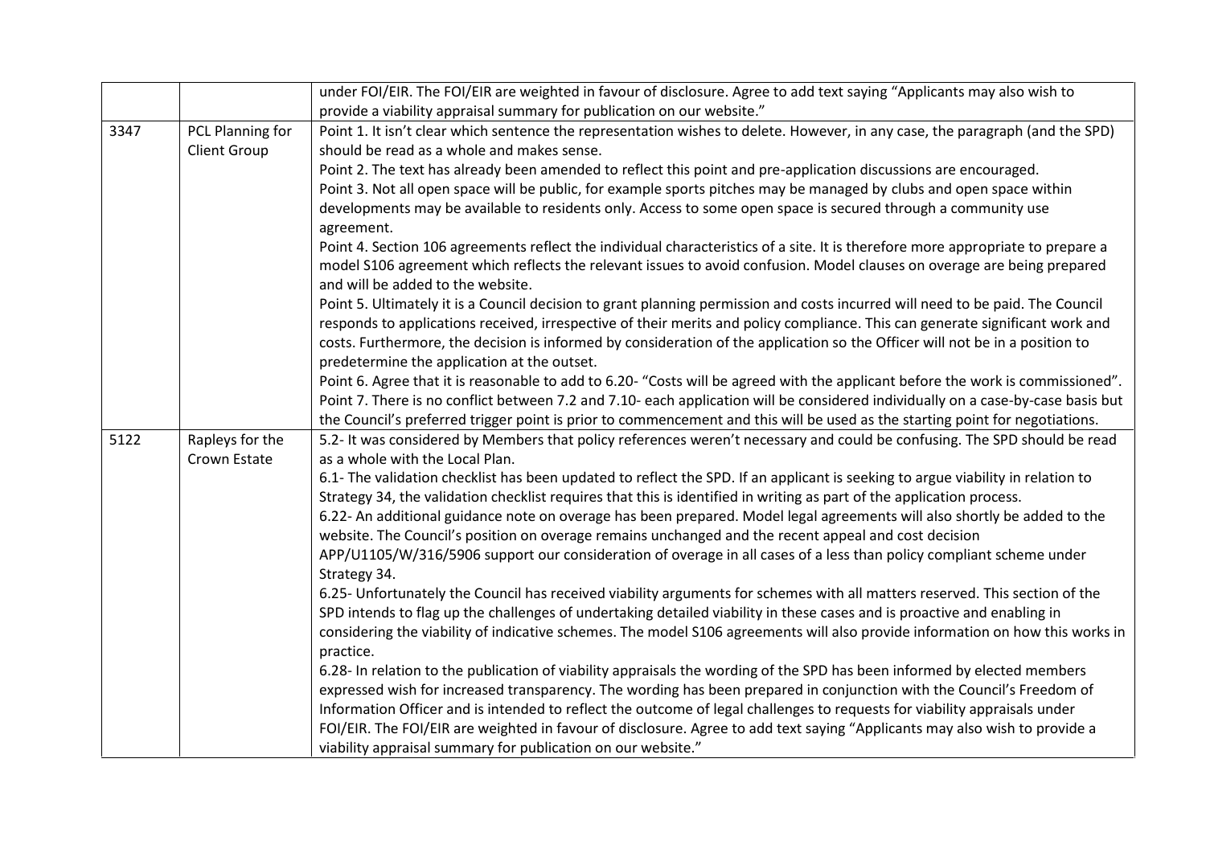| | | |
|---|---|---|
| | | under FOI/EIR. The FOI/EIR are weighted in favour of disclosure. Agree to add text saying "Applicants may also wish to provide a viability appraisal summary for publication on our website." |
| 3347 | PCL Planning for Client Group | Point 1. It isn't clear which sentence the representation wishes to delete. However, in any case, the paragraph (and the SPD) should be read as a whole and makes sense.<br>Point 2. The text has already been amended to reflect this point and pre-application discussions are encouraged.<br>Point 3. Not all open space will be public, for example sports pitches may be managed by clubs and open space within developments may be available to residents only. Access to some open space is secured through a community use agreement.<br>Point 4. Section 106 agreements reflect the individual characteristics of a site. It is therefore more appropriate to prepare a model S106 agreement which reflects the relevant issues to avoid confusion. Model clauses on overage are being prepared and will be added to the website.<br>Point 5. Ultimately it is a Council decision to grant planning permission and costs incurred will need to be paid. The Council responds to applications received, irrespective of their merits and policy compliance. This can generate significant work and costs. Furthermore, the decision is informed by consideration of the application so the Officer will not be in a position to predetermine the application at the outset.<br>Point 6. Agree that it is reasonable to add to 6.20- "Costs will be agreed with the applicant before the work is commissioned".<br>Point 7. There is no conflict between 7.2 and 7.10- each application will be considered individually on a case-by-case basis but the Council's preferred trigger point is prior to commencement and this will be used as the starting point for negotiations. |
| 5122 | Rapleys for the Crown Estate | 5.2- It was considered by Members that policy references weren't necessary and could be confusing. The SPD should be read as a whole with the Local Plan.<br>6.1- The validation checklist has been updated to reflect the SPD. If an applicant is seeking to argue viability in relation to Strategy 34, the validation checklist requires that this is identified in writing as part of the application process.<br>6.22- An additional guidance note on overage has been prepared. Model legal agreements will also shortly be added to the website. The Council's position on overage remains unchanged and the recent appeal and cost decision APP/U1105/W/316/5906 support our consideration of overage in all cases of a less than policy compliant scheme under Strategy 34.<br>6.25- Unfortunately the Council has received viability arguments for schemes with all matters reserved. This section of the SPD intends to flag up the challenges of undertaking detailed viability in these cases and is proactive and enabling in considering the viability of indicative schemes. The model S106 agreements will also provide information on how this works in practice.<br>6.28- In relation to the publication of viability appraisals the wording of the SPD has been informed by elected members expressed wish for increased transparency. The wording has been prepared in conjunction with the Council's Freedom of Information Officer and is intended to reflect the outcome of legal challenges to requests for viability appraisals under FOI/EIR. The FOI/EIR are weighted in favour of disclosure. Agree to add text saying "Applicants may also wish to provide a viability appraisal summary for publication on our website." |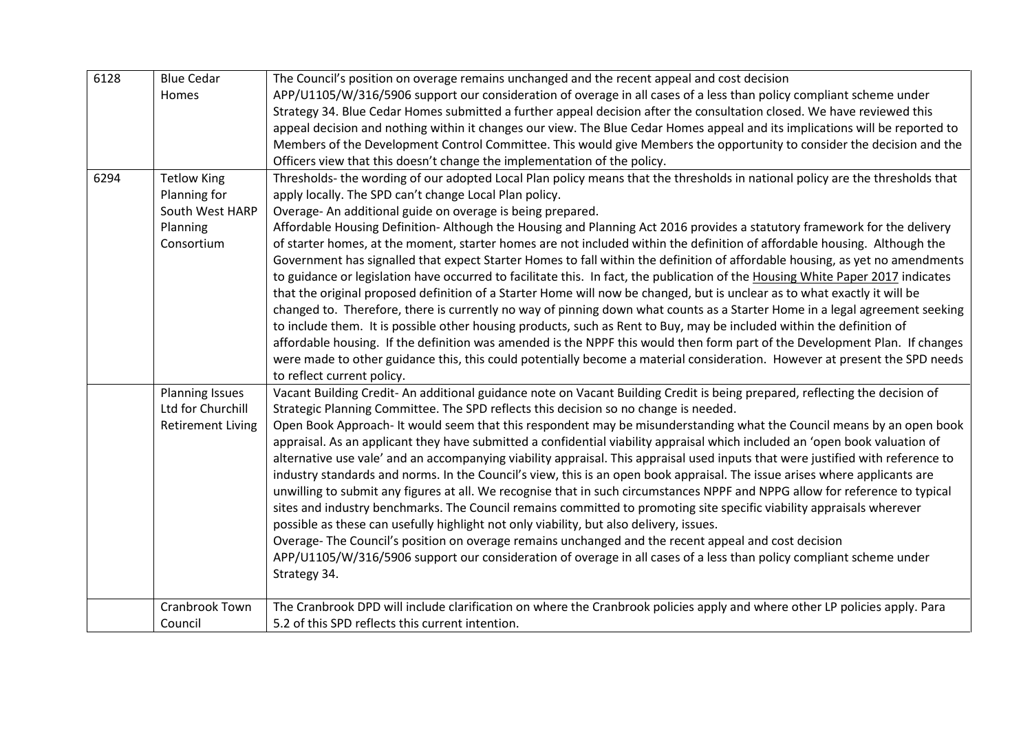| | | |
|---|---|---|
| 6128 | Blue Cedar Homes | The Council's position on overage remains unchanged and the recent appeal and cost decision APP/U1105/W/316/5906 support our consideration of overage in all cases of a less than policy compliant scheme under Strategy 34. Blue Cedar Homes submitted a further appeal decision after the consultation closed. We have reviewed this appeal decision and nothing within it changes our view. The Blue Cedar Homes appeal and its implications will be reported to Members of the Development Control Committee. This would give Members the opportunity to consider the decision and the Officers view that this doesn't change the implementation of the policy. |
| 6294 | Tetlow King Planning for South West HARP Planning Consortium | Thresholds- the wording of our adopted Local Plan policy means that the thresholds in national policy are the thresholds that apply locally. The SPD can't change Local Plan policy.<br>Overage- An additional guide on overage is being prepared.<br>Affordable Housing Definition- Although the Housing and Planning Act 2016 provides a statutory framework for the delivery of starter homes, at the moment, starter homes are not included within the definition of affordable housing. Although the Government has signalled that expect Starter Homes to fall within the definition of affordable housing, as yet no amendments to guidance or legislation have occurred to facilitate this. In fact, the publication of the Housing White Paper 2017 indicates that the original proposed definition of a Starter Home will now be changed, but is unclear as to what exactly it will be changed to. Therefore, there is currently no way of pinning down what counts as a Starter Home in a legal agreement seeking to include them. It is possible other housing products, such as Rent to Buy, may be included within the definition of affordable housing. If the definition was amended is the NPPF this would then form part of the Development Plan. If changes were made to other guidance this, this could potentially become a material consideration. However at present the SPD needs to reflect current policy. |
| | Planning Issues Ltd for Churchill Retirement Living | Vacant Building Credit- An additional guidance note on Vacant Building Credit is being prepared, reflecting the decision of Strategic Planning Committee. The SPD reflects this decision so no change is needed.<br>Open Book Approach- It would seem that this respondent may be misunderstanding what the Council means by an open book appraisal. As an applicant they have submitted a confidential viability appraisal which included an 'open book valuation of alternative use vale' and an accompanying viability appraisal. This appraisal used inputs that were justified with reference to industry standards and norms. In the Council's view, this is an open book appraisal. The issue arises where applicants are unwilling to submit any figures at all. We recognise that in such circumstances NPPF and NPPG allow for reference to typical sites and industry benchmarks. The Council remains committed to promoting site specific viability appraisals wherever possible as these can usefully highlight not only viability, but also delivery, issues.<br>Overage- The Council's position on overage remains unchanged and the recent appeal and cost decision APP/U1105/W/316/5906 support our consideration of overage in all cases of a less than policy compliant scheme under Strategy 34. |
| | Cranbrook Town Council | The Cranbrook DPD will include clarification on where the Cranbrook policies apply and where other LP policies apply. Para 5.2 of this SPD reflects this current intention. |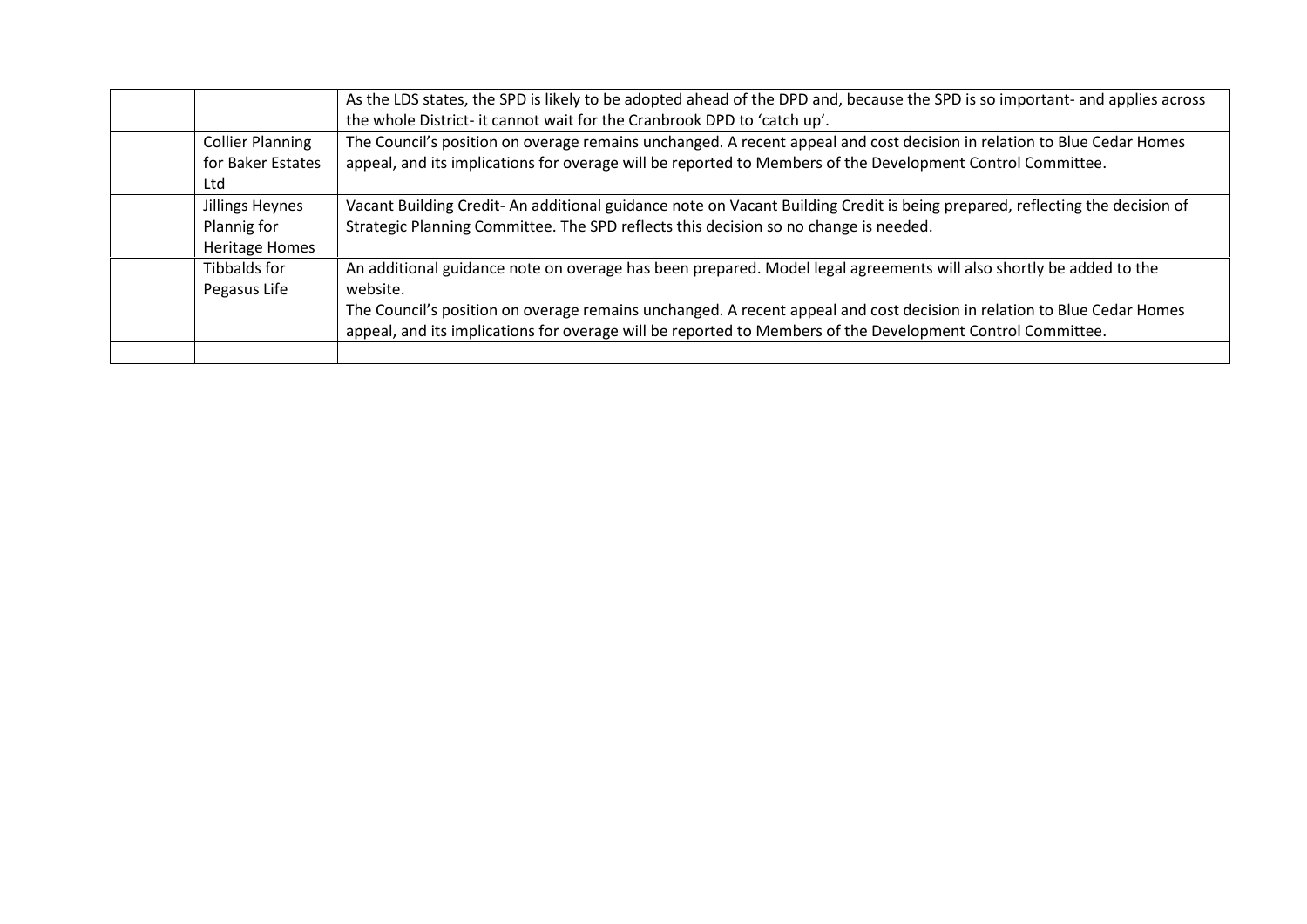| | | |
|---|---|---|
| | | As the LDS states, the SPD is likely to be adopted ahead of the DPD and, because the SPD is so important- and applies across the whole District- it cannot wait for the Cranbrook DPD to 'catch up'. |
| | Collier Planning for Baker Estates Ltd | The Council's position on overage remains unchanged. A recent appeal and cost decision in relation to Blue Cedar Homes appeal, and its implications for overage will be reported to Members of the Development Control Committee. |
| | Jillings Heynes Plannig for Heritage Homes | Vacant Building Credit- An additional guidance note on Vacant Building Credit is being prepared, reflecting the decision of Strategic Planning Committee. The SPD reflects this decision so no change is needed. |
| | Tibbalds for Pegasus Life | An additional guidance note on overage has been prepared. Model legal agreements will also shortly be added to the website.<br>The Council's position on overage remains unchanged. A recent appeal and cost decision in relation to Blue Cedar Homes appeal, and its implications for overage will be reported to Members of the Development Control Committee. |
| | | |